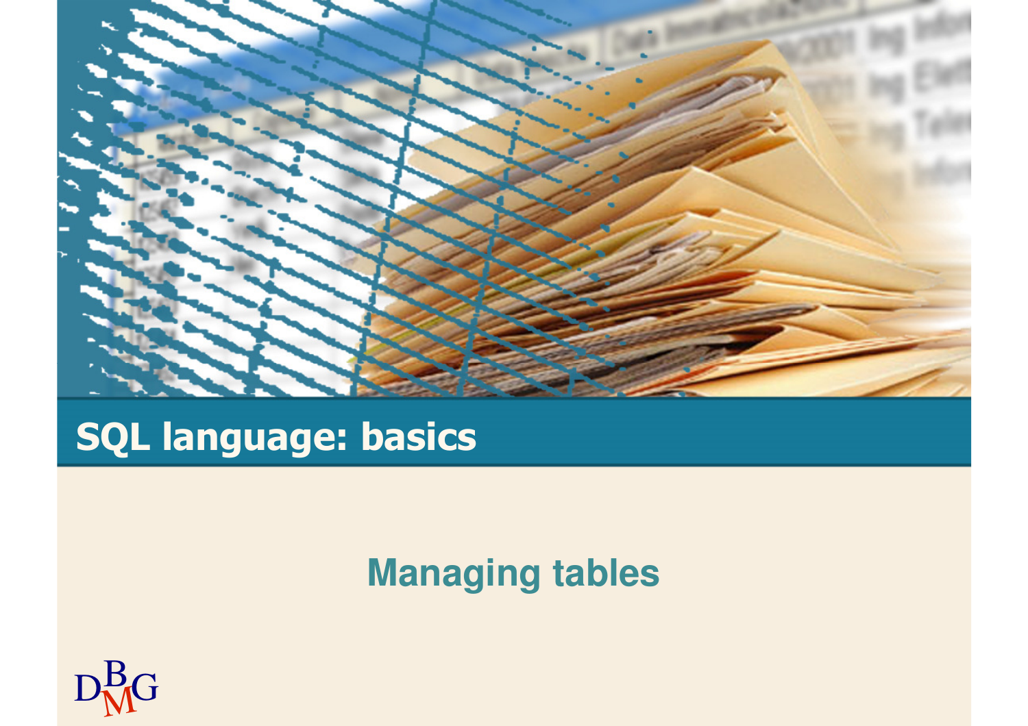# SQL language: basics

## Managing tables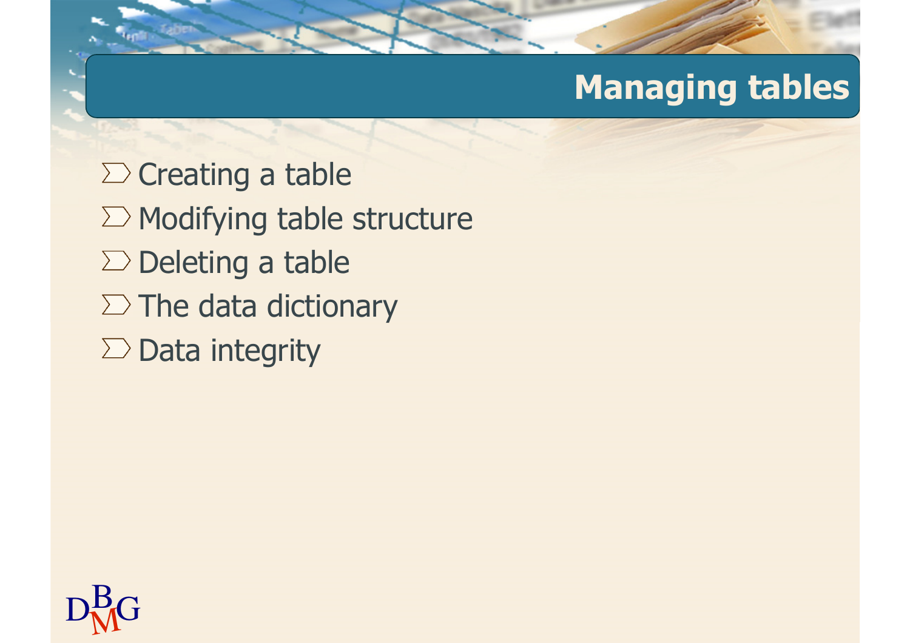# Managing tables

- Creating a table
- Modifying table structure
- Deleting a table
- The data dictionary
- Data integrity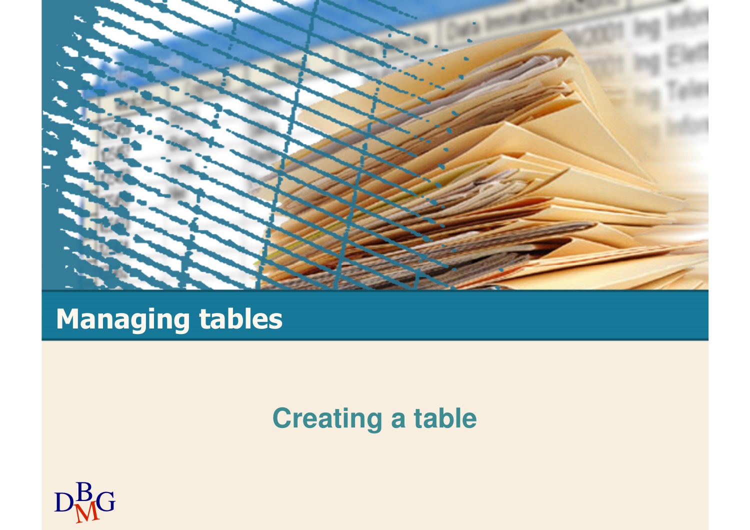# Managing tables

## Creating a table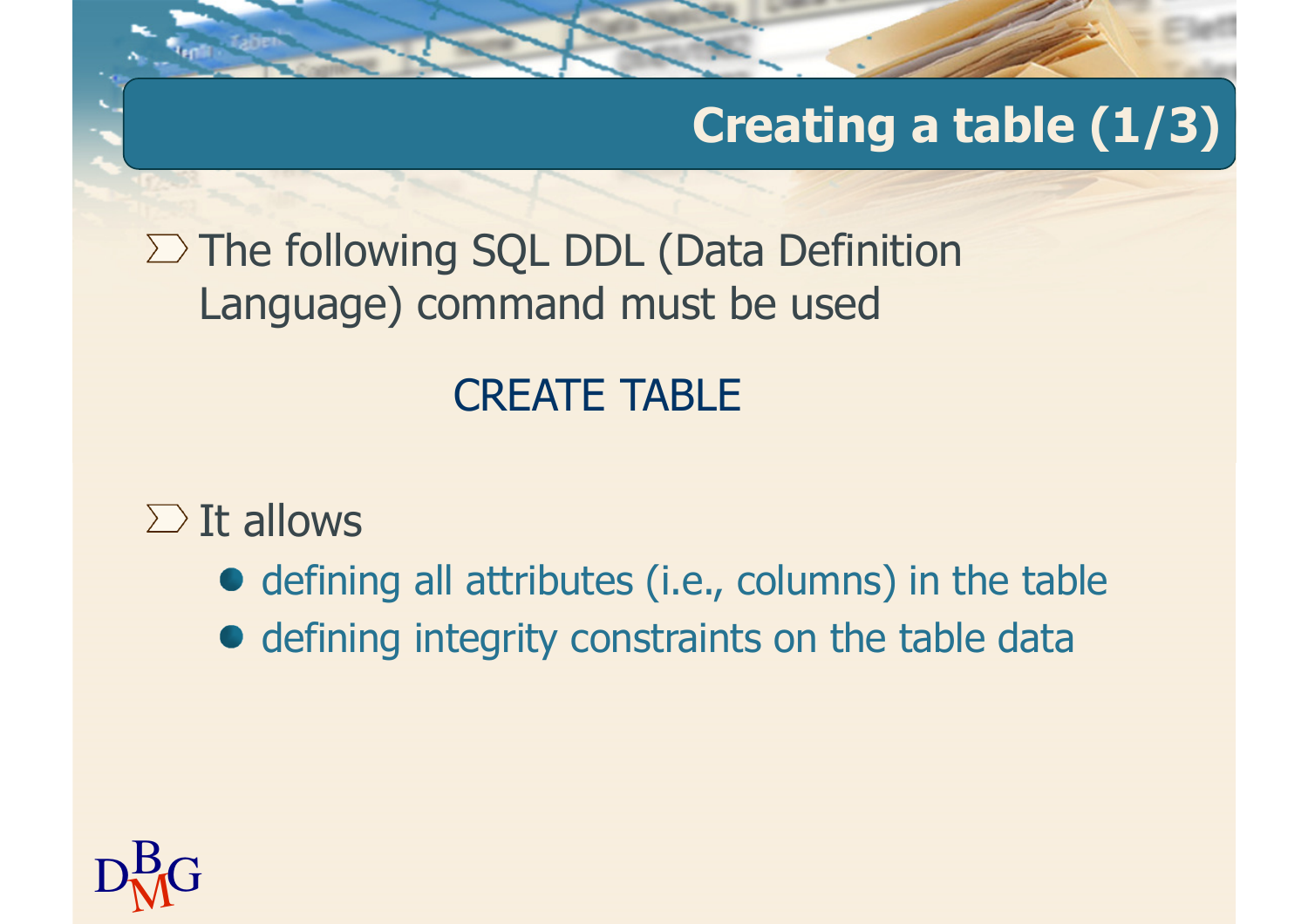## Creating a table (1/3)

- The following SQL DDL (Data Definition Language) command must be used

  CREATE TABLE

- It allows
  - defining all attributes (i.e., columns) in the table
  - defining integrity constraints on the table data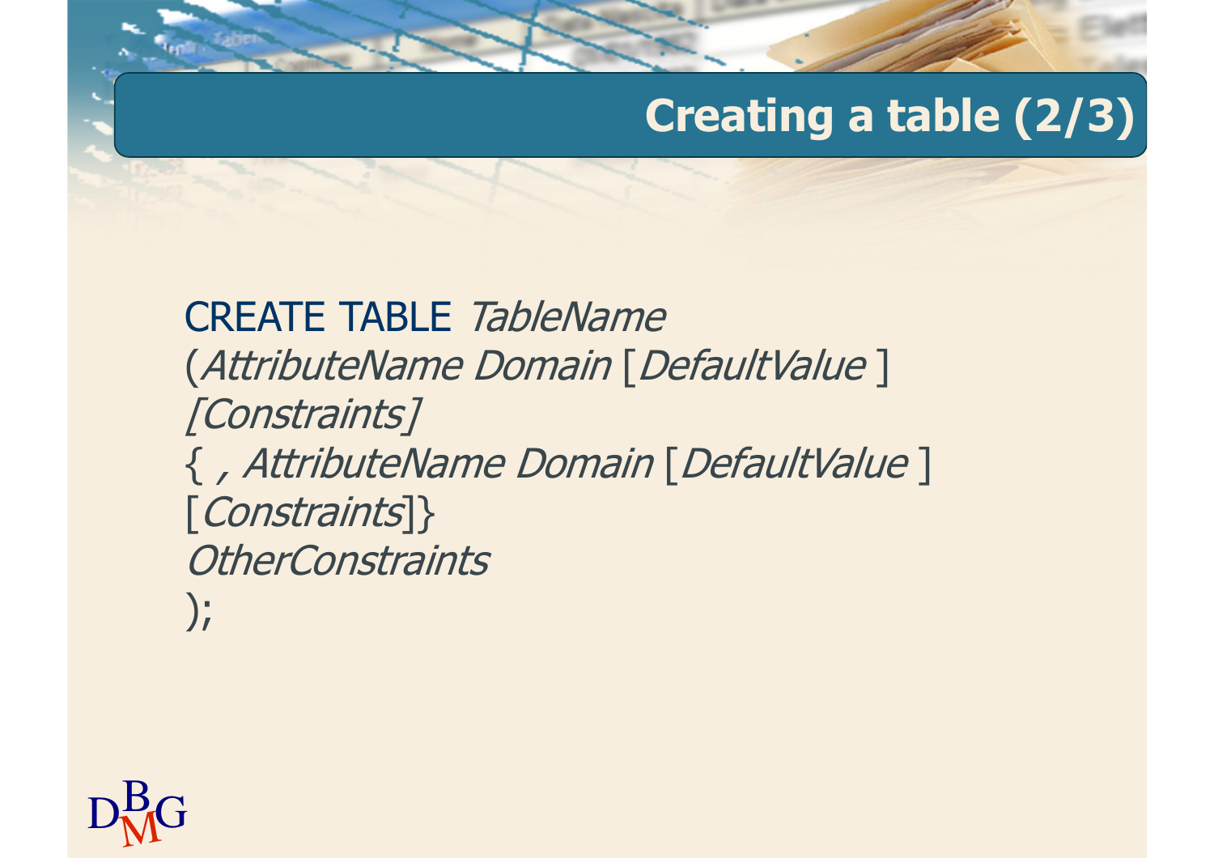# Creating a table (2/3)

CREATE TABLE *TableName*
(*AttributeName Domain* [*DefaultValue* ]
*[Constraints]*
{ *, AttributeName Domain* [*DefaultValue* ]
[*Constraints*]}
*OtherConstraints*
);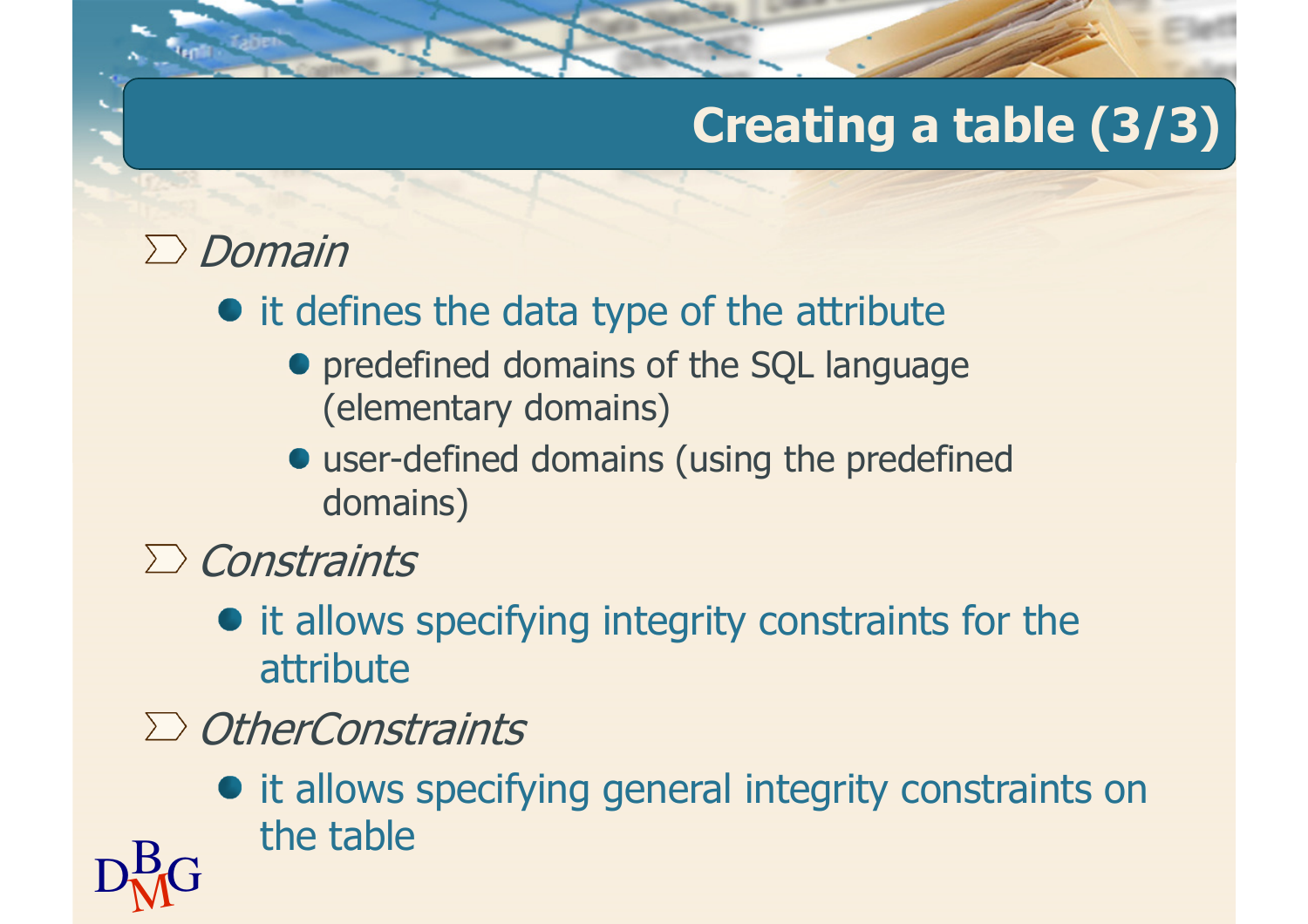# Creating a table (3/3)

- *Domain*
  - it defines the data type of the attribute
    - predefined domains of the SQL language (elementary domains)
    - user-defined domains (using the predefined domains)
- *Constraints*
  - it allows specifying integrity constraints for the attribute
- *OtherConstraints*
  - it allows specifying general integrity constraints on the table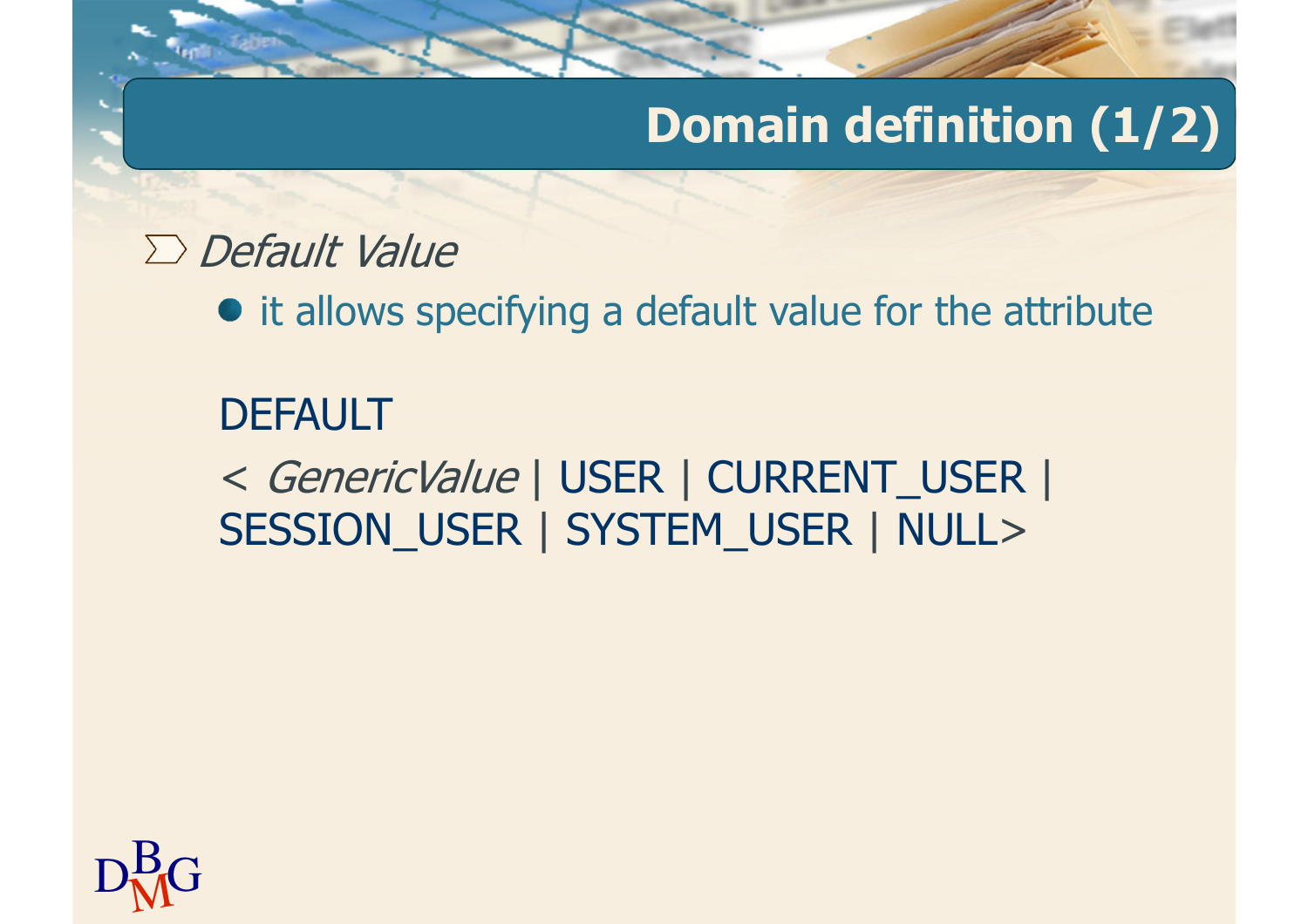# Domain definition (1/2)

- *Default Value*
  - it allows specifying a default value for the attribute

DEFAULT

< *GenericValue* | USER | CURRENT_USER | SESSION_USER | SYSTEM_USER | NULL>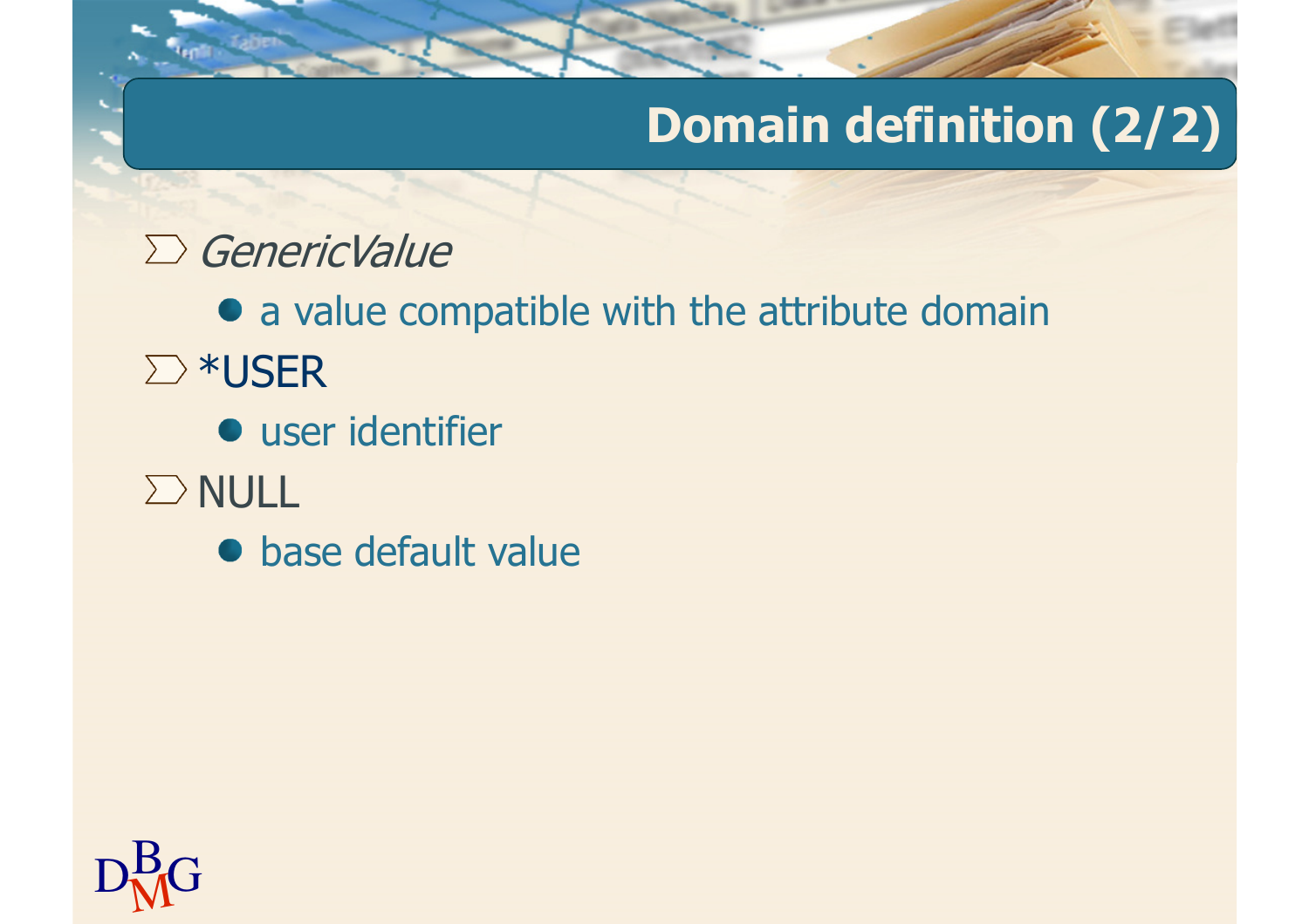# Domain definition (2/2)

- *GenericValue*
  - a value compatible with the attribute domain
- *USER
  - user identifier
- NULL
  - base default value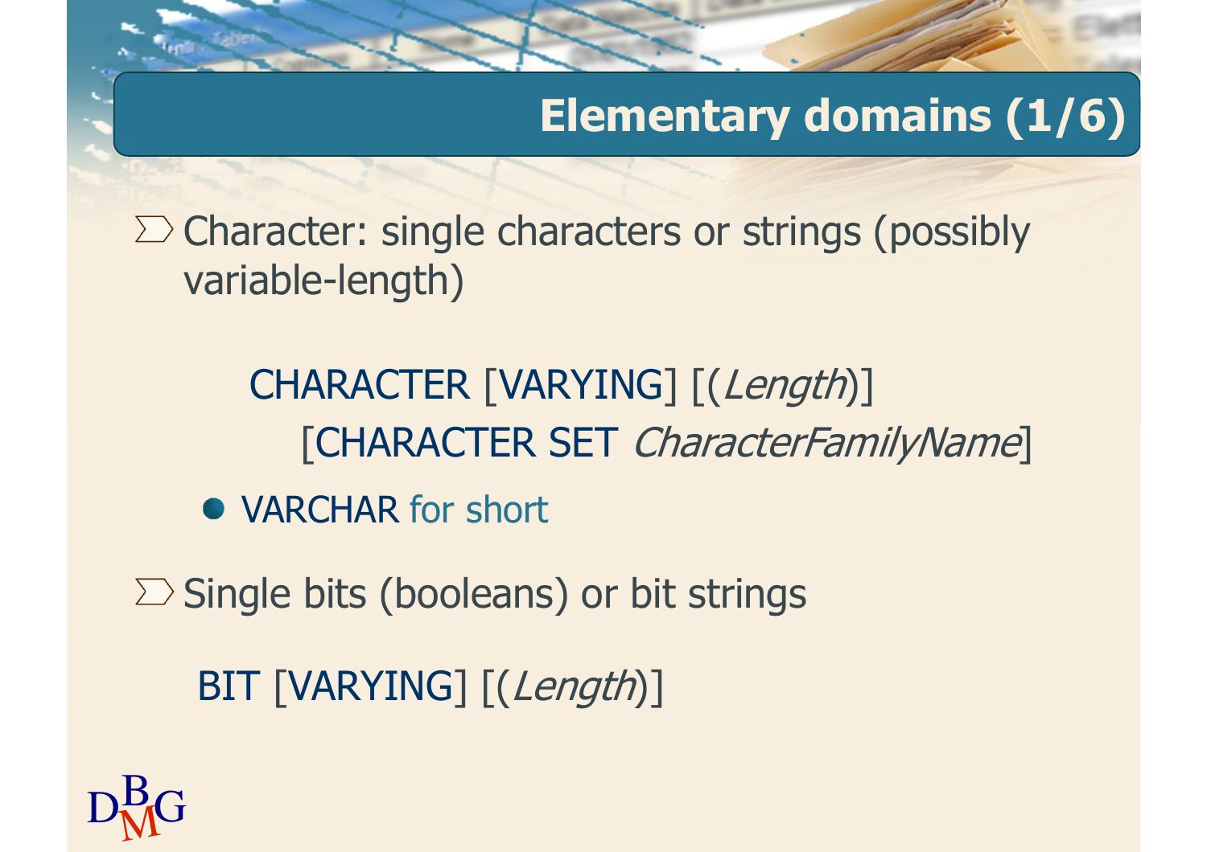# Elementary domains (1/6)

- Character: single characters or strings (possibly variable-length)

  CHARACTER [VARYING] [(*Length*)]
  [CHARACTER SET *CharacterFamilyName*]

  - VARCHAR for short

- Single bits (booleans) or bit strings

  BIT [VARYING] [(*Length*)]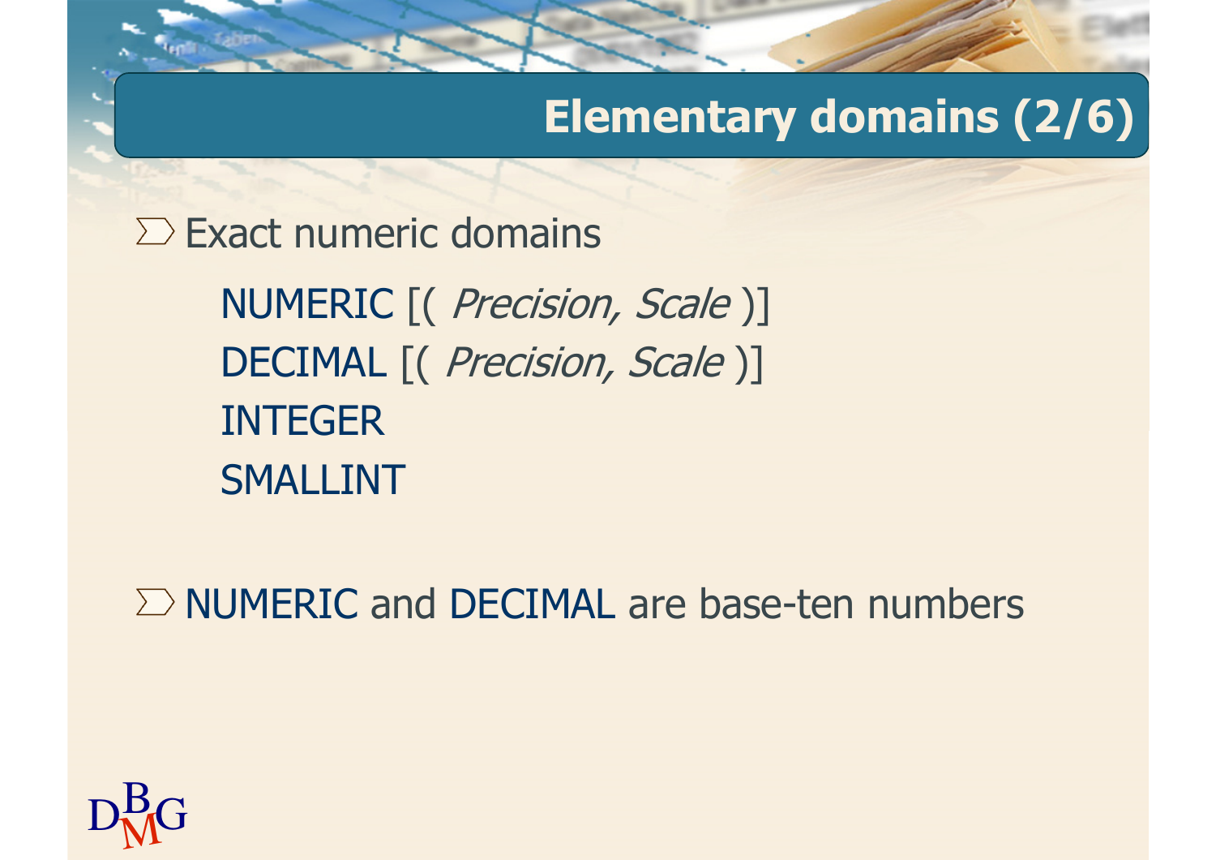# Elementary domains (2/6)

- Exact numeric domains

  NUMERIC [( *Precision, Scale* )]
  DECIMAL [( *Precision, Scale* )]
  INTEGER
  SMALLINT

- NUMERIC and DECIMAL are base-ten numbers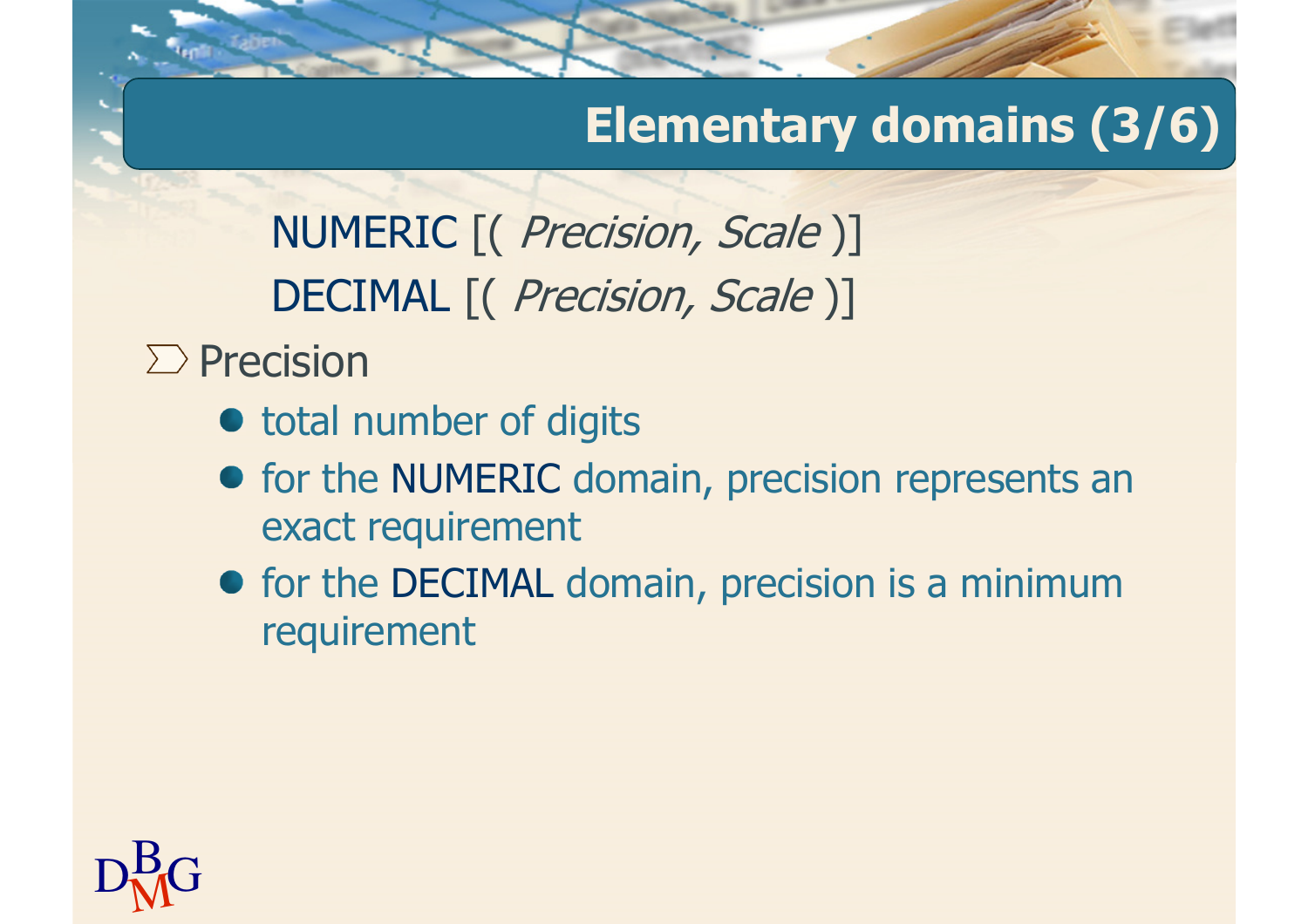# Elementary domains (3/6)

NUMERIC [( *Precision, Scale* )]
DECIMAL [( *Precision, Scale* )]

- Precision
  - total number of digits
  - for the NUMERIC domain, precision represents an exact requirement
  - for the DECIMAL domain, precision is a minimum requirement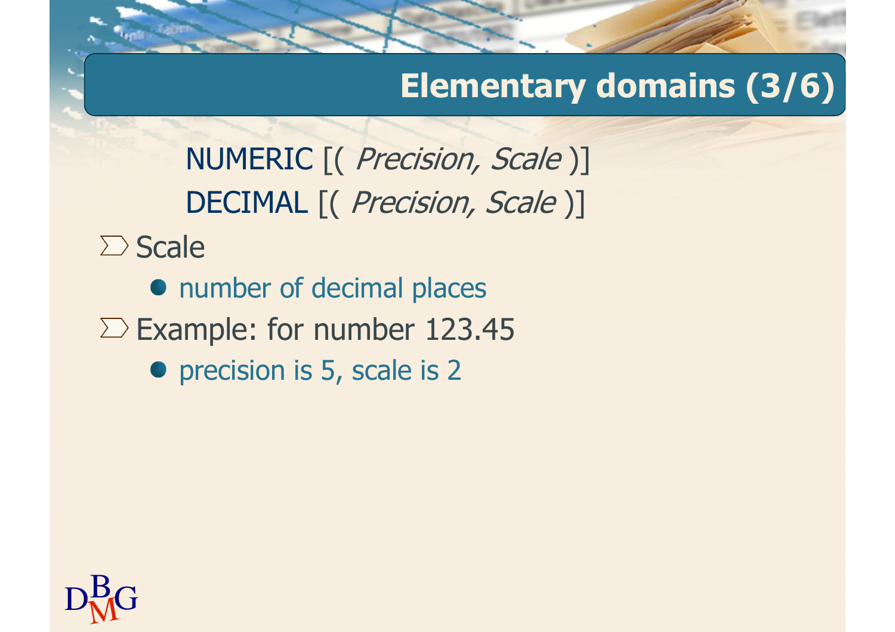# Elementary domains (3/6)

NUMERIC [( *Precision, Scale* )]

DECIMAL [( *Precision, Scale* )]

- Scale
  - number of decimal places
- Example: for number 123.45
  - precision is 5, scale is 2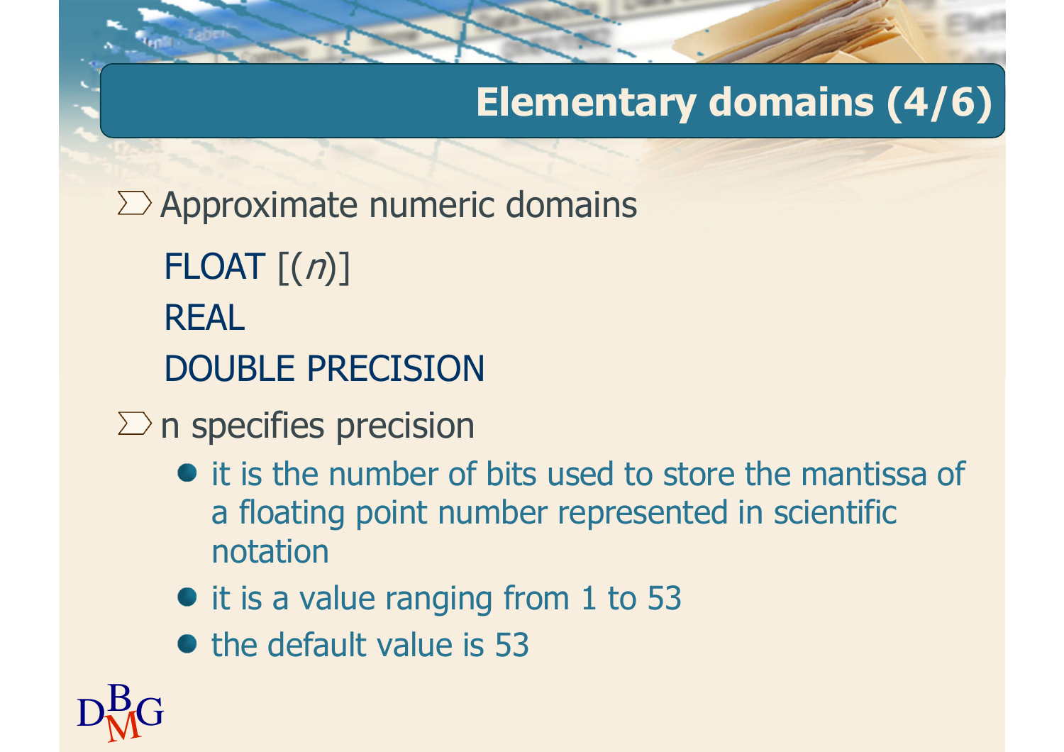# Elementary domains (4/6)

- Approximate numeric domains

  FLOAT [(*n*)]

  REAL

  DOUBLE PRECISION

- n specifies precision
  - it is the number of bits used to store the mantissa of a floating point number represented in scientific notation
  - it is a value ranging from 1 to 53
  - the default value is 53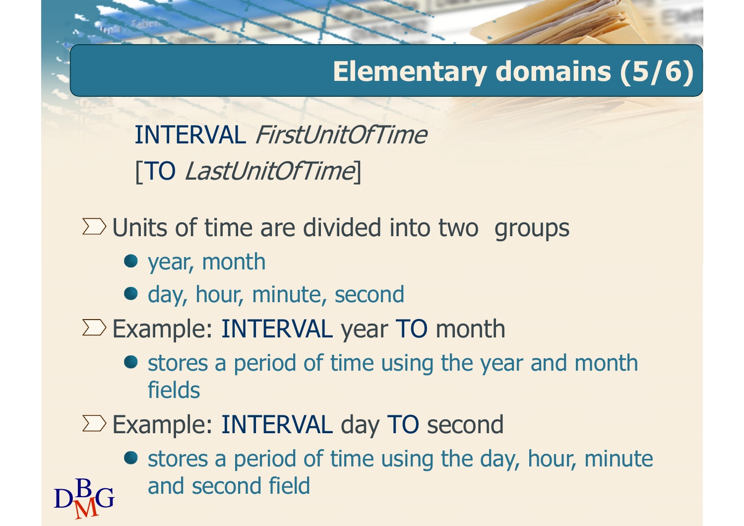# Elementary domains (5/6)

INTERVAL *FirstUnitOfTime*
[TO *LastUnitOfTime*]

- Units of time are divided into two groups
  - year, month
  - day, hour, minute, second
- Example: INTERVAL year TO month
  - stores a period of time using the year and month fields
- Example: INTERVAL day TO second
  - stores a period of time using the day, hour, minute and second field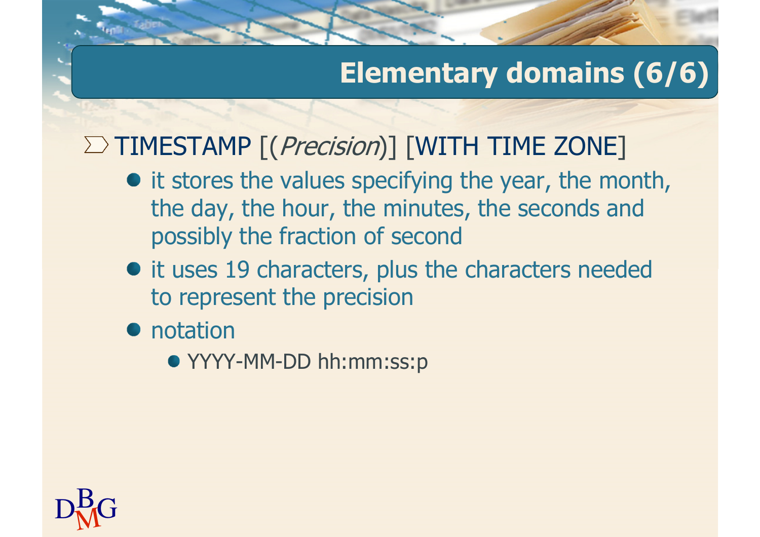## Elementary domains (6/6)

- TIMESTAMP [(*Precision*)] [WITH TIME ZONE]
  - it stores the values specifying the year, the month, the day, the hour, the minutes, the seconds and possibly the fraction of second
  - it uses 19 characters, plus the characters needed to represent the precision
  - notation
    - YYYY-MM-DD hh:mm:ss:p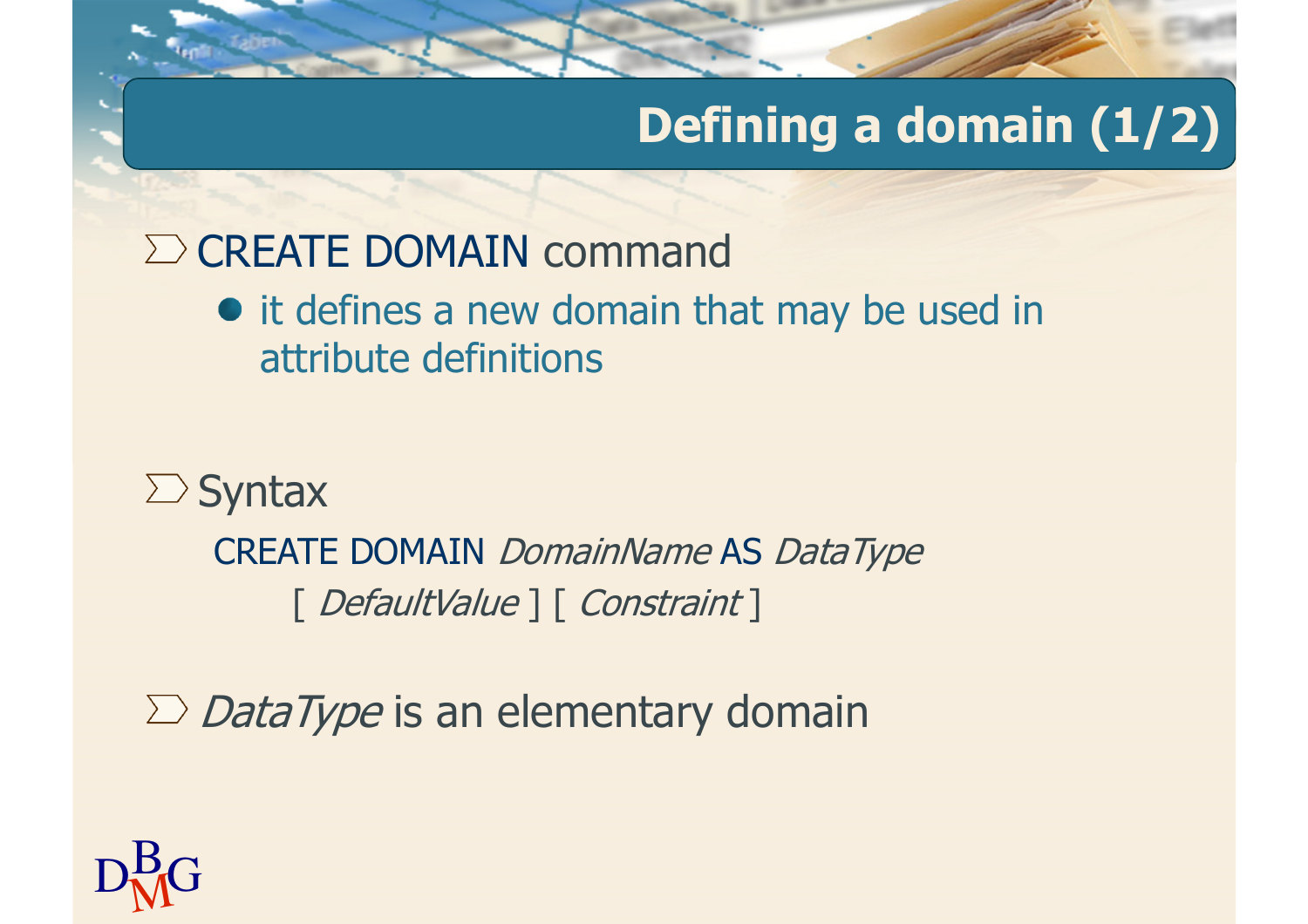# Defining a domain (1/2)

- CREATE DOMAIN command
  - it defines a new domain that may be used in attribute definitions

- Syntax

```
CREATE DOMAIN DomainName AS DataType
    [ DefaultValue ] [ Constraint ]
```

- *DataType* is an elementary domain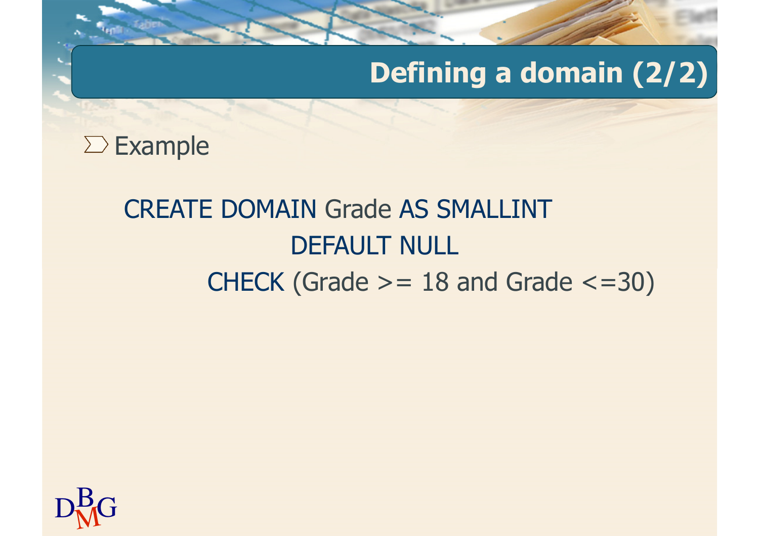# Defining a domain (2/2)

- Example

```
CREATE DOMAIN Grade AS SMALLINT
        DEFAULT NULL
    CHECK (Grade >= 18 and Grade <=30)
```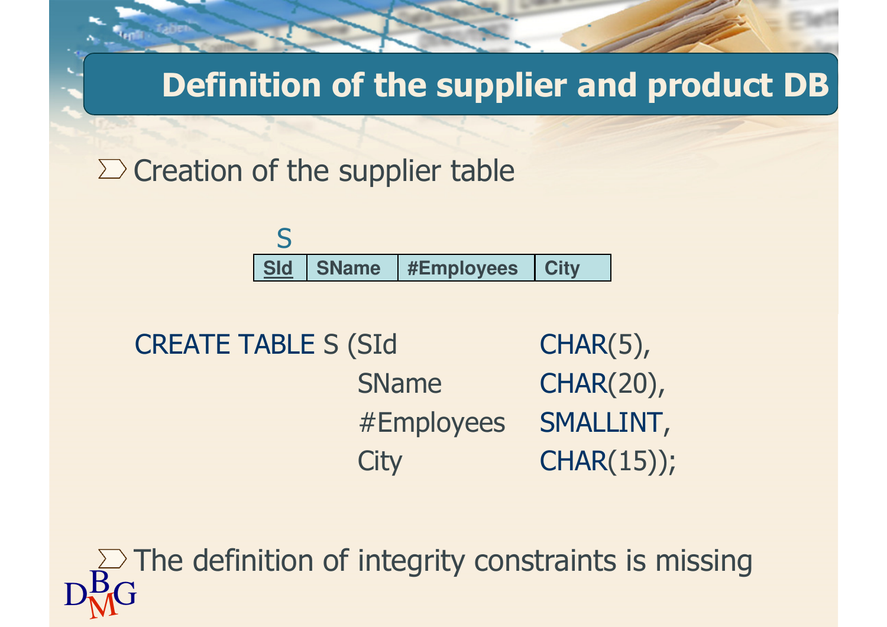# Definition of the supplier and product DB

- Creation of the supplier table

S

| SId | SName | #Employees | City |
|---|---|---|---|

```
CREATE TABLE S (SId          CHAR(5),
                SName        CHAR(20),
                #Employees   SMALLINT,
                City         CHAR(15));
```

- The definition of integrity constraints is missing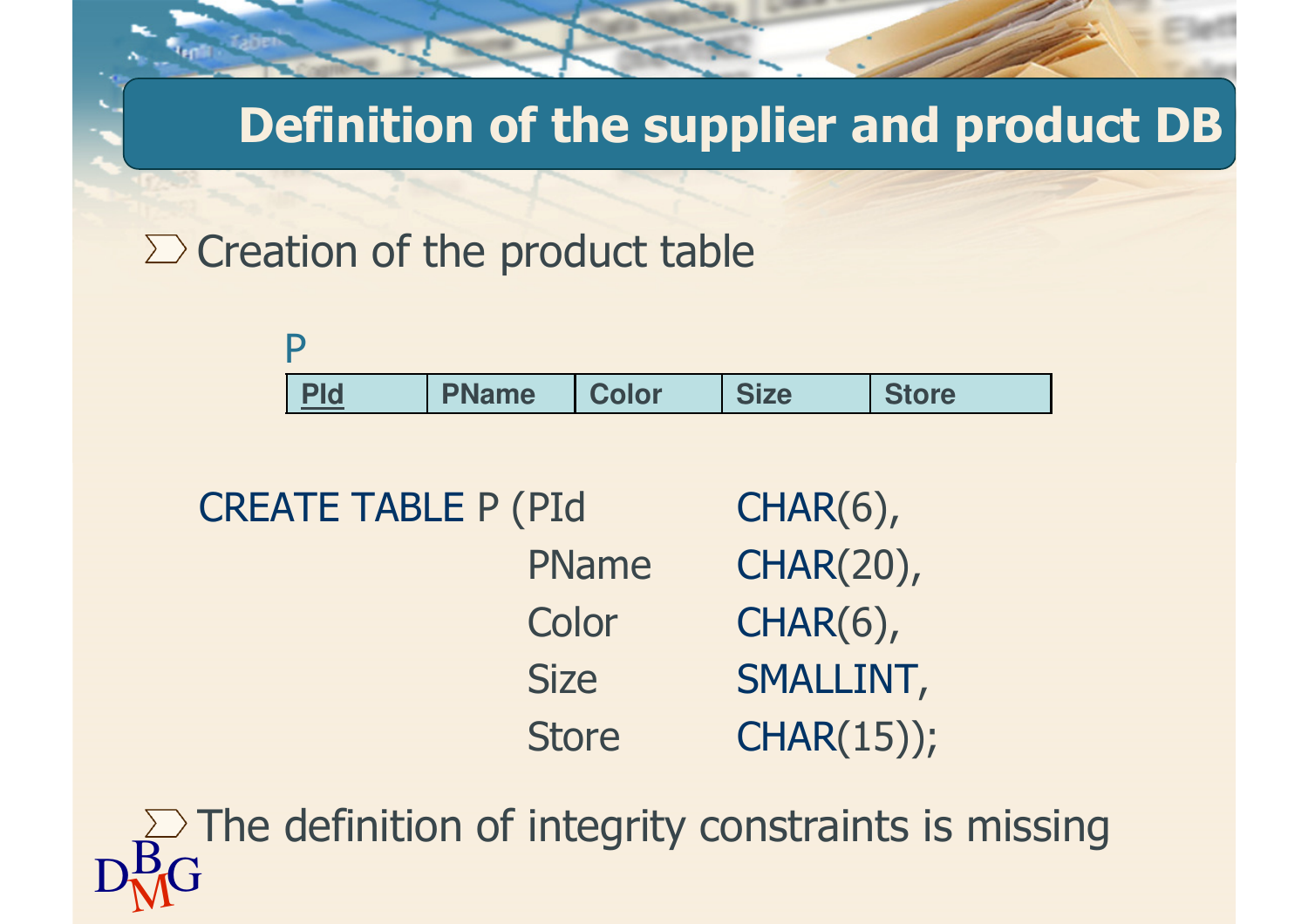# Definition of the supplier and product DB

- Creation of the product table

P

| PId | PName | Color | Size | Store |
| --- | --- | --- | --- | --- |

```
CREATE TABLE P (PId      CHAR(6),
                PName    CHAR(20),
                Color    CHAR(6),
                Size     SMALLINT,
                Store    CHAR(15));
```

- The definition of integrity constraints is missing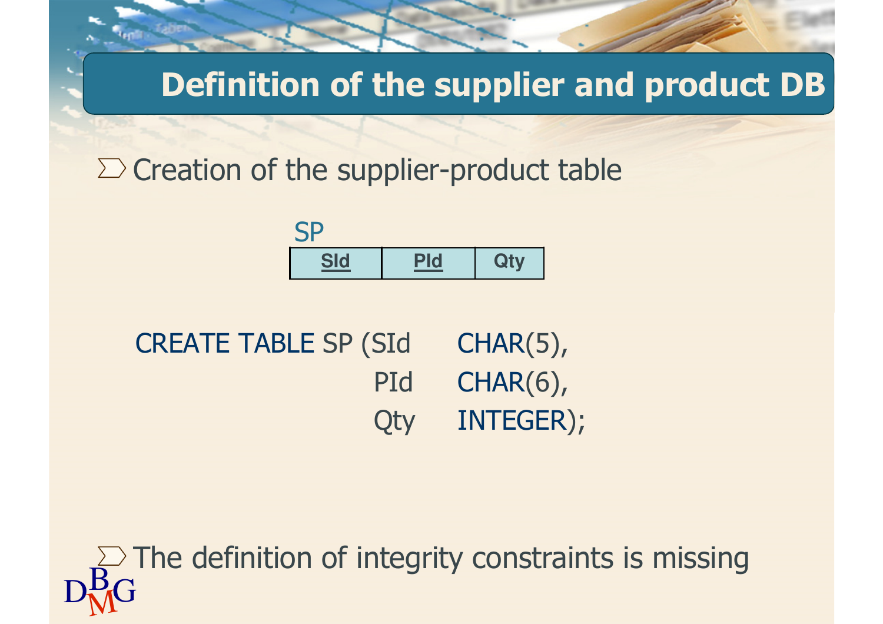# Definition of the supplier and product DB

- Creation of the supplier-product table

SP

| <u>SId</u> | <u>PId</u> | Qty |
|---|---|---|

```
CREATE TABLE SP (SId    CHAR(5),
                 PId    CHAR(6),
                 Qty    INTEGER);
```

- The definition of integrity constraints is missing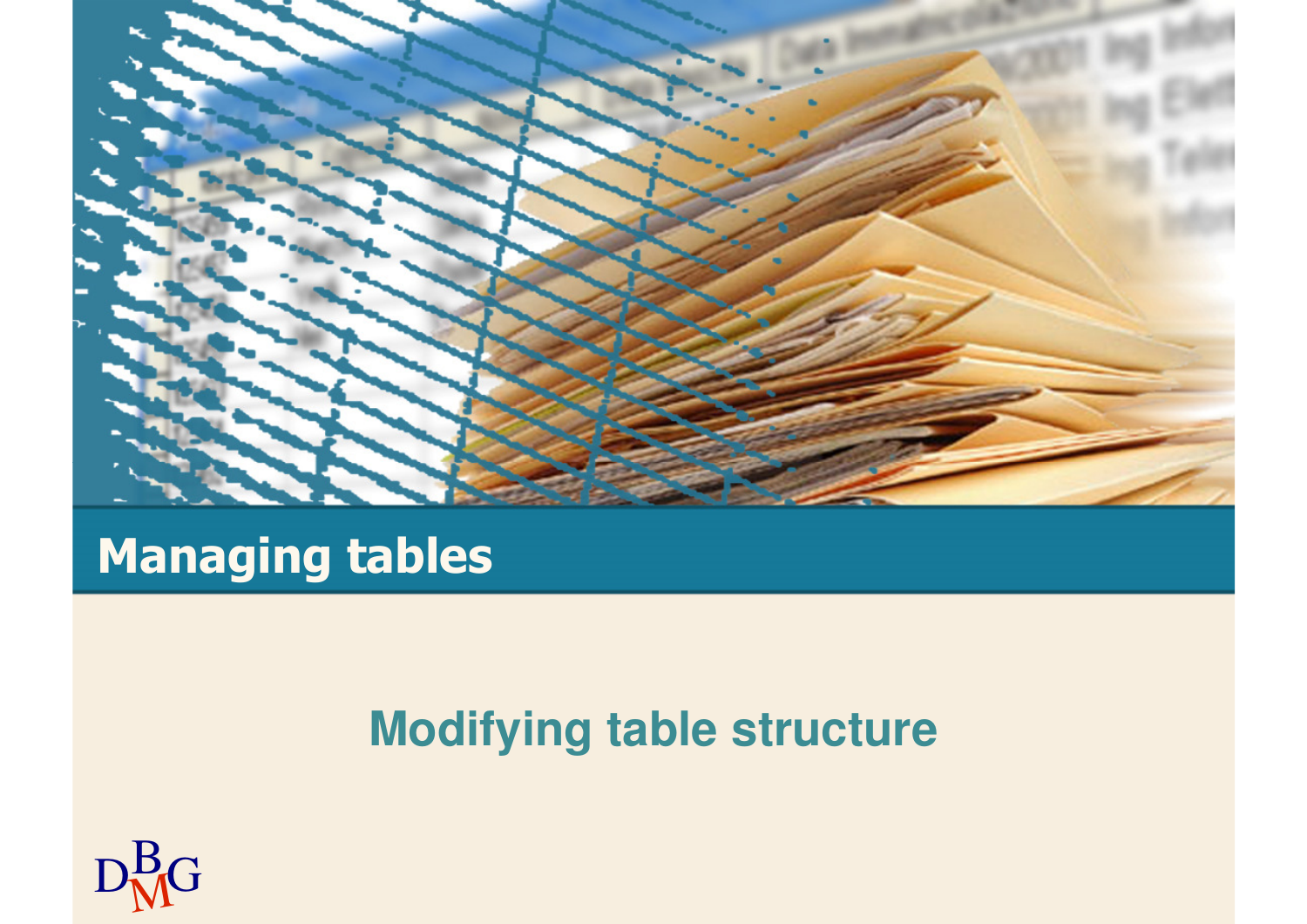# Managing tables

## Modifying table structure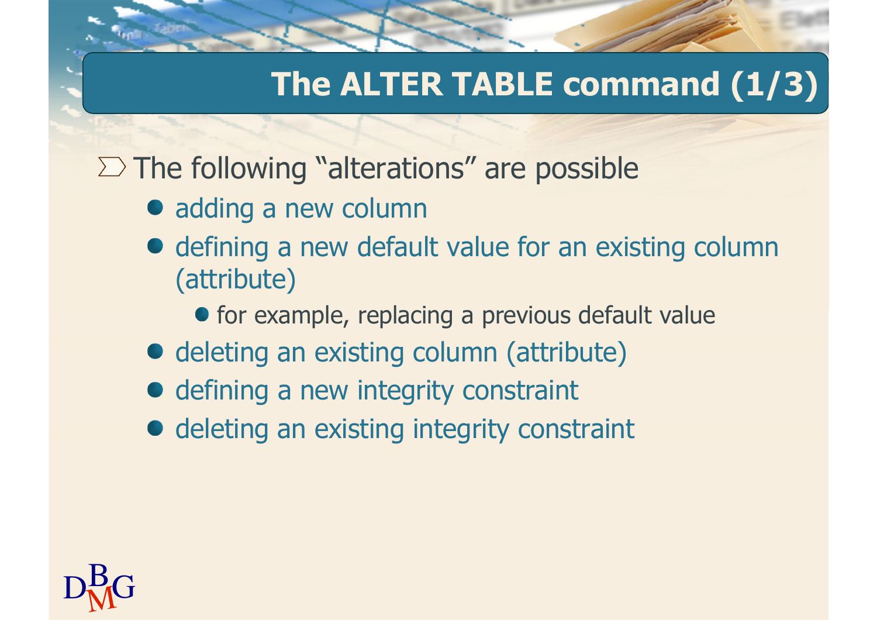# The ALTER TABLE command (1/3)

- The following “alterations” are possible
  - adding a new column
  - defining a new default value for an existing column (attribute)
    - for example, replacing a previous default value
  - deleting an existing column (attribute)
  - defining a new integrity constraint
  - deleting an existing integrity constraint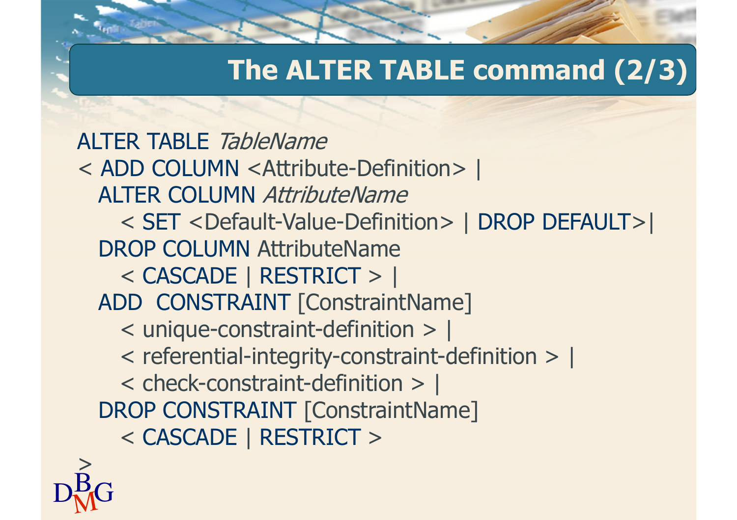# The ALTER TABLE command (2/3)

```
ALTER TABLE TableName
< ADD COLUMN <Attribute-Definition> |
  ALTER COLUMN AttributeName
    < SET <Default-Value-Definition> | DROP DEFAULT>|
  DROP COLUMN AttributeName
    < CASCADE | RESTRICT > |
  ADD  CONSTRAINT [ConstraintName]
    < unique-constraint-definition > |
    < referential-integrity-constraint-definition > |
    < check-constraint-definition > |
  DROP CONSTRAINT [ConstraintName]
    < CASCADE | RESTRICT >
>
```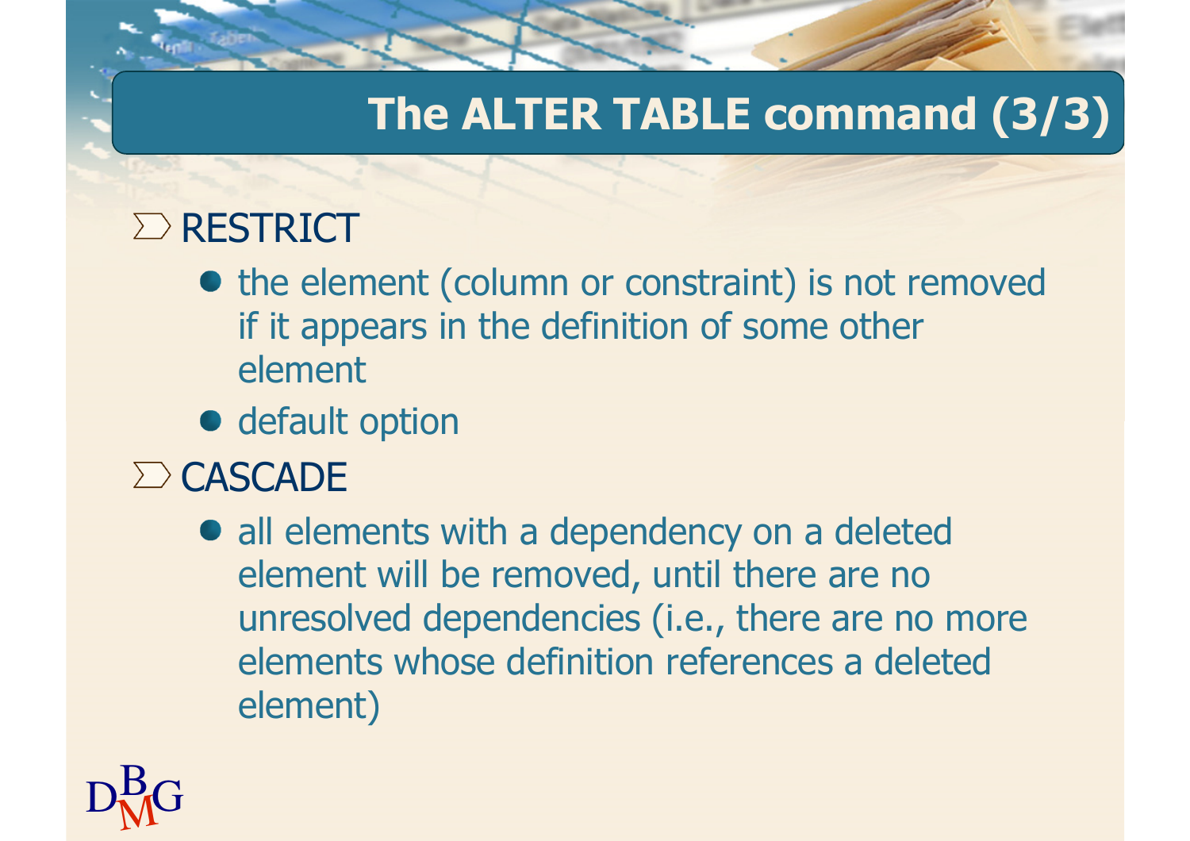# The ALTER TABLE command (3/3)

- RESTRICT
  - the element (column or constraint) is not removed if it appears in the definition of some other element
  - default option
- CASCADE
  - all elements with a dependency on a deleted element will be removed, until there are no unresolved dependencies (i.e., there are no more elements whose definition references a deleted element)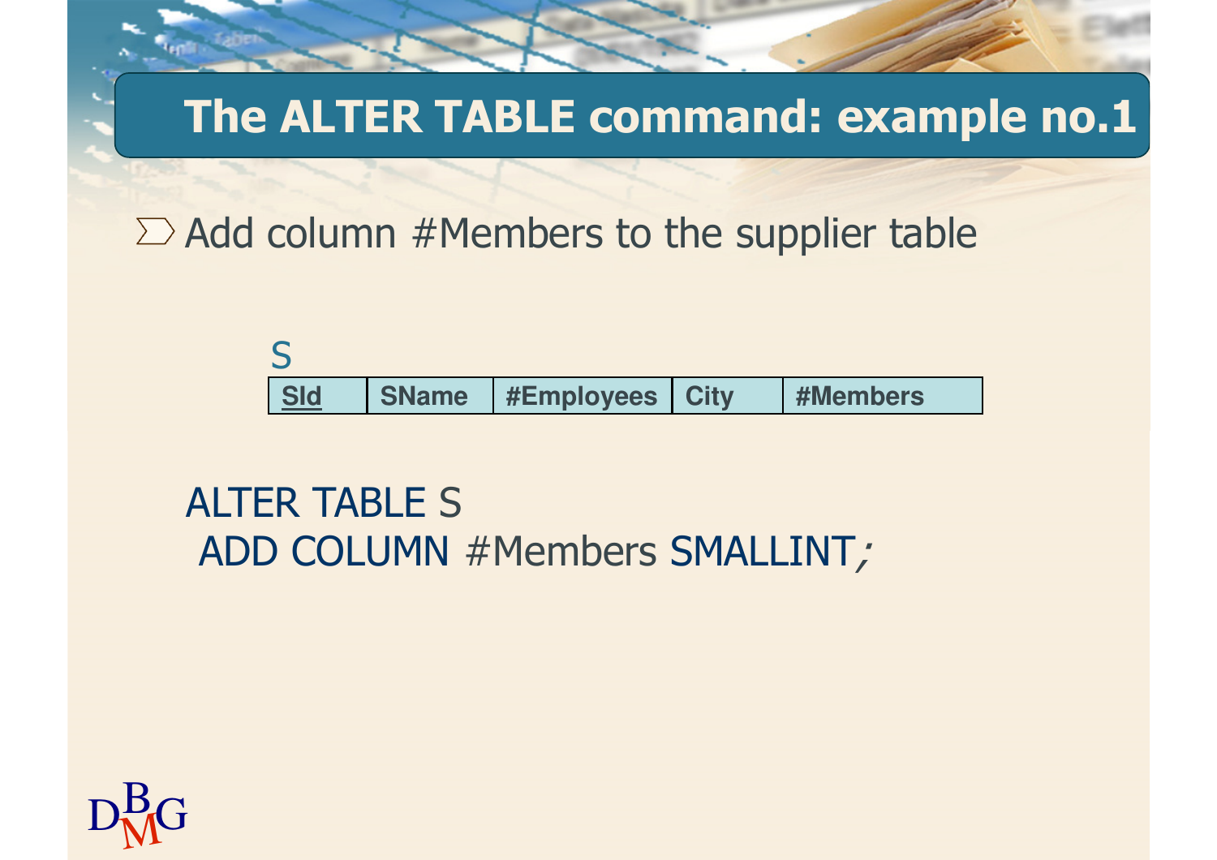# The ALTER TABLE command: example no.1

- Add column #Members to the supplier table

S

| SId | SName | #Employees | City | #Members |
| --- | --- | --- | --- | --- |

```
ALTER TABLE S
 ADD COLUMN #Members SMALLINT;
```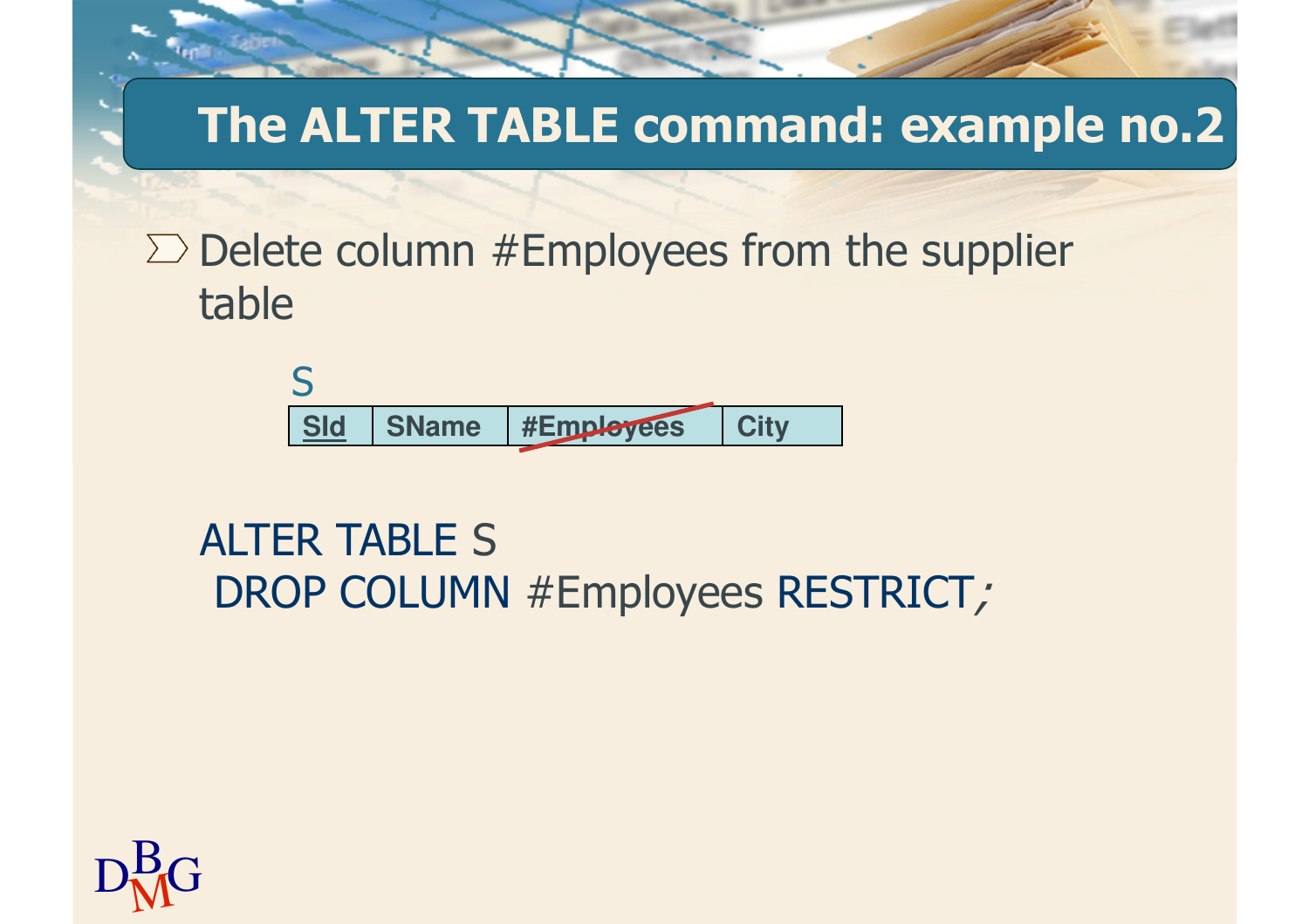# The ALTER TABLE command: example no.2

- Delete column #Employees from the supplier table

S

| SId | SName | #Employees | City |
|---|---|---|---|

```
ALTER TABLE S
 DROP COLUMN #Employees RESTRICT;
```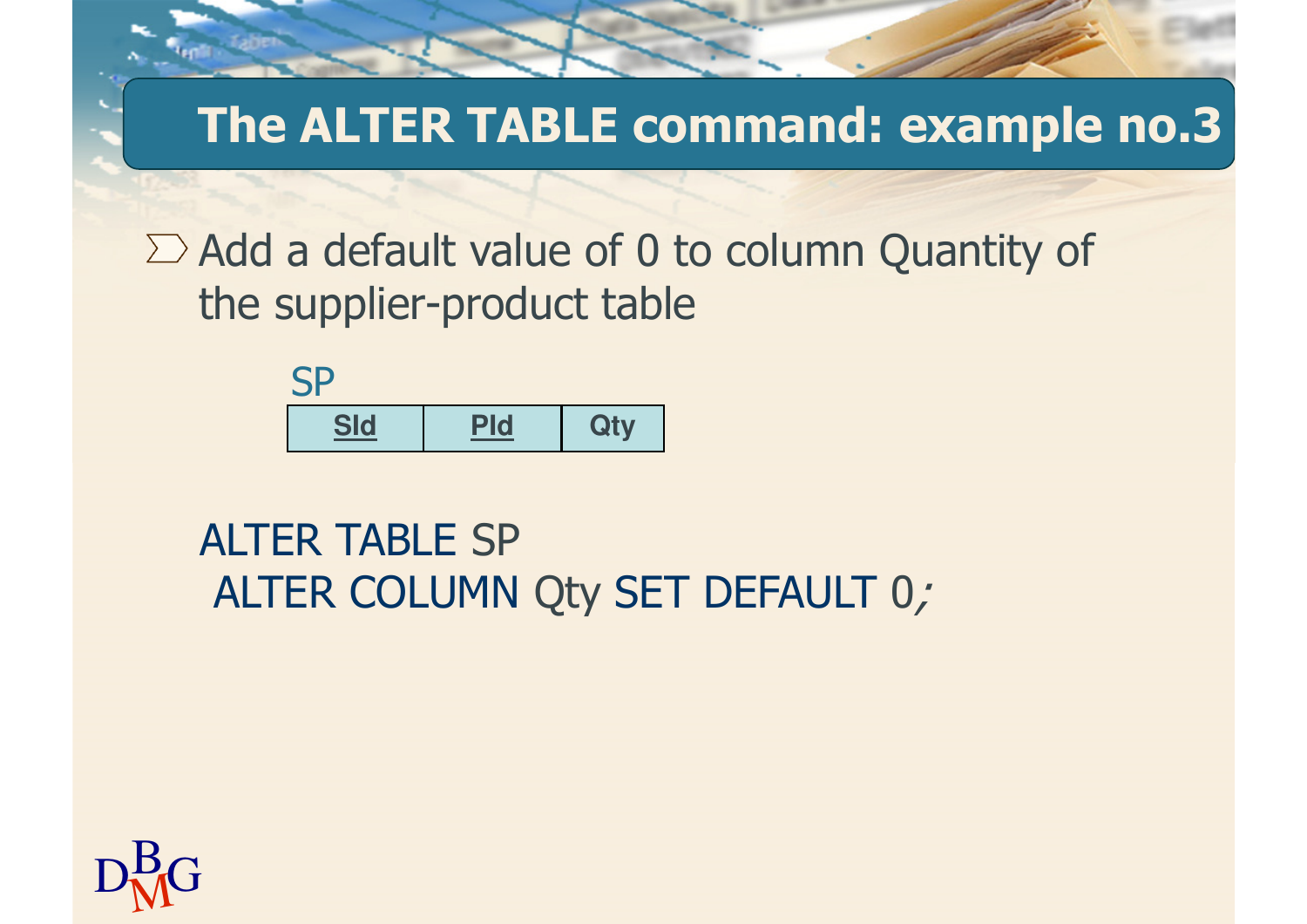# The ALTER TABLE command: example no.3

- Add a default value of 0 to column Quantity of the supplier-product table

SP

| SId | PId | Qty |
| --- | --- | --- |

```
ALTER TABLE SP
 ALTER COLUMN Qty SET DEFAULT 0;
```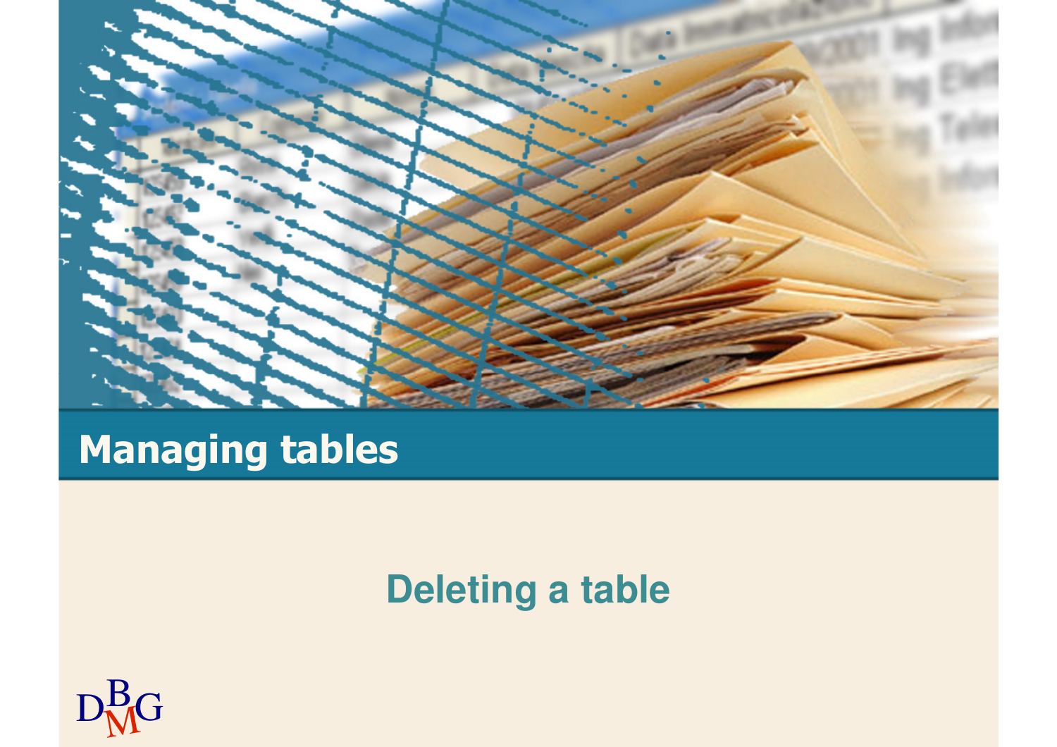# Managing tables

## Deleting a table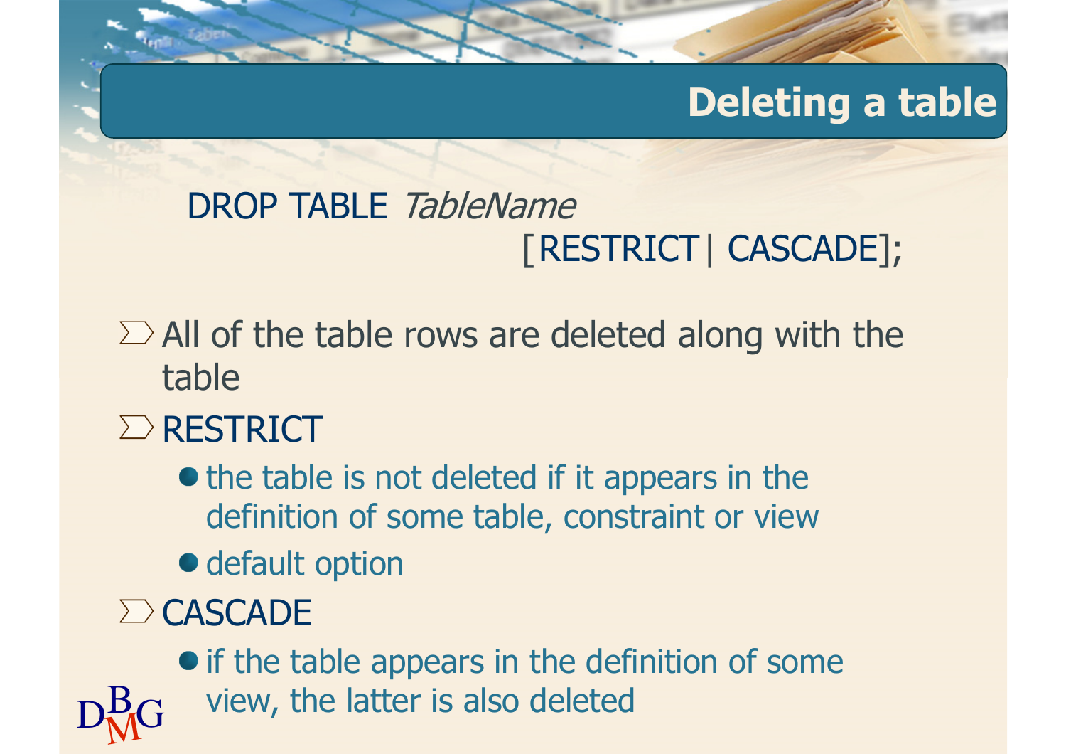## Deleting a table

```
DROP TABLE TableName
                [RESTRICT | CASCADE];
```

- All of the table rows are deleted along with the table
- RESTRICT
  - the table is not deleted if it appears in the definition of some table, constraint or view
  - default option
- CASCADE
  - if the table appears in the definition of some view, the latter is also deleted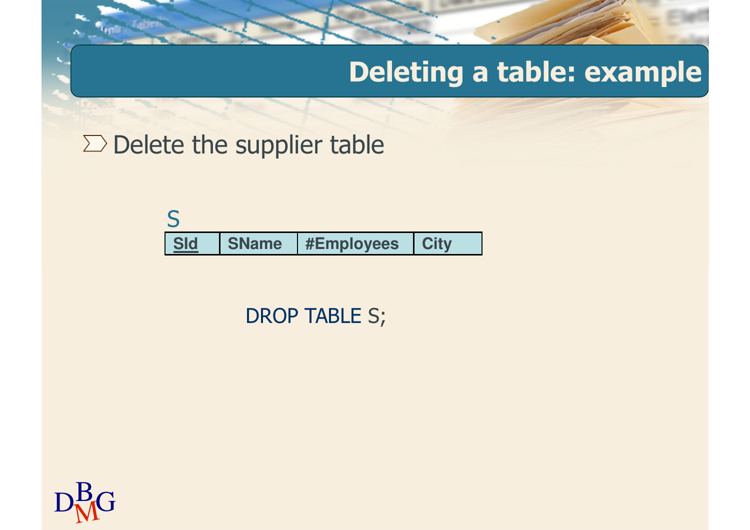# Deleting a table: example

- Delete the supplier table

S

| SId | SName | #Employees | City |
| --- | --- | --- | --- |

```
DROP TABLE S;
```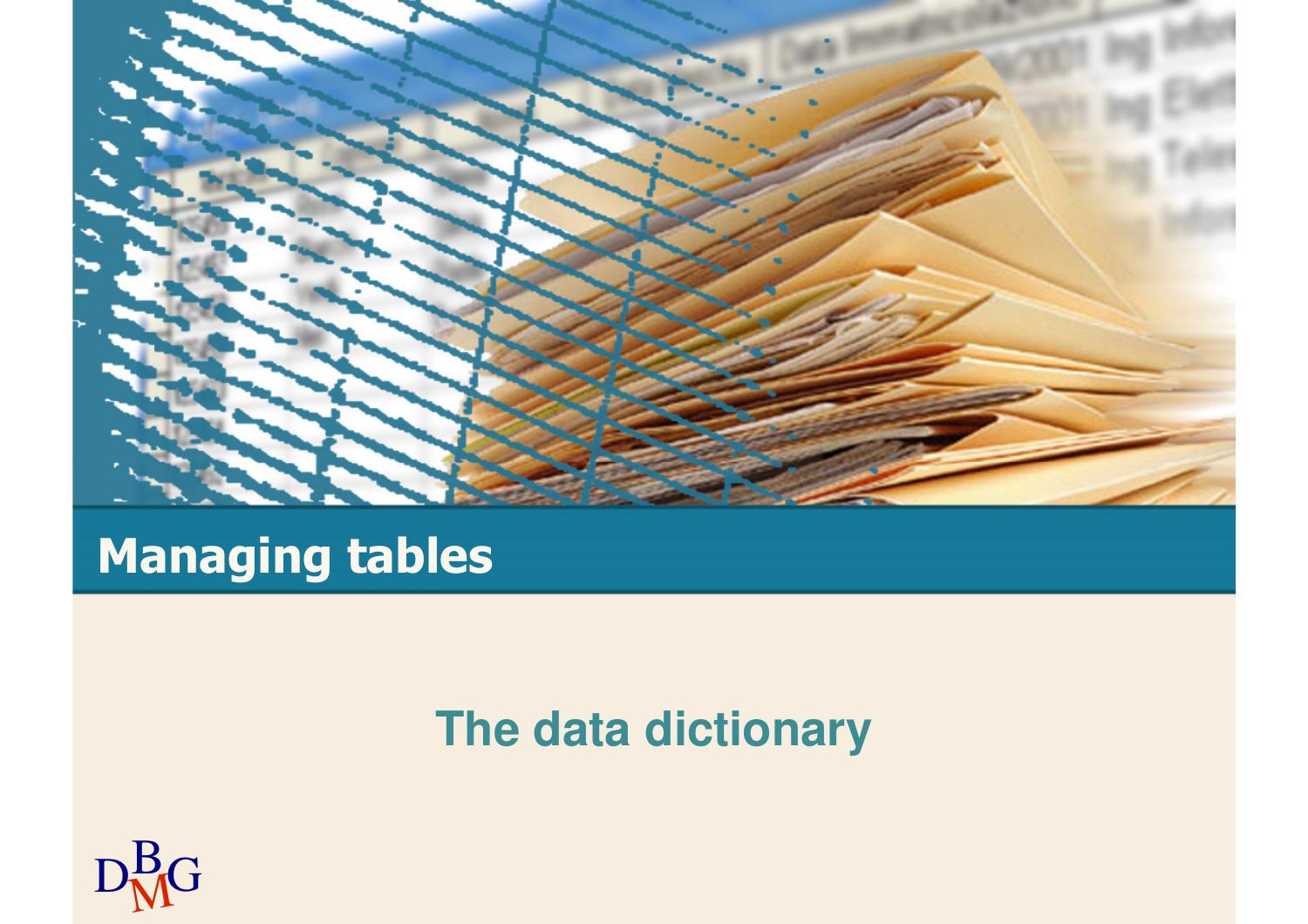# Managing tables

## The data dictionary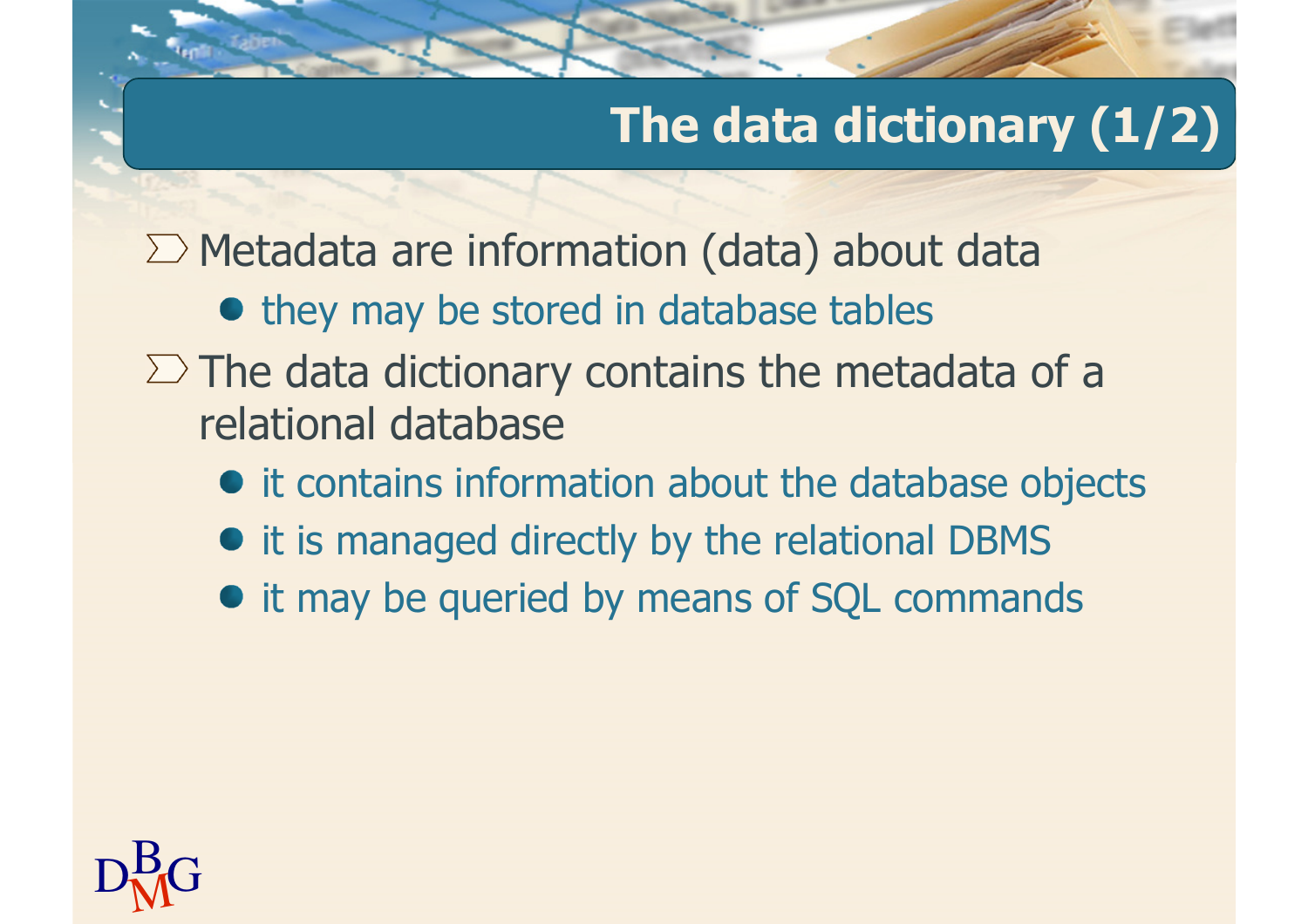# The data dictionary (1/2)

- Metadata are information (data) about data
  - they may be stored in database tables
- The data dictionary contains the metadata of a relational database
  - it contains information about the database objects
  - it is managed directly by the relational DBMS
  - it may be queried by means of SQL commands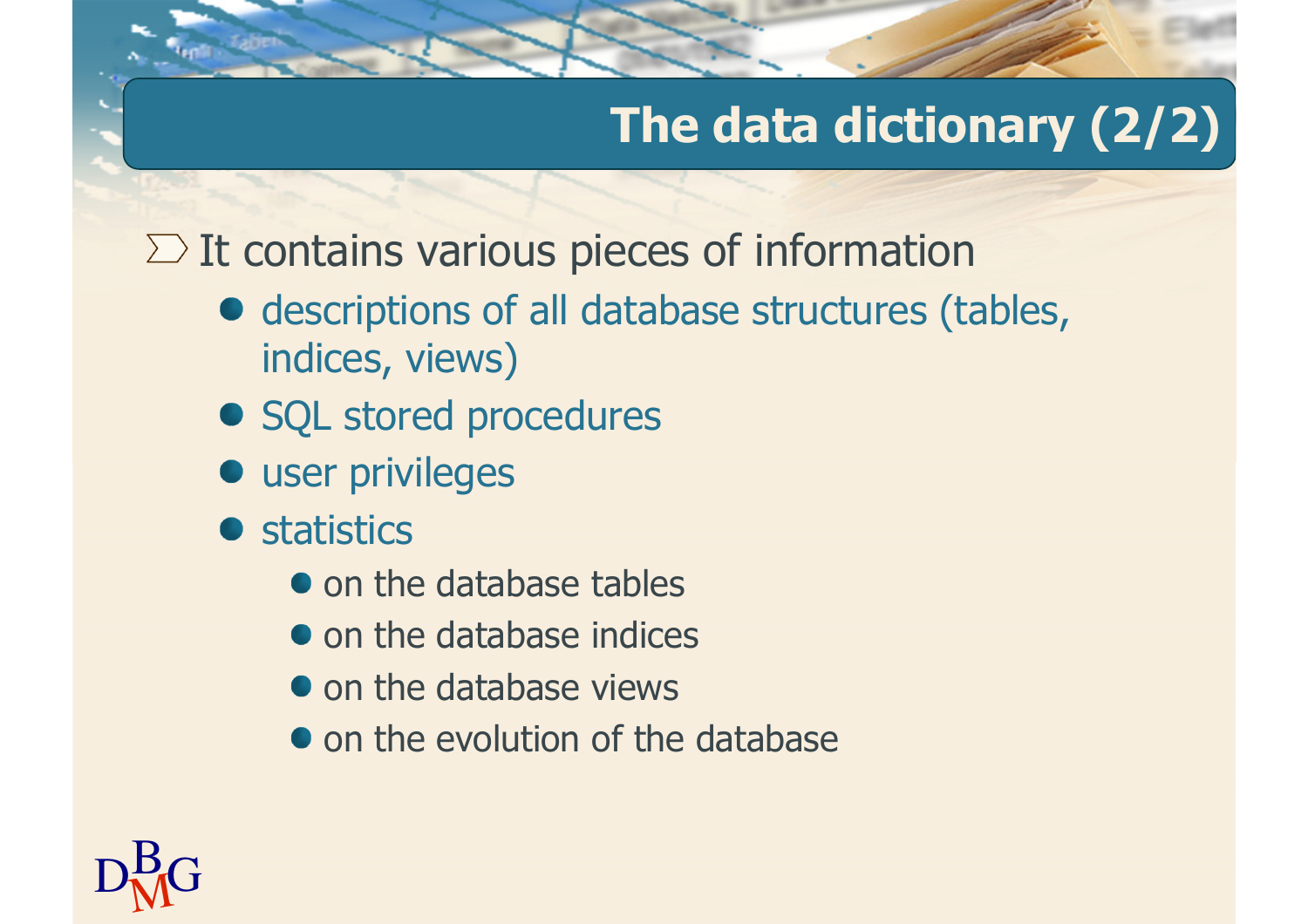# The data dictionary (2/2)

- It contains various pieces of information
  - descriptions of all database structures (tables, indices, views)
  - SQL stored procedures
  - user privileges
  - statistics
    - on the database tables
    - on the database indices
    - on the database views
    - on the evolution of the database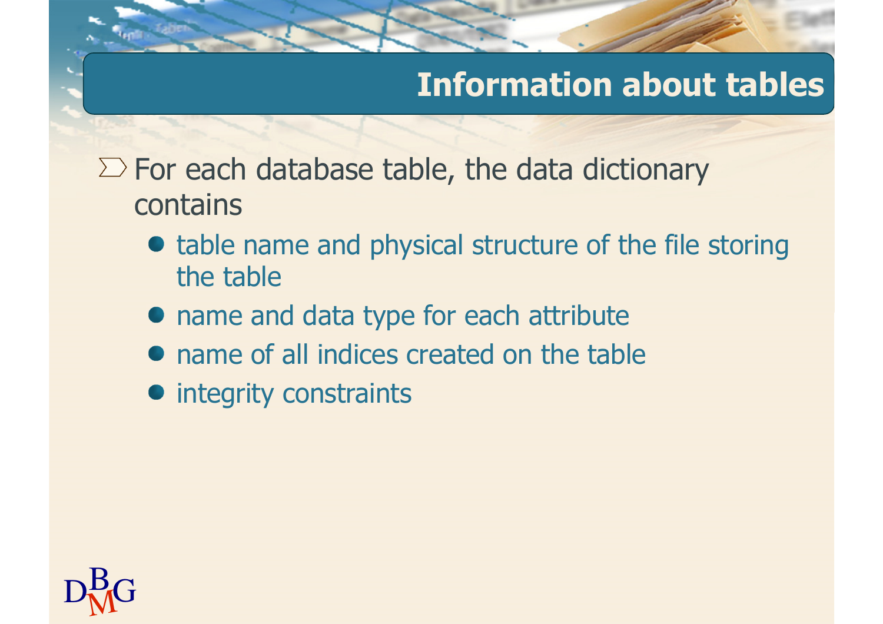# Information about tables

- For each database table, the data dictionary contains
  - table name and physical structure of the file storing the table
  - name and data type for each attribute
  - name of all indices created on the table
  - integrity constraints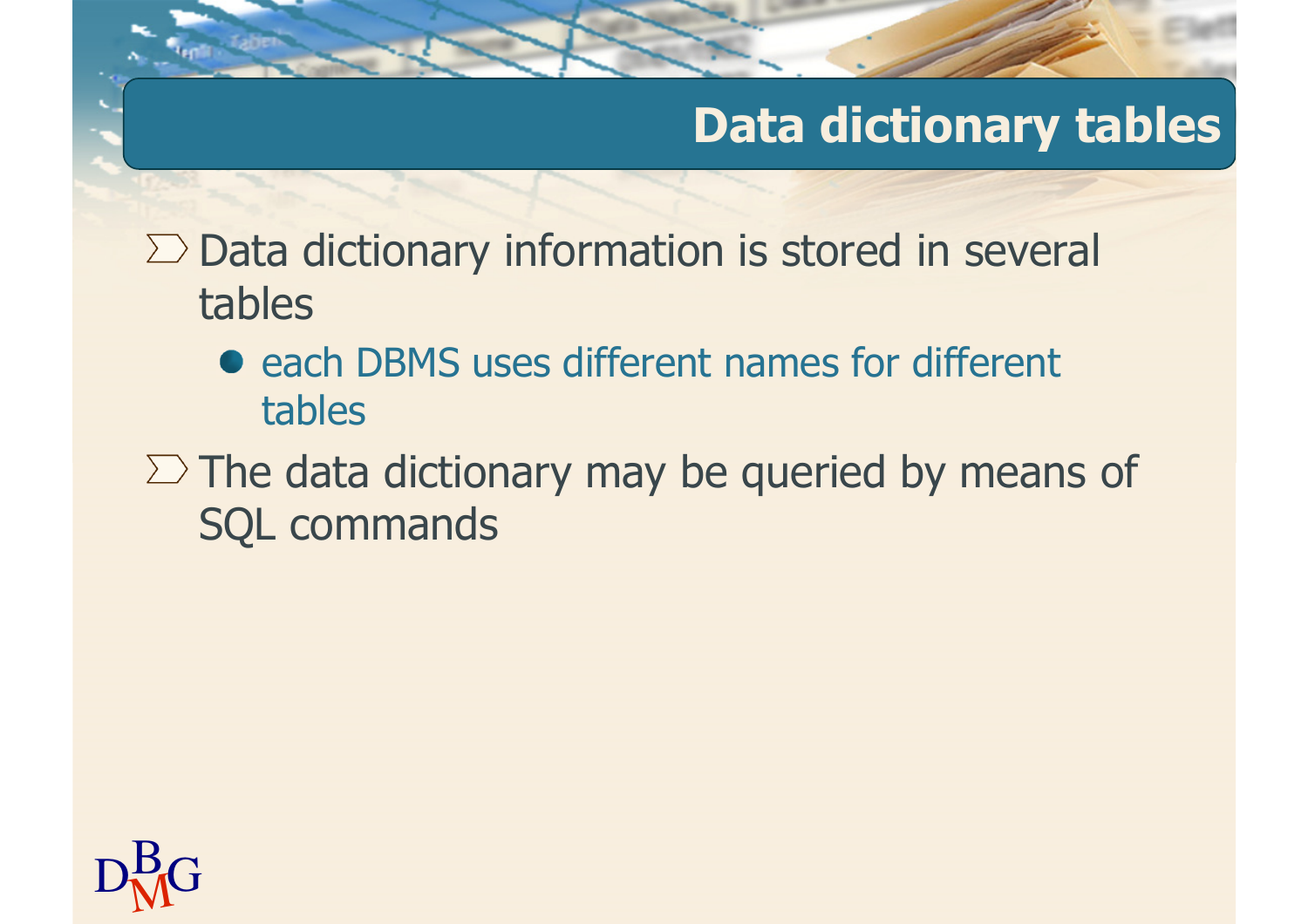# Data dictionary tables

- Data dictionary information is stored in several tables
  - each DBMS uses different names for different tables
- The data dictionary may be queried by means of SQL commands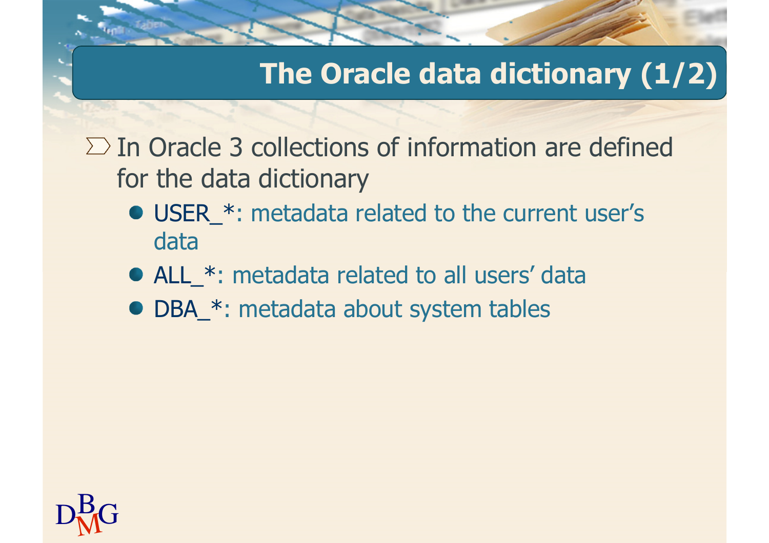# The Oracle data dictionary (1/2)

- In Oracle 3 collections of information are defined for the data dictionary
  - USER_*: metadata related to the current user's data
  - ALL_*: metadata related to all users' data
  - DBA_*: metadata about system tables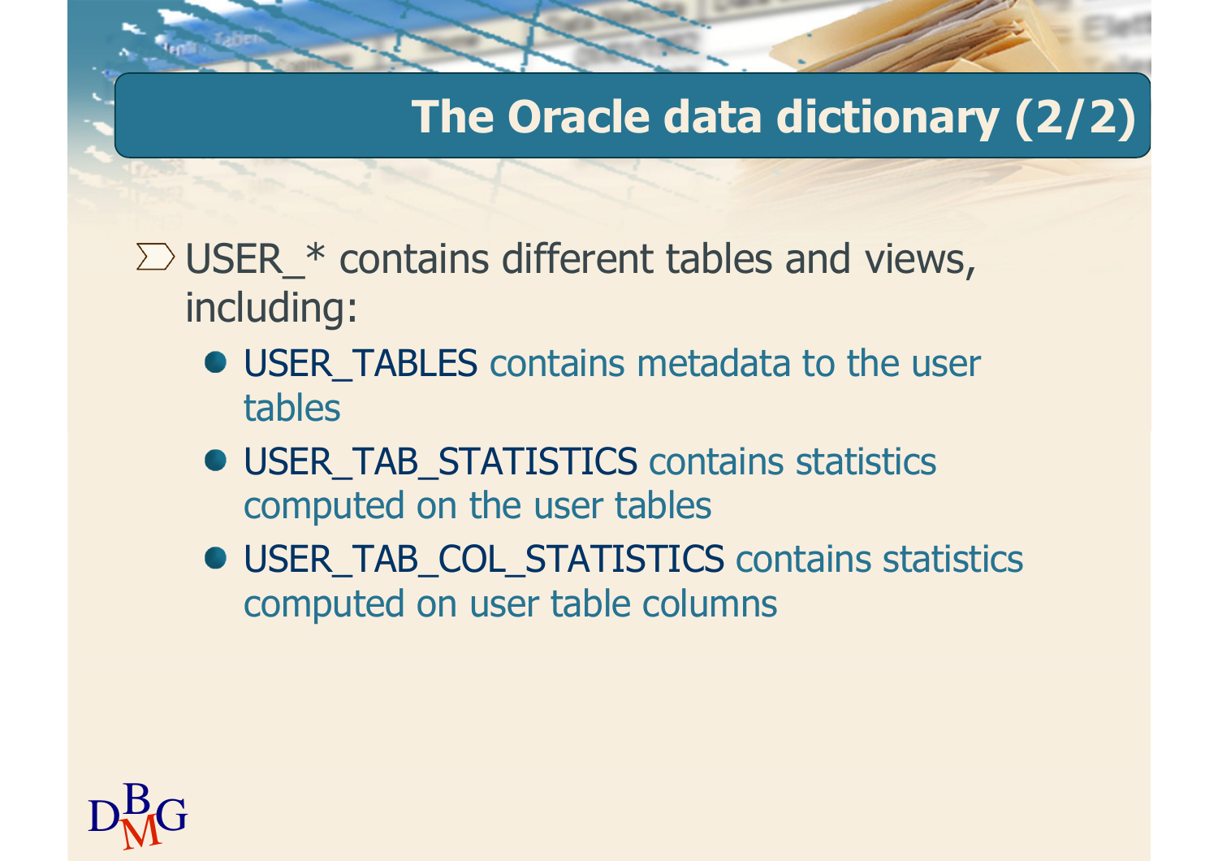# The Oracle data dictionary (2/2)

- USER_* contains different tables and views, including:
  - USER_TABLES contains metadata to the user tables
  - USER_TAB_STATISTICS contains statistics computed on the user tables
  - USER_TAB_COL_STATISTICS contains statistics computed on user table columns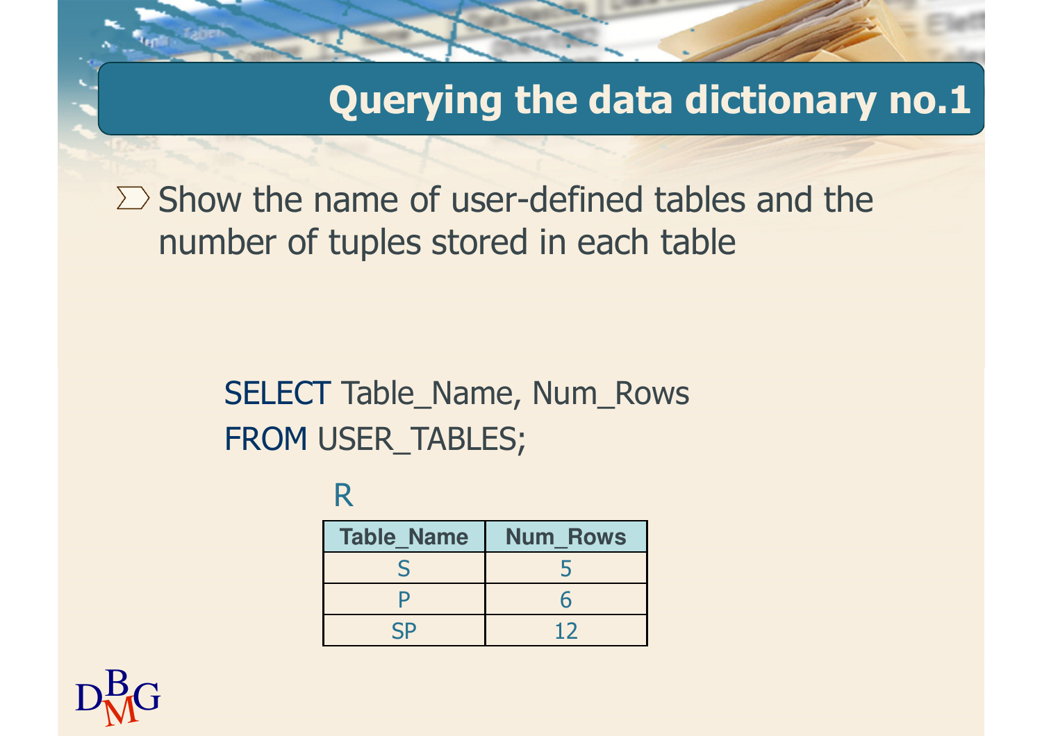# Querying the data dictionary no.1

- Show the name of user-defined tables and the number of tuples stored in each table

```
SELECT Table_Name, Num_Rows
FROM USER_TABLES;
```

R

| Table_Name | Num_Rows |
| --- | --- |
| S | 5 |
| P | 6 |
| SP | 12 |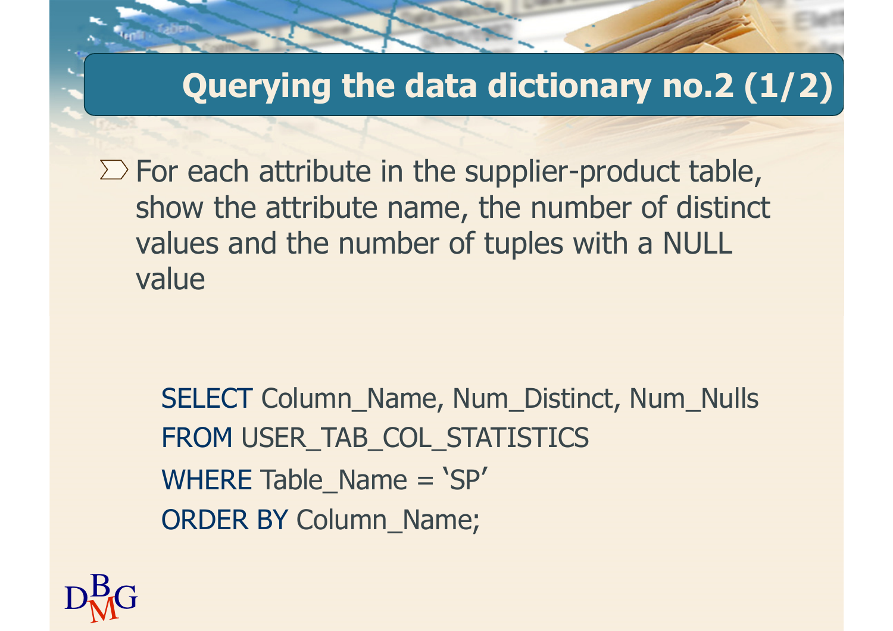# Querying the data dictionary no.2 (1/2)

- For each attribute in the supplier-product table, show the attribute name, the number of distinct values and the number of tuples with a NULL value

```
SELECT Column_Name, Num_Distinct, Num_Nulls
FROM USER_TAB_COL_STATISTICS
WHERE Table_Name = 'SP'
ORDER BY Column_Name;
```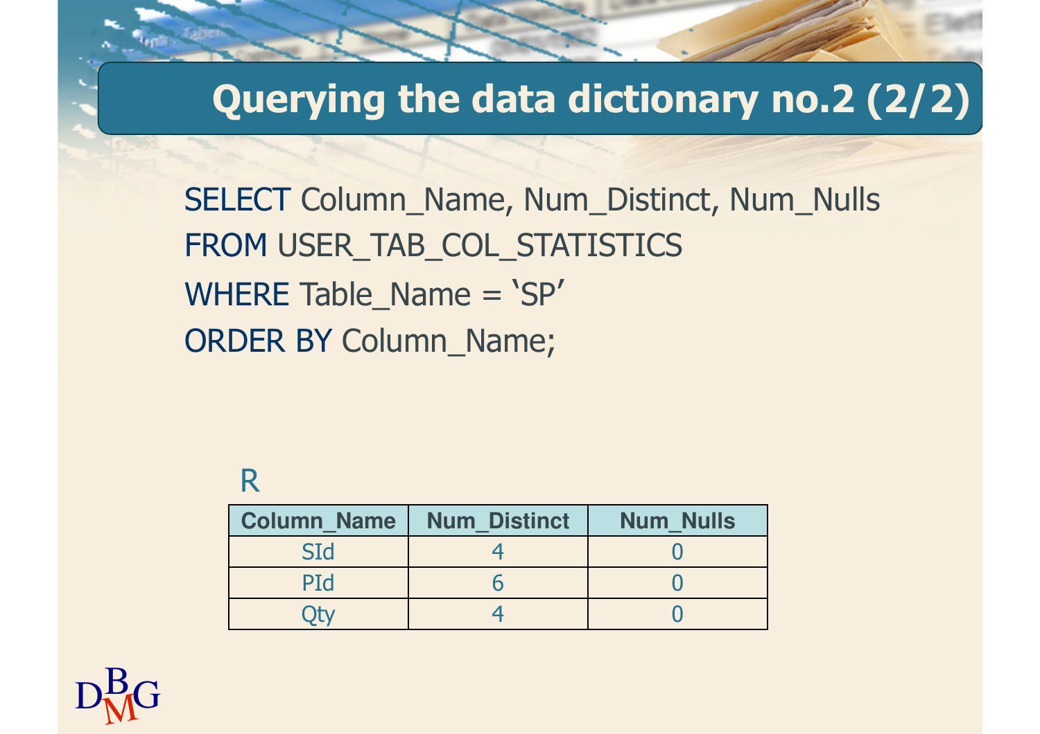# Querying the data dictionary no.2 (2/2)

```
SELECT Column_Name, Num_Distinct, Num_Nulls
FROM USER_TAB_COL_STATISTICS
WHERE Table_Name = ‘SP’
ORDER BY Column_Name;
```

R

| Column_Name | Num_Distinct | Num_Nulls |
| --- | --- | --- |
| SId | 4 | 0 |
| PId | 6 | 0 |
| Qty | 4 | 0 |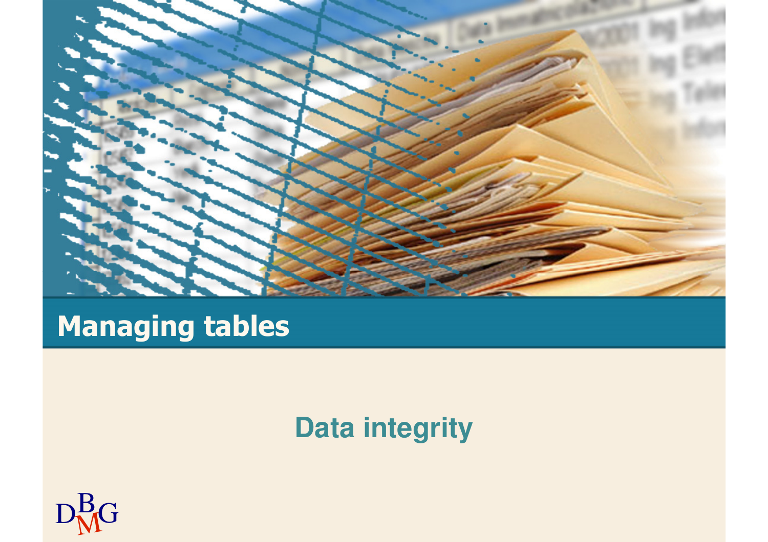# Managing tables

## Data integrity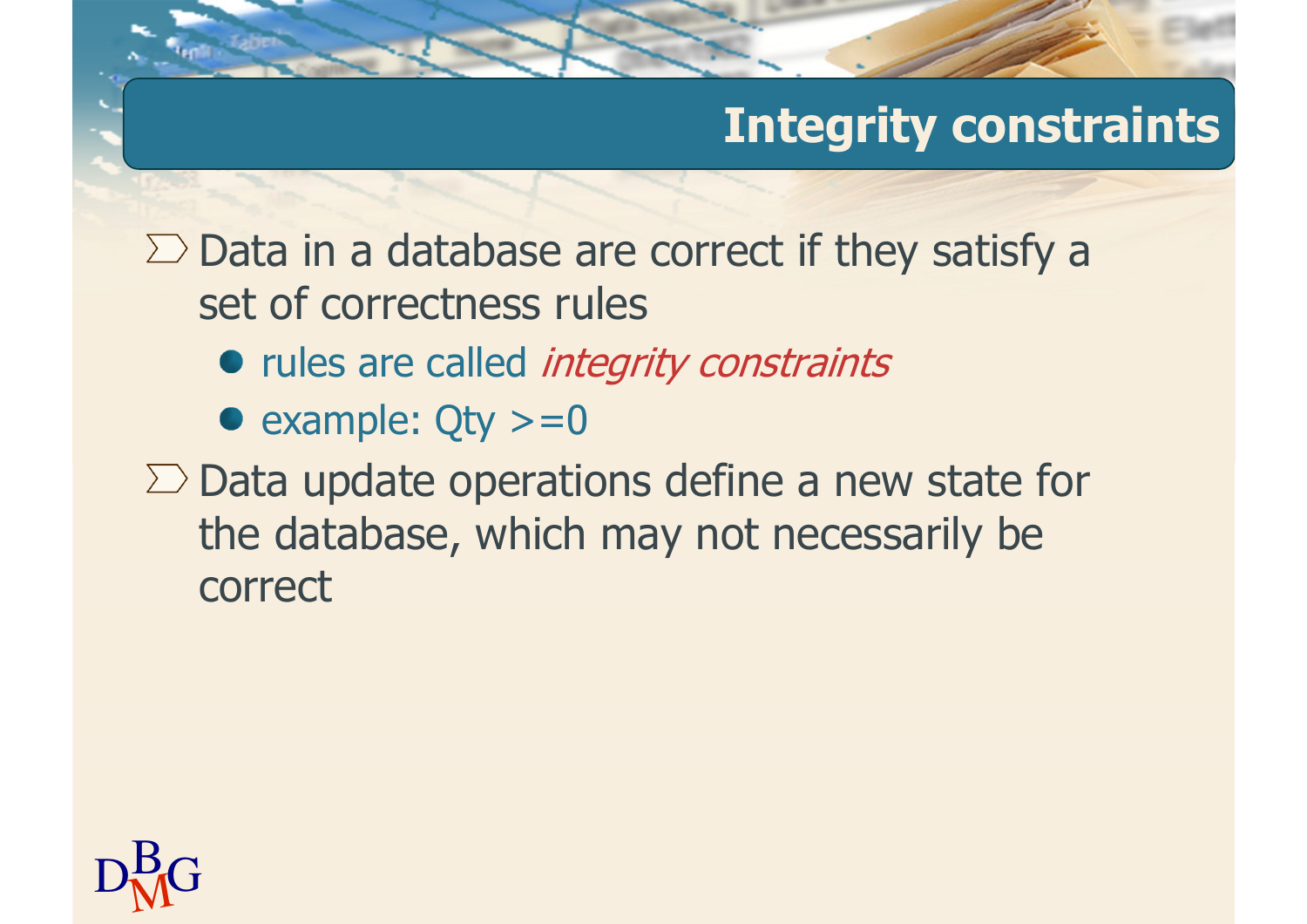# Integrity constraints

- Data in a database are correct if they satisfy a set of correctness rules
  - rules are called *integrity constraints*
  - example: Qty >=0
- Data update operations define a new state for the database, which may not necessarily be correct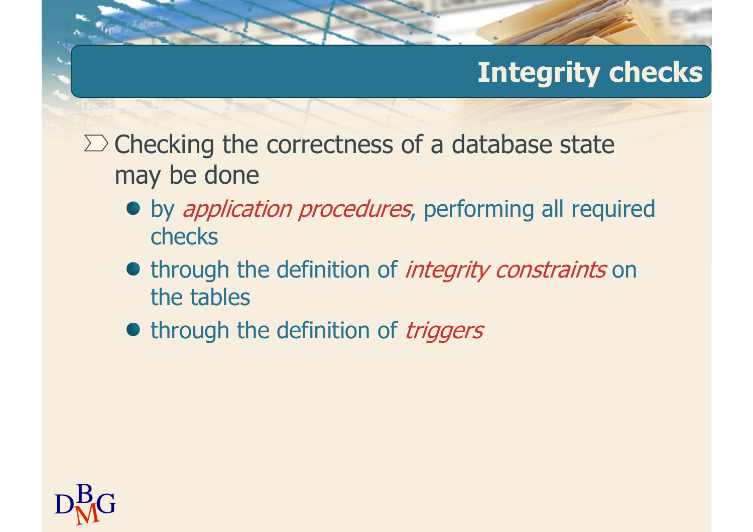# Integrity checks

- Checking the correctness of a database state may be done
  - by *application procedures*, performing all required checks
  - through the definition of *integrity constraints* on the tables
  - through the definition of *triggers*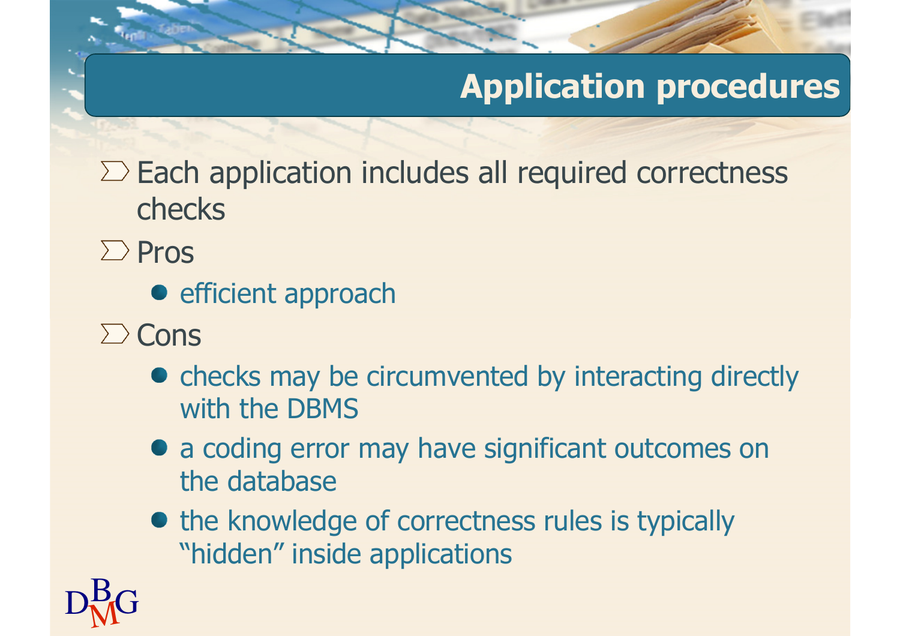# Application procedures

- Each application includes all required correctness checks
- Pros
  - efficient approach
- Cons
  - checks may be circumvented by interacting directly with the DBMS
  - a coding error may have significant outcomes on the database
  - the knowledge of correctness rules is typically “hidden” inside applications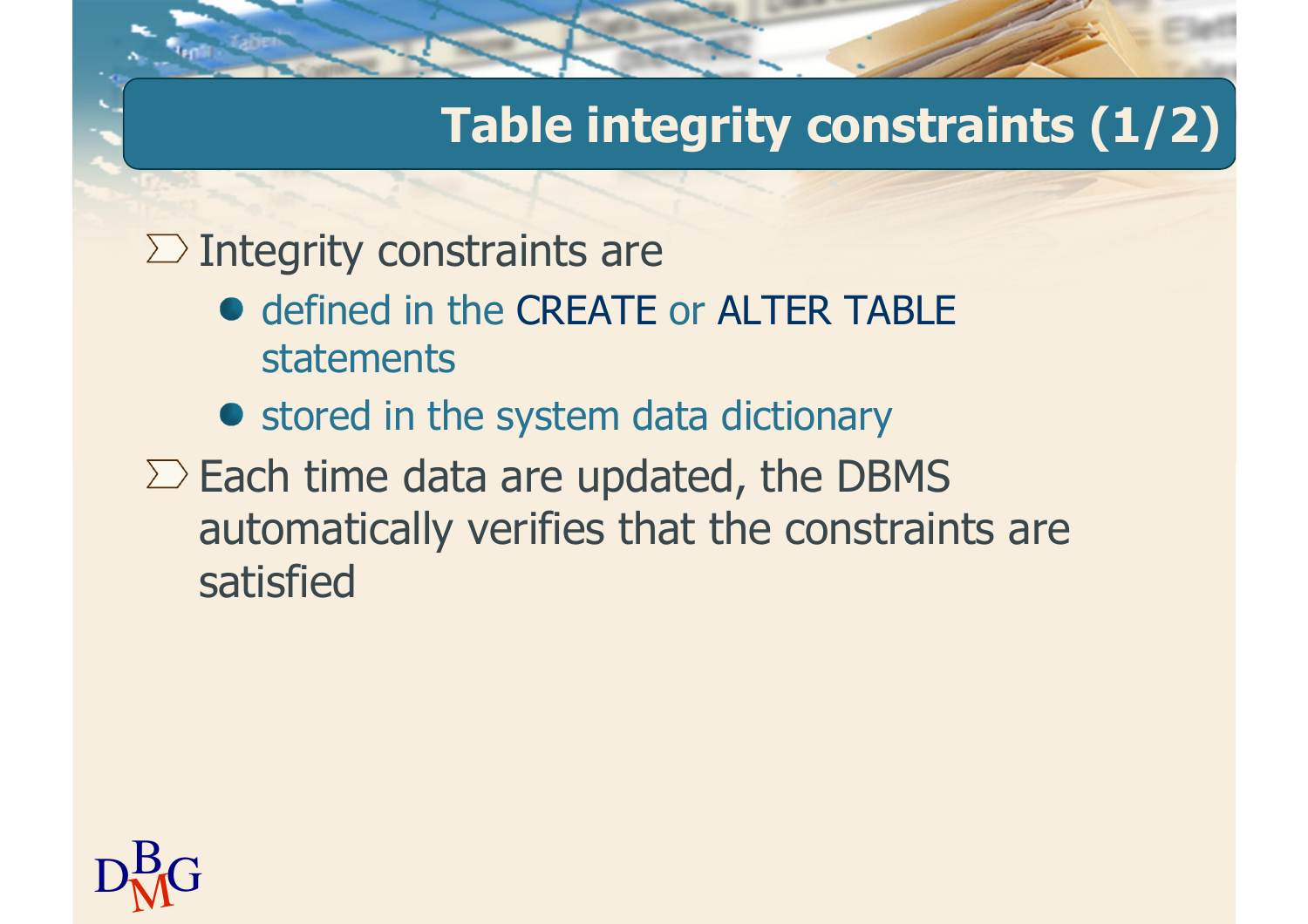# Table integrity constraints (1/2)

- Integrity constraints are
  - defined in the CREATE or ALTER TABLE statements
  - stored in the system data dictionary
- Each time data are updated, the DBMS automatically verifies that the constraints are satisfied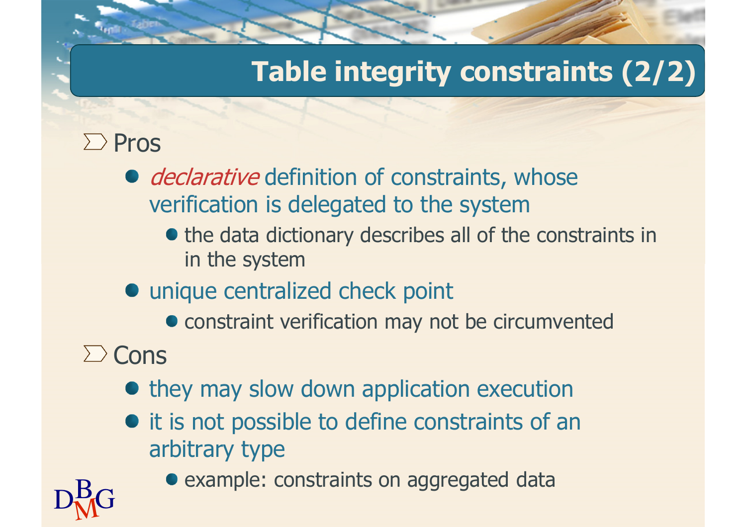# Table integrity constraints (2/2)

- Pros
  - *declarative* definition of constraints, whose verification is delegated to the system
    - the data dictionary describes all of the constraints in in the system
  - unique centralized check point
    - constraint verification may not be circumvented
- Cons
  - they may slow down application execution
  - it is not possible to define constraints of an arbitrary type
    - example: constraints on aggregated data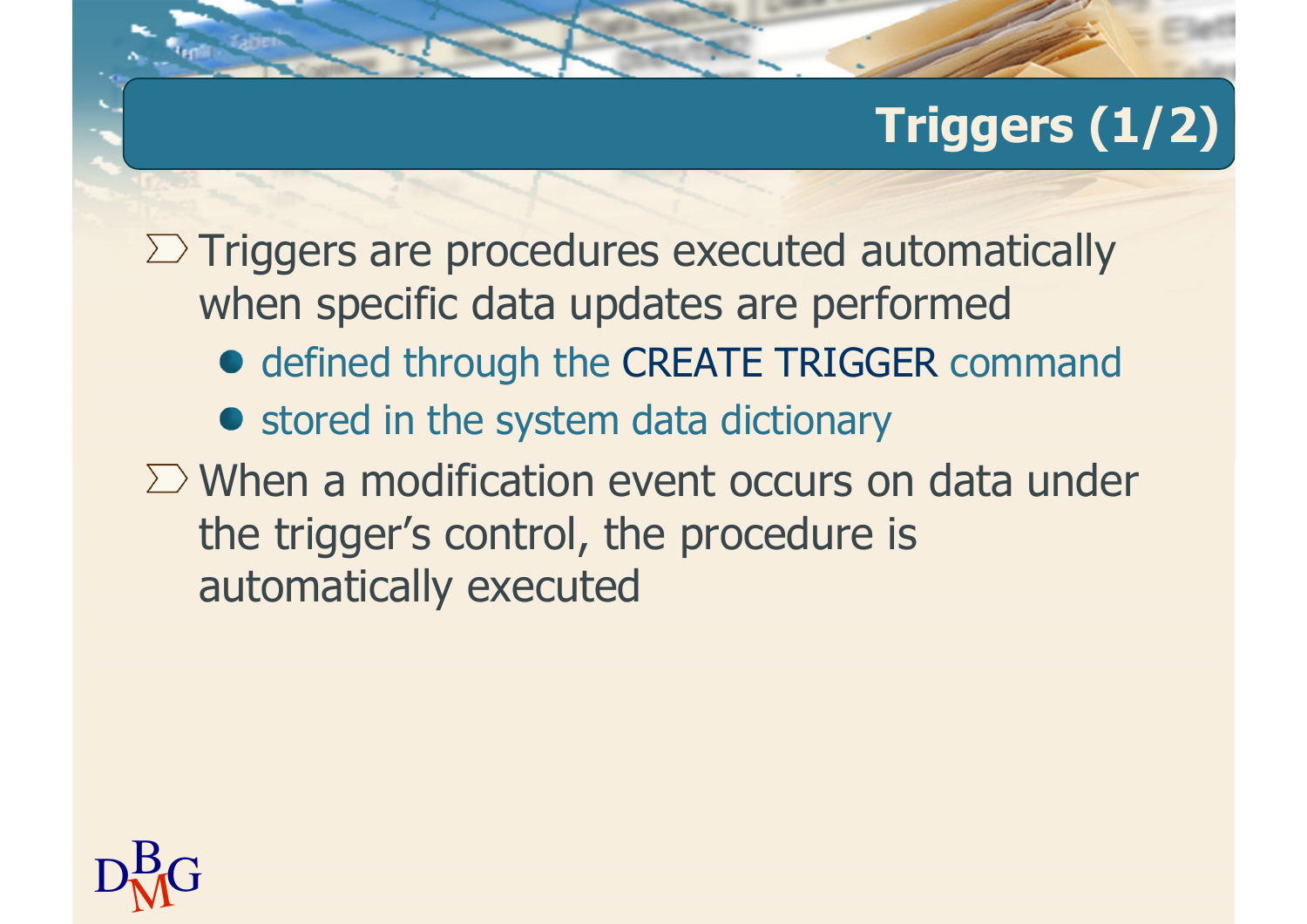# Triggers (1/2)

- Triggers are procedures executed automatically when specific data updates are performed
  - defined through the CREATE TRIGGER command
  - stored in the system data dictionary
- When a modification event occurs on data under the trigger's control, the procedure is automatically executed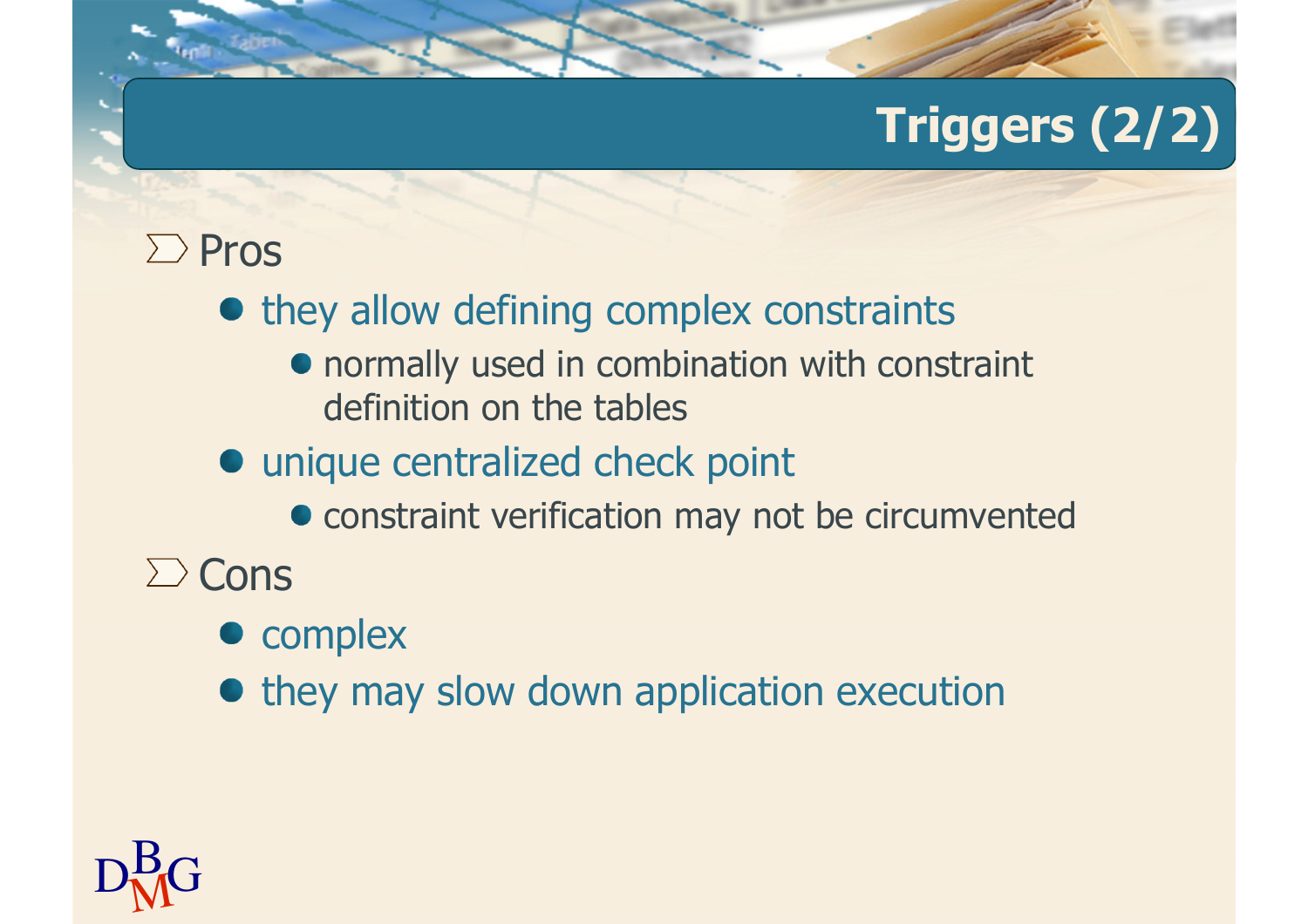# Triggers (2/2)

- Pros
  - they allow defining complex constraints
    - normally used in combination with constraint definition on the tables
  - unique centralized check point
    - constraint verification may not be circumvented
- Cons
  - complex
  - they may slow down application execution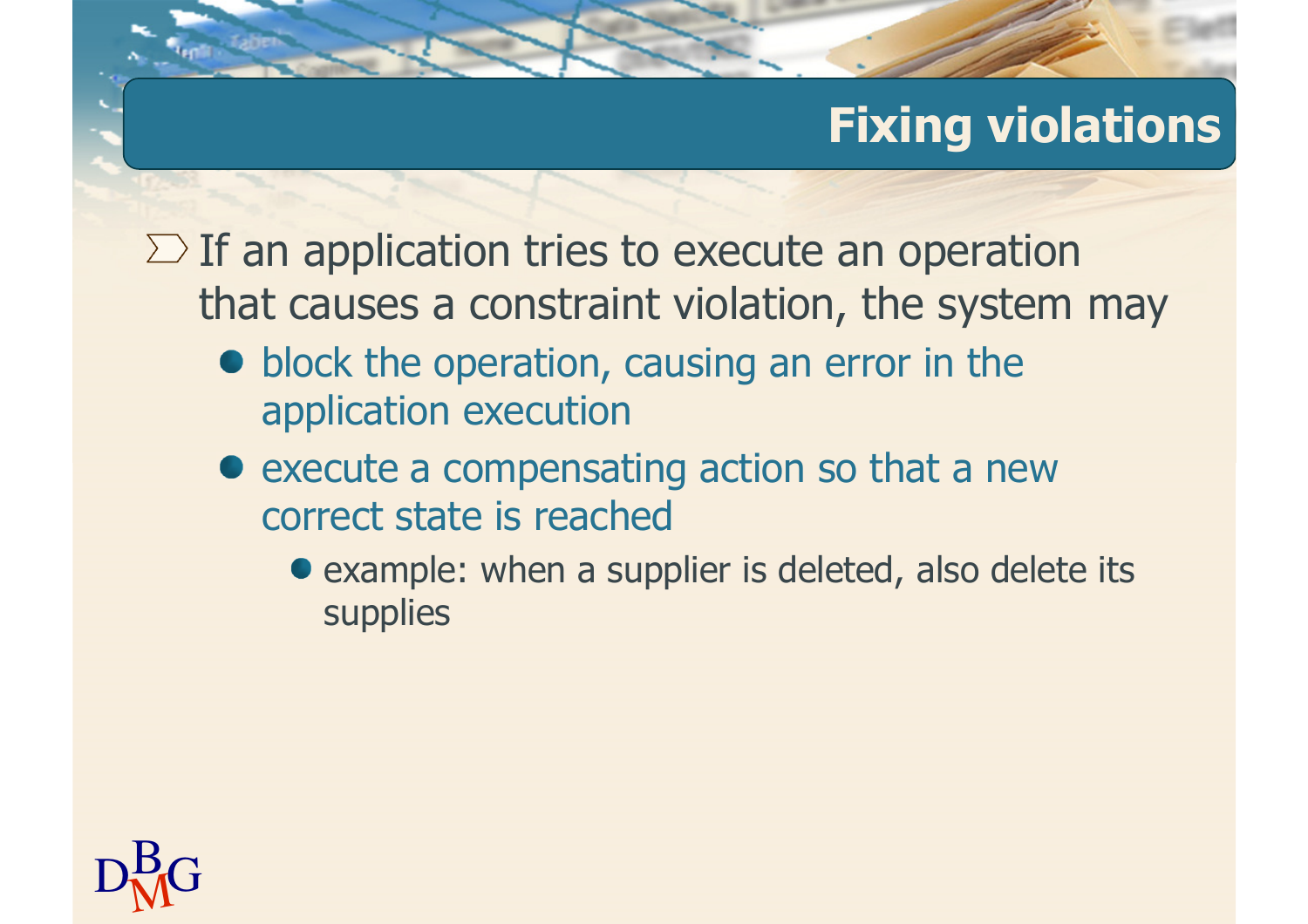# Fixing violations

- If an application tries to execute an operation that causes a constraint violation, the system may
  - block the operation, causing an error in the application execution
  - execute a compensating action so that a new correct state is reached
    - example: when a supplier is deleted, also delete its supplies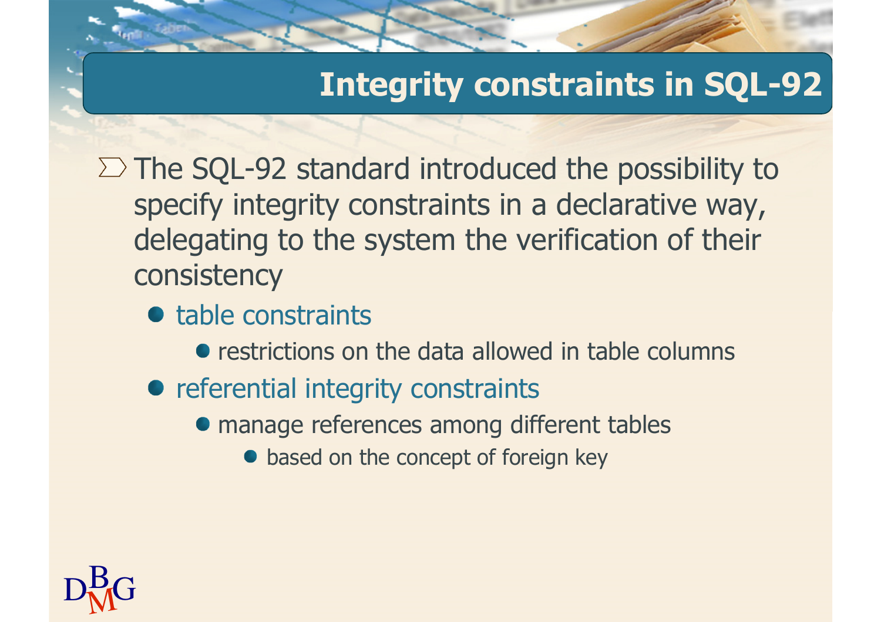# Integrity constraints in SQL-92

- The SQL-92 standard introduced the possibility to specify integrity constraints in a declarative way, delegating to the system the verification of their consistency
  - table constraints
    - restrictions on the data allowed in table columns
  - referential integrity constraints
    - manage references among different tables
      - based on the concept of foreign key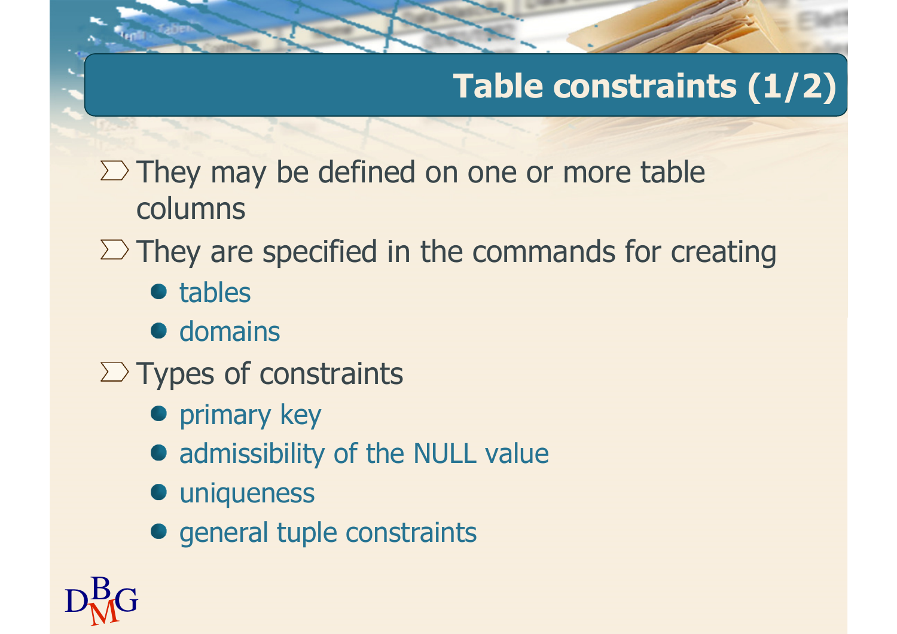# Table constraints (1/2)

- They may be defined on one or more table columns
- They are specified in the commands for creating
  - tables
  - domains
- Types of constraints
  - primary key
  - admissibility of the NULL value
  - uniqueness
  - general tuple constraints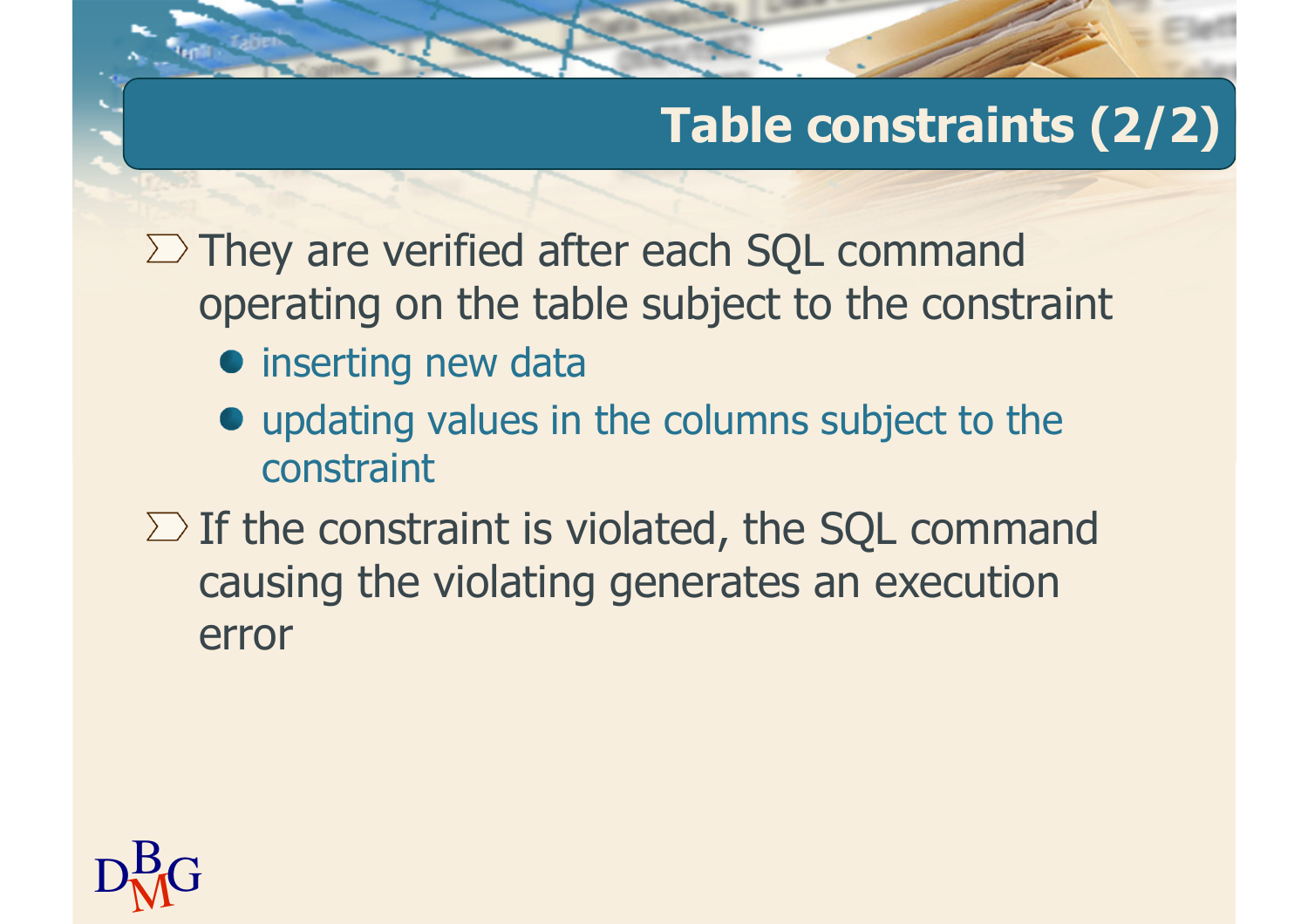# Table constraints (2/2)

- They are verified after each SQL command operating on the table subject to the constraint
  - inserting new data
  - updating values in the columns subject to the constraint
- If the constraint is violated, the SQL command causing the violating generates an execution error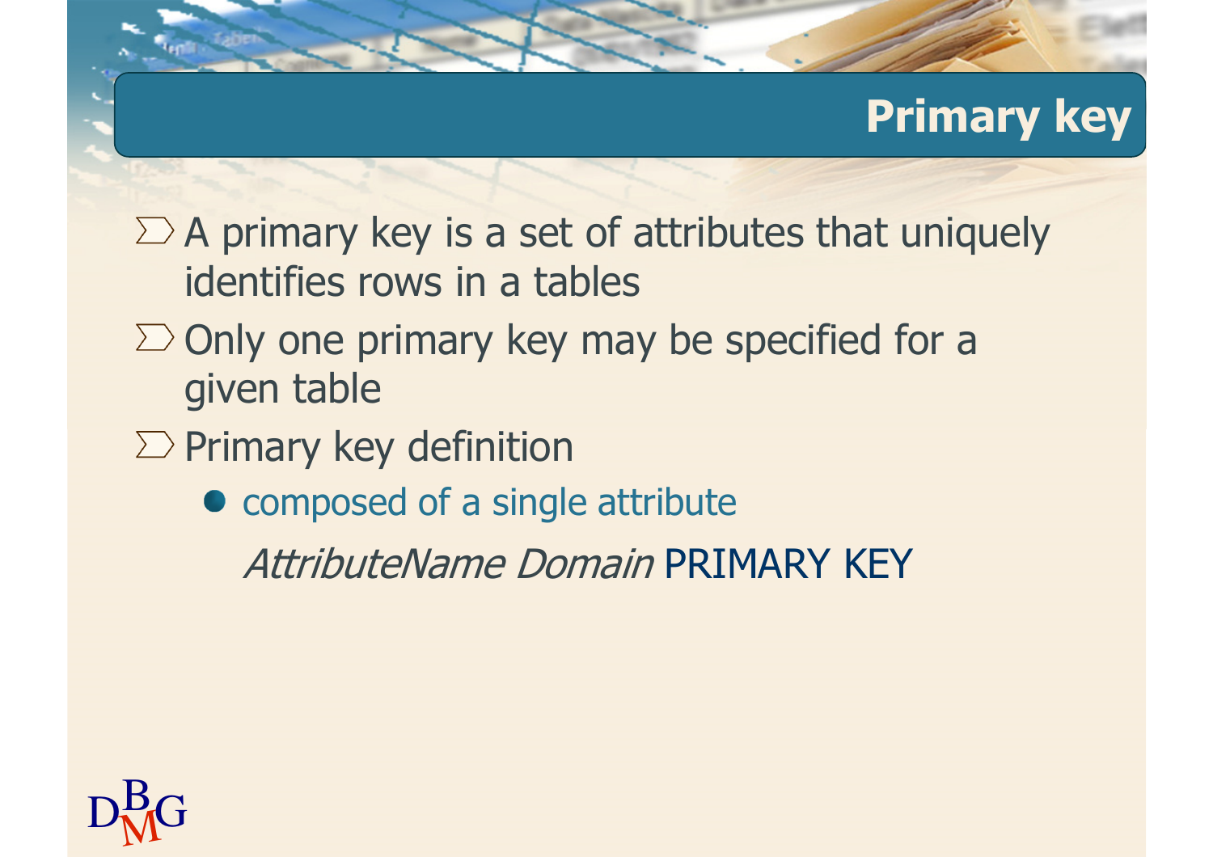# Primary key

- A primary key is a set of attributes that uniquely identifies rows in a tables
- Only one primary key may be specified for a given table
- Primary key definition
  - composed of a single attribute

    *AttributeName Domain* PRIMARY KEY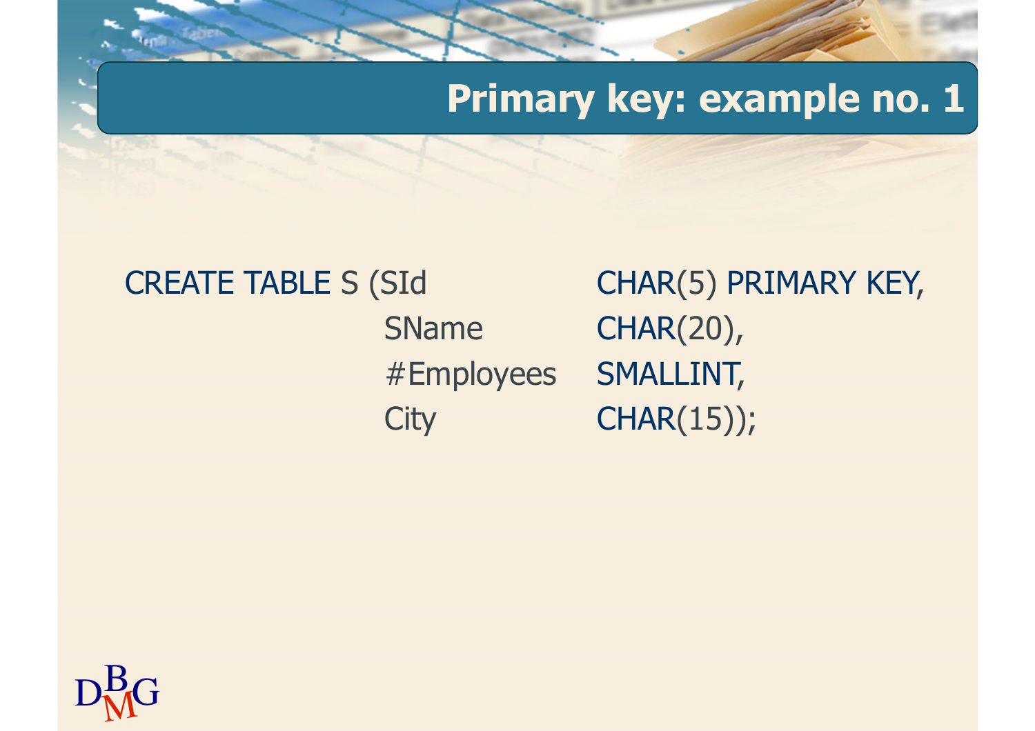# Primary key: example no. 1

```
CREATE TABLE S (SId          CHAR(5) PRIMARY KEY,
                SName        CHAR(20),
                #Employees   SMALLINT,
                City         CHAR(15));
```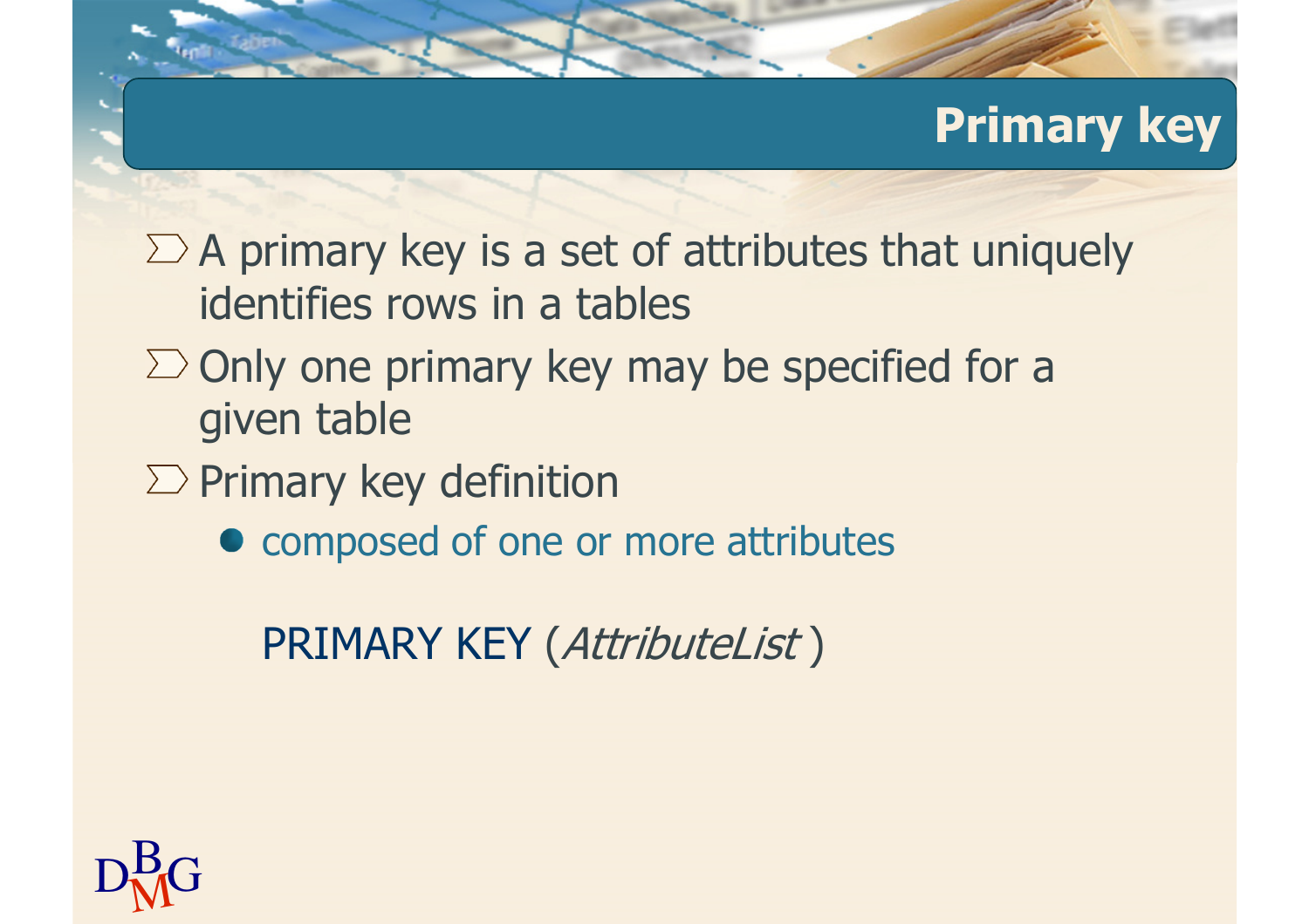# Primary key

- A primary key is a set of attributes that uniquely identifies rows in a tables
- Only one primary key may be specified for a given table
- Primary key definition
  - composed of one or more attributes

    PRIMARY KEY (*AttributeList* )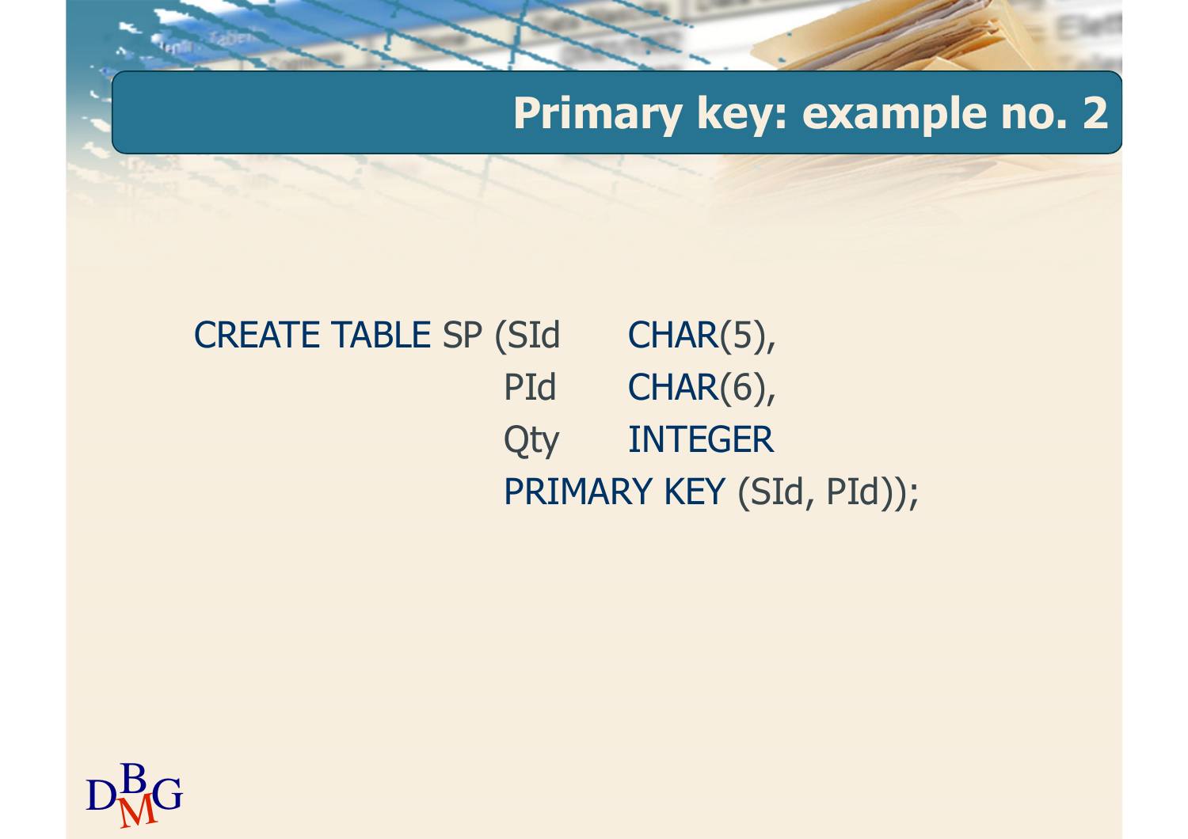# Primary key: example no. 2

```
CREATE TABLE SP (SId    CHAR(5),
                 PId    CHAR(6),
                 Qty    INTEGER
                 PRIMARY KEY (SId, PId));
```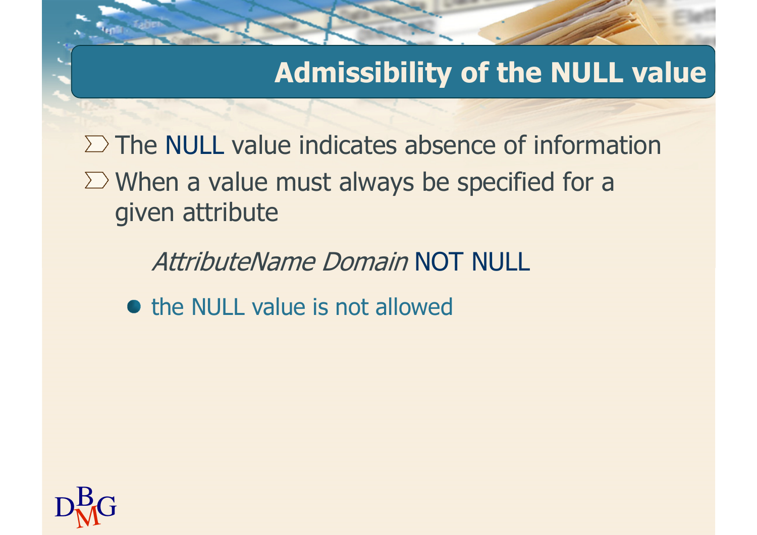# Admissibility of the NULL value

- The NULL value indicates absence of information
- When a value must always be specified for a given attribute

  *AttributeName Domain* NOT NULL

  - the NULL value is not allowed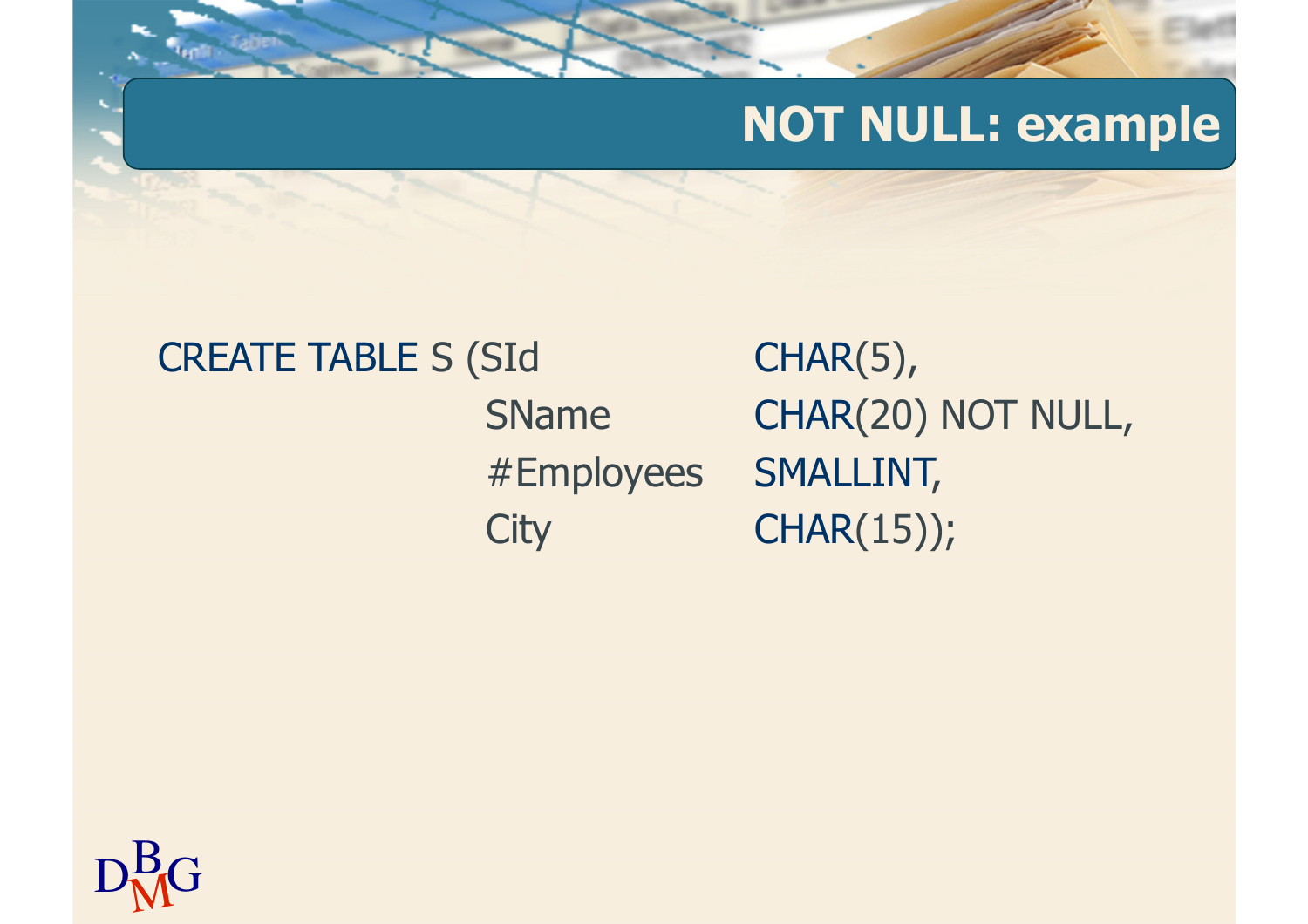# NOT NULL: example

```
CREATE TABLE S (SId         CHAR(5),
                SName       CHAR(20) NOT NULL,
                #Employees  SMALLINT,
                City        CHAR(15));
```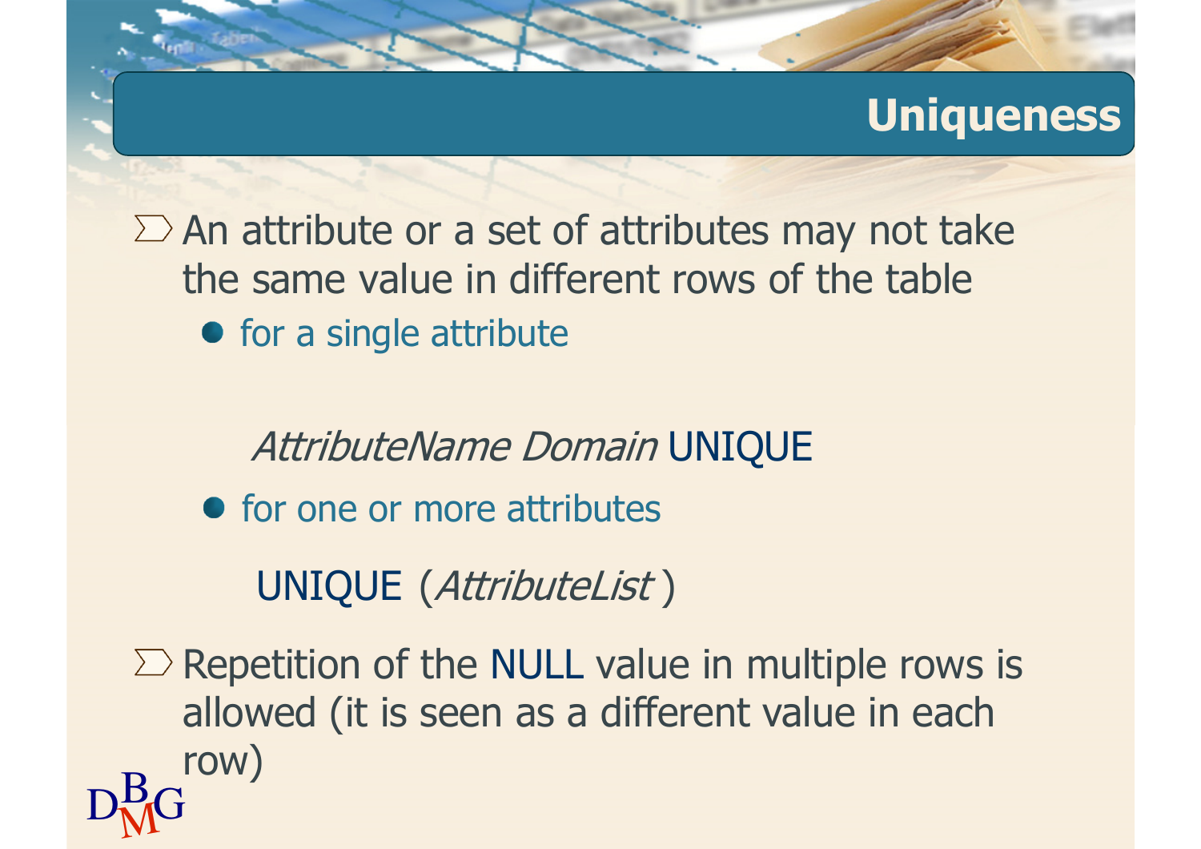# Uniqueness

- An attribute or a set of attributes may not take the same value in different rows of the table
  - for a single attribute

    *AttributeName Domain* UNIQUE

  - for one or more attributes

    UNIQUE (*AttributeList* )

- Repetition of the NULL value in multiple rows is allowed (it is seen as a different value in each row)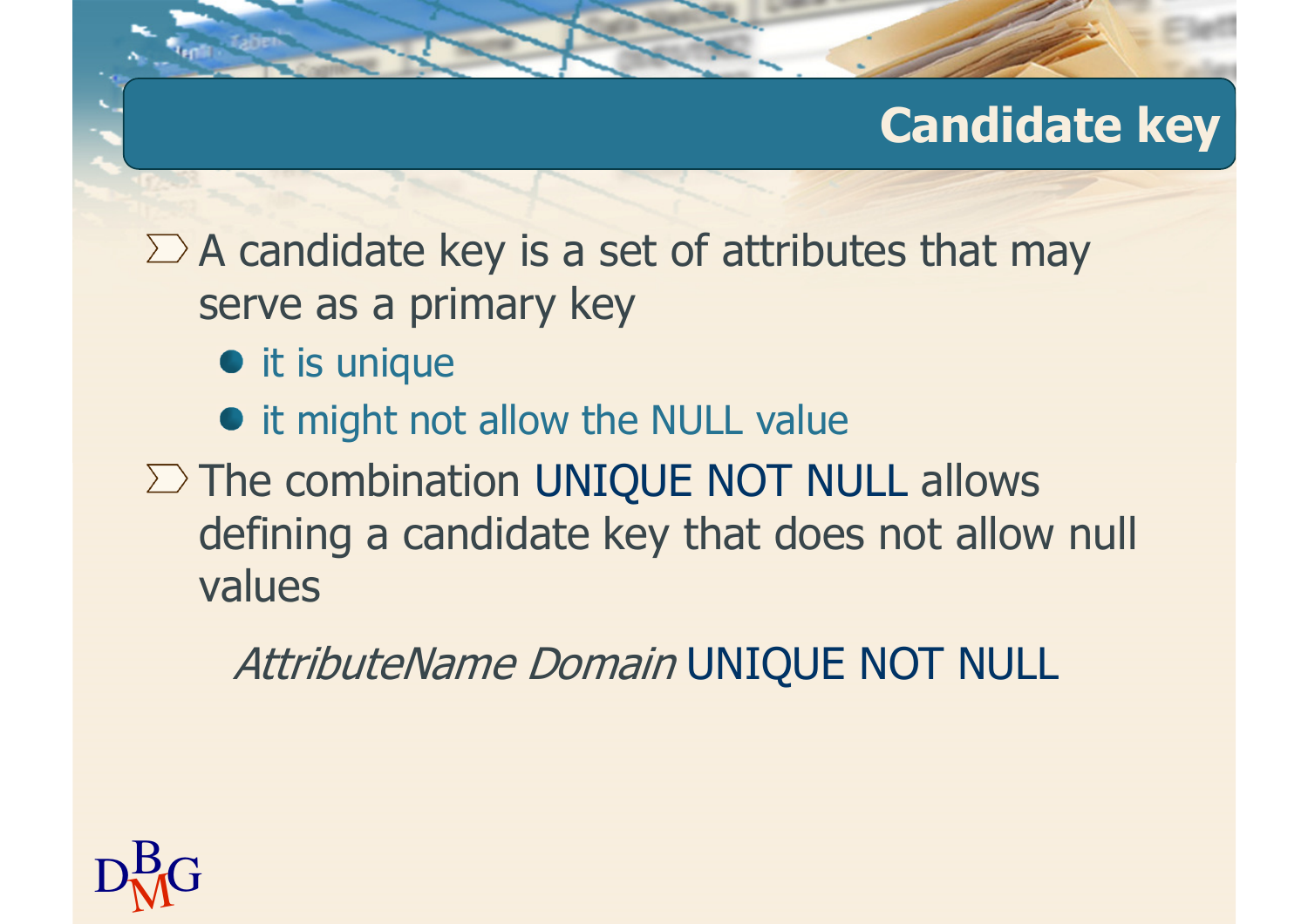# Candidate key

- A candidate key is a set of attributes that may serve as a primary key
  - it is unique
  - it might not allow the NULL value
- The combination UNIQUE NOT NULL allows defining a candidate key that does not allow null values

  *AttributeName Domain* UNIQUE NOT NULL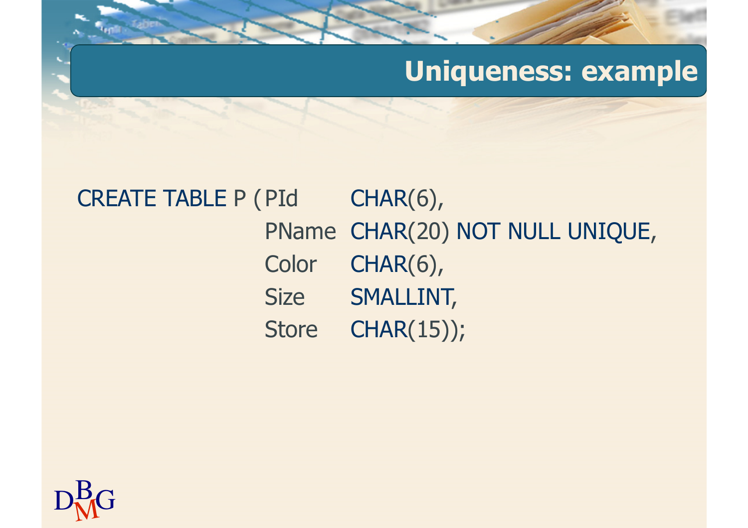# Uniqueness: example

```
CREATE TABLE P ( PId    CHAR(6),
                 PName  CHAR(20) NOT NULL UNIQUE,
                 Color  CHAR(6),
                 Size   SMALLINT,
                 Store  CHAR(15));
```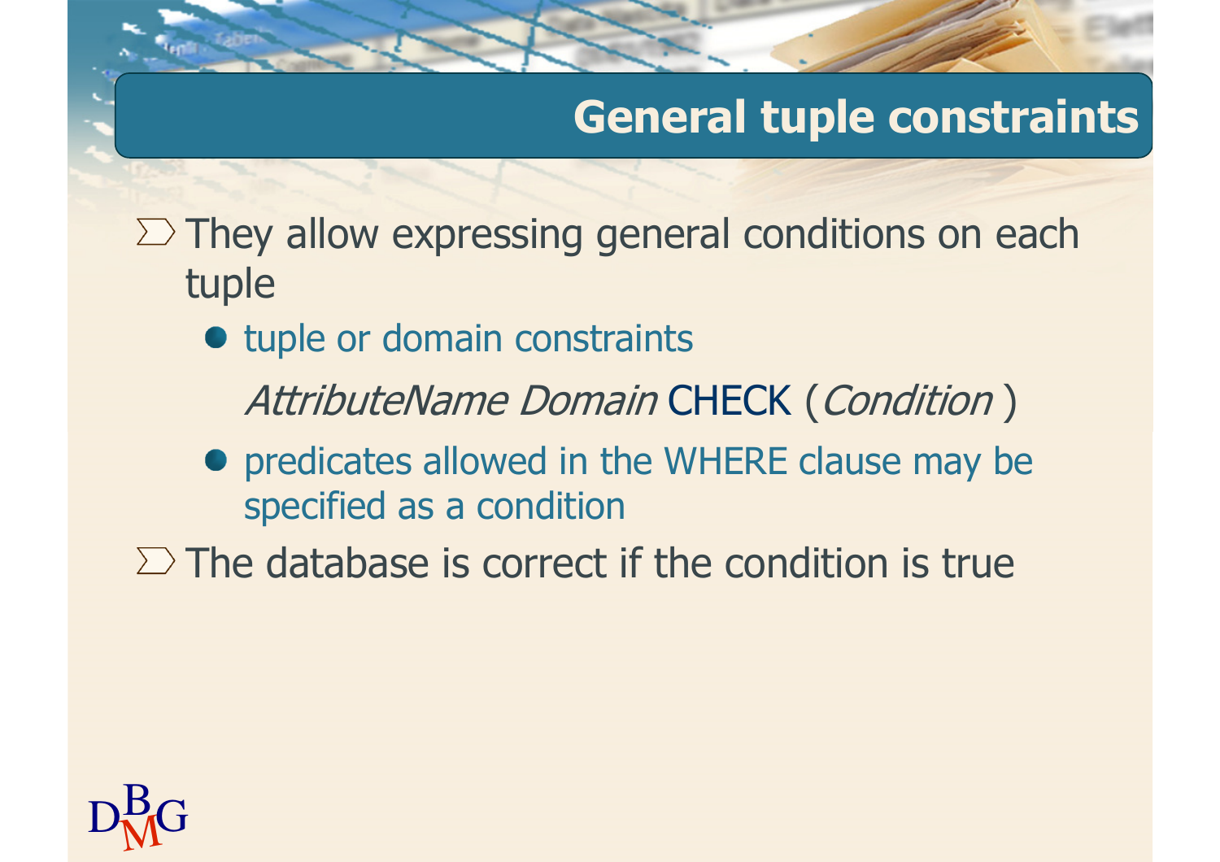# General tuple constraints

- They allow expressing general conditions on each tuple
  - tuple or domain constraints

    *AttributeName Domain* CHECK (*Condition* )
  - predicates allowed in the WHERE clause may be specified as a condition
- The database is correct if the condition is true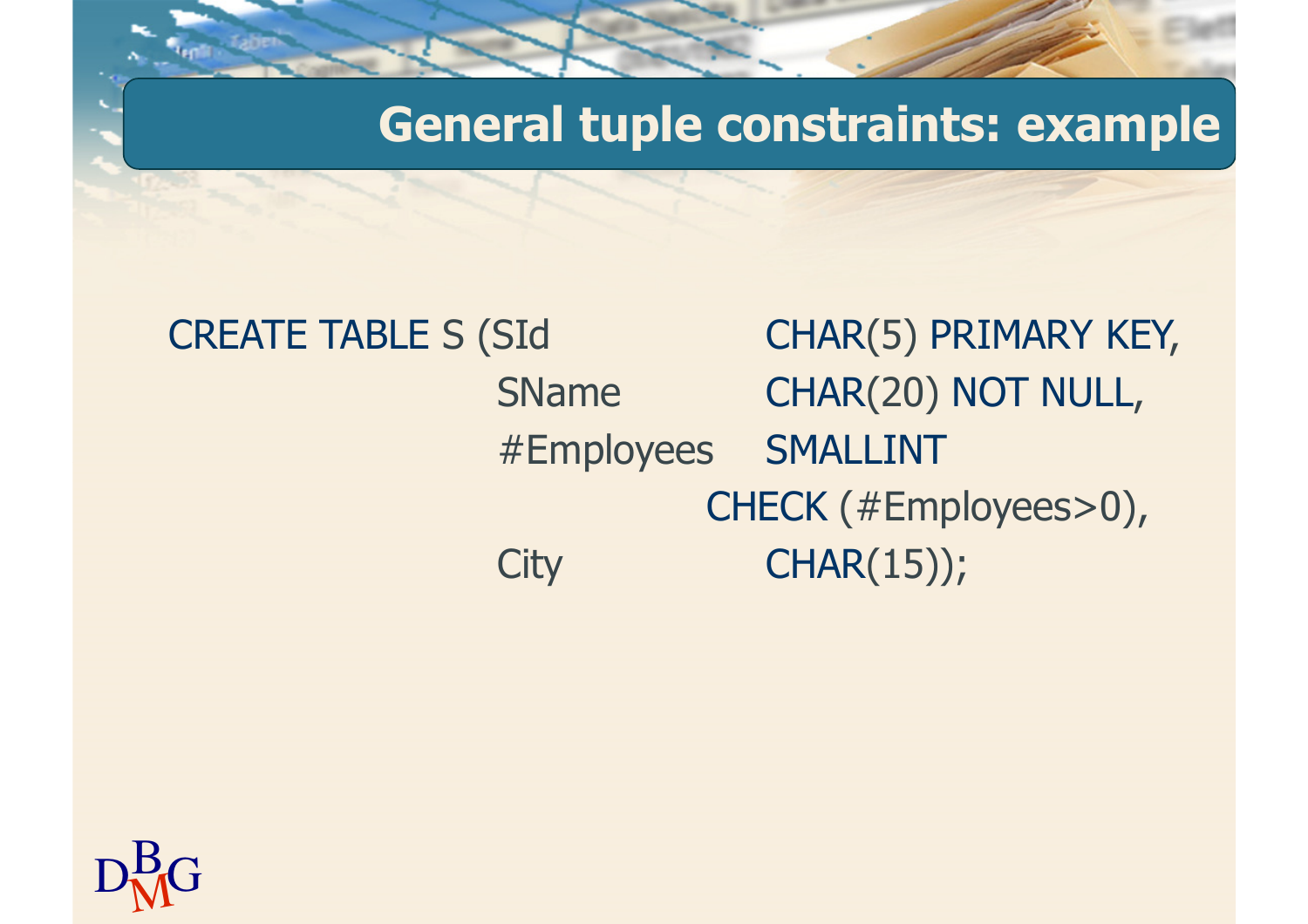# General tuple constraints: example

```
CREATE TABLE S (SId          CHAR(5) PRIMARY KEY,
                SName        CHAR(20) NOT NULL,
                #Employees   SMALLINT
                           CHECK (#Employees>0),
                City         CHAR(15));
```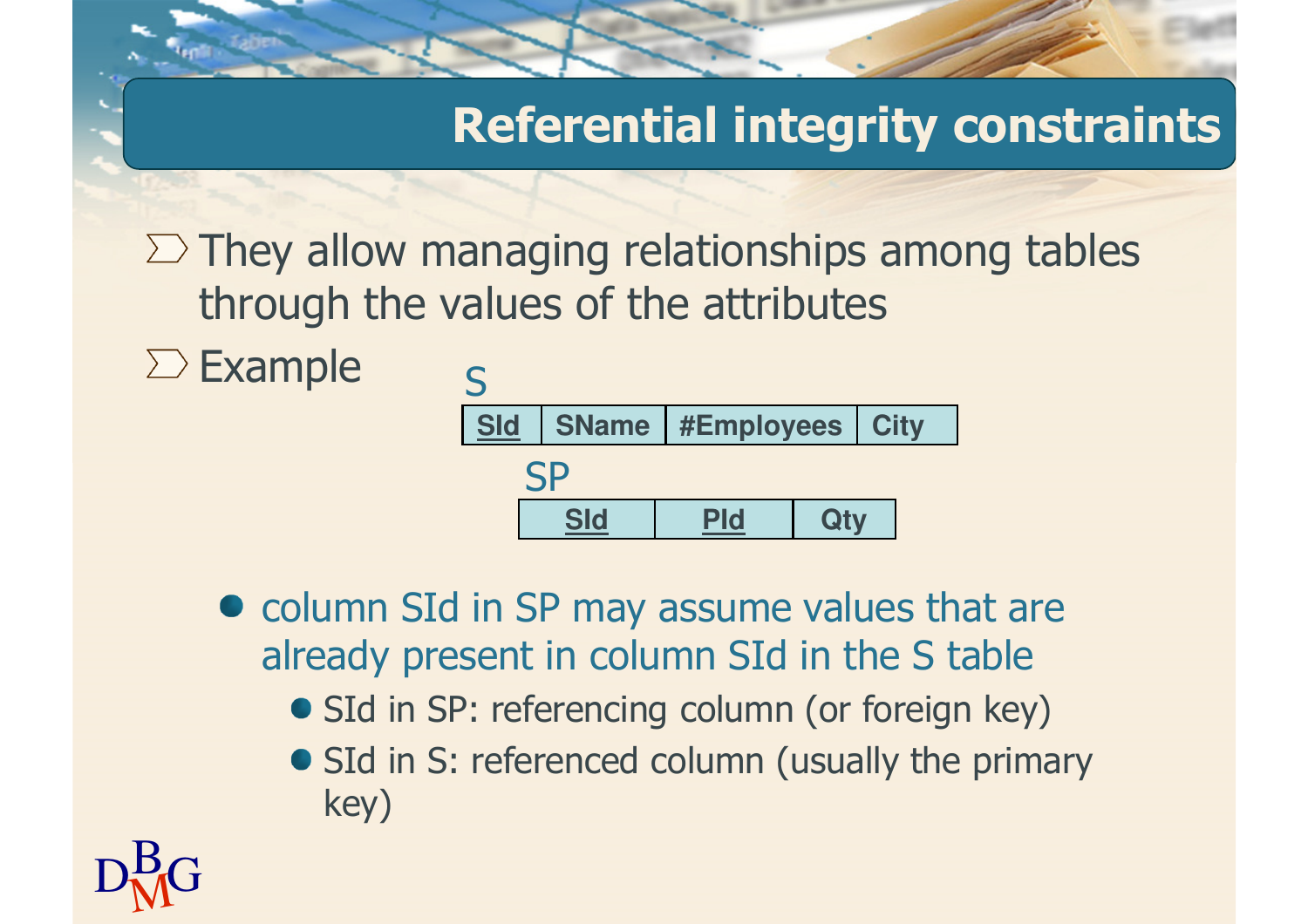# Referential integrity constraints

- They allow managing relationships among tables through the values of the attributes
- Example

S

| <u>SId</u> | SName | #Employees | City |
|---|---|---|---|

SP

| <u>SId</u> | <u>PId</u> | Qty |
|---|---|---|

- column SId in SP may assume values that are already present in column SId in the S table
  - SId in SP: referencing column (or foreign key)
  - SId in S: referenced column (usually the primary key)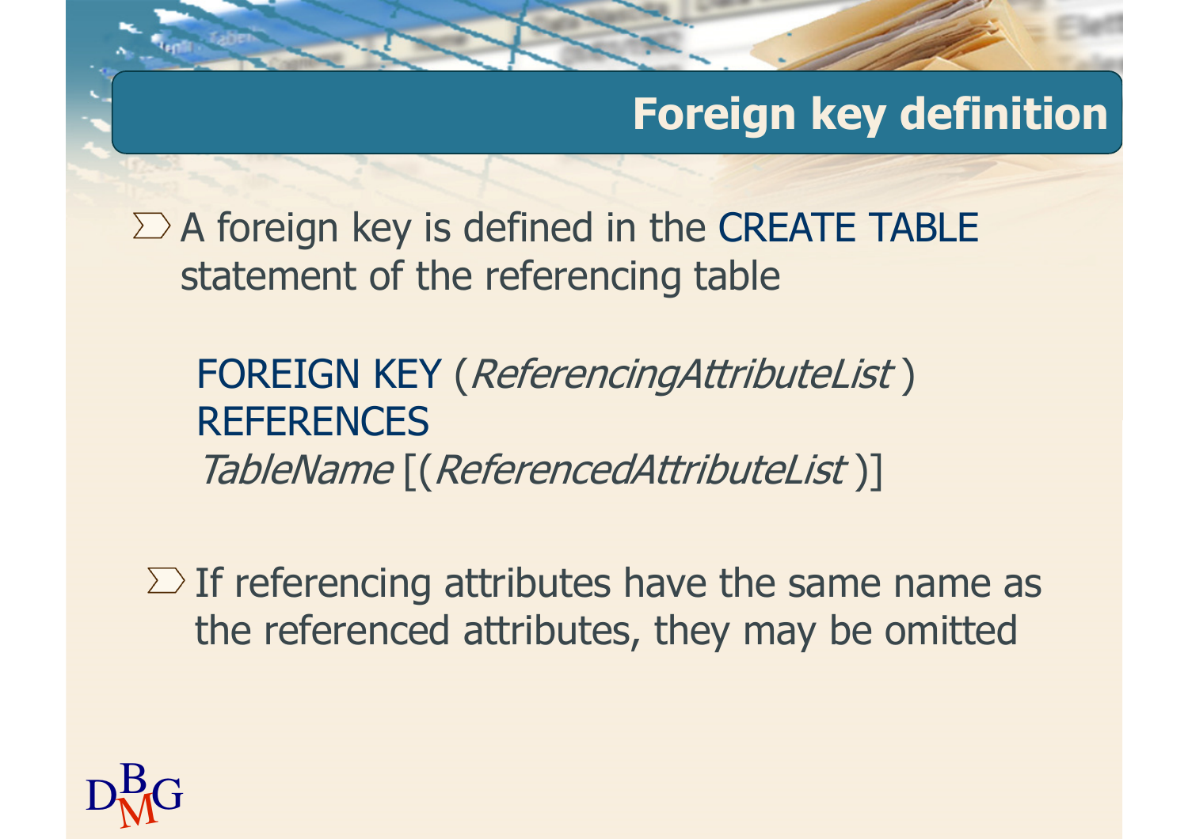# Foreign key definition

- A foreign key is defined in the CREATE TABLE statement of the referencing table

```
FOREIGN KEY (ReferencingAttributeList )
REFERENCES
TableName [(ReferencedAttributeList )]
```

- If referencing attributes have the same name as the referenced attributes, they may be omitted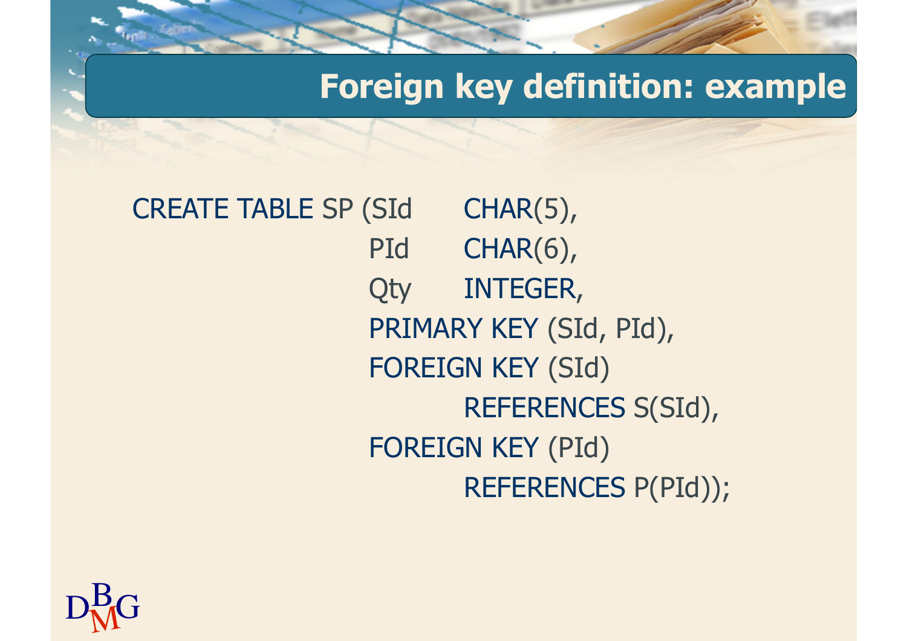# Foreign key definition: example

```
CREATE TABLE SP (SId      CHAR(5),
                 PId      CHAR(6),
                 Qty      INTEGER,
                 PRIMARY KEY (SId, PId),
                 FOREIGN KEY (SId)
                          REFERENCES S(SId),
                 FOREIGN KEY (PId)
                          REFERENCES P(PId));
```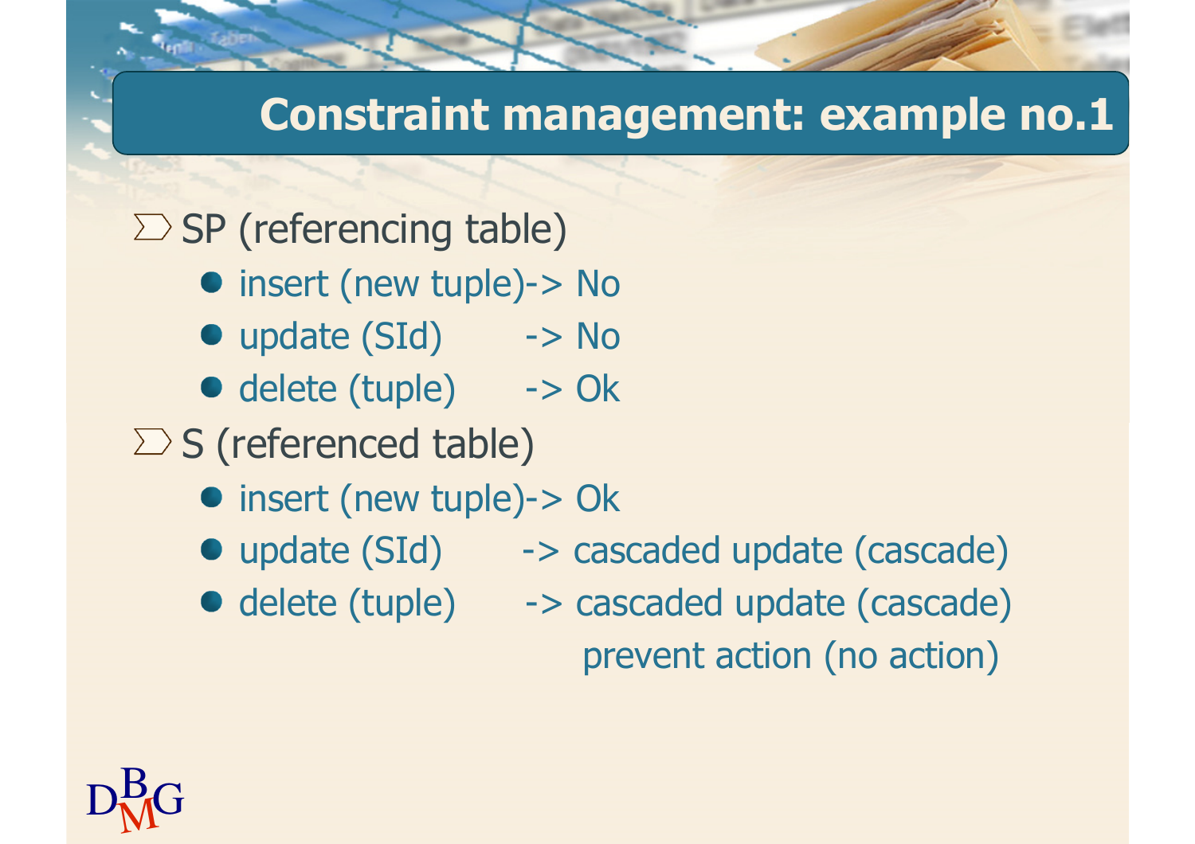# Constraint management: example no.1

- SP (referencing table)
  - insert (new tuple)-> No
  - update (SId) -> No
  - delete (tuple) -> Ok
- S (referenced table)
  - insert (new tuple)-> Ok
  - update (SId) -> cascaded update (cascade)
  - delete (tuple) -> cascaded update (cascade)
    prevent action (no action)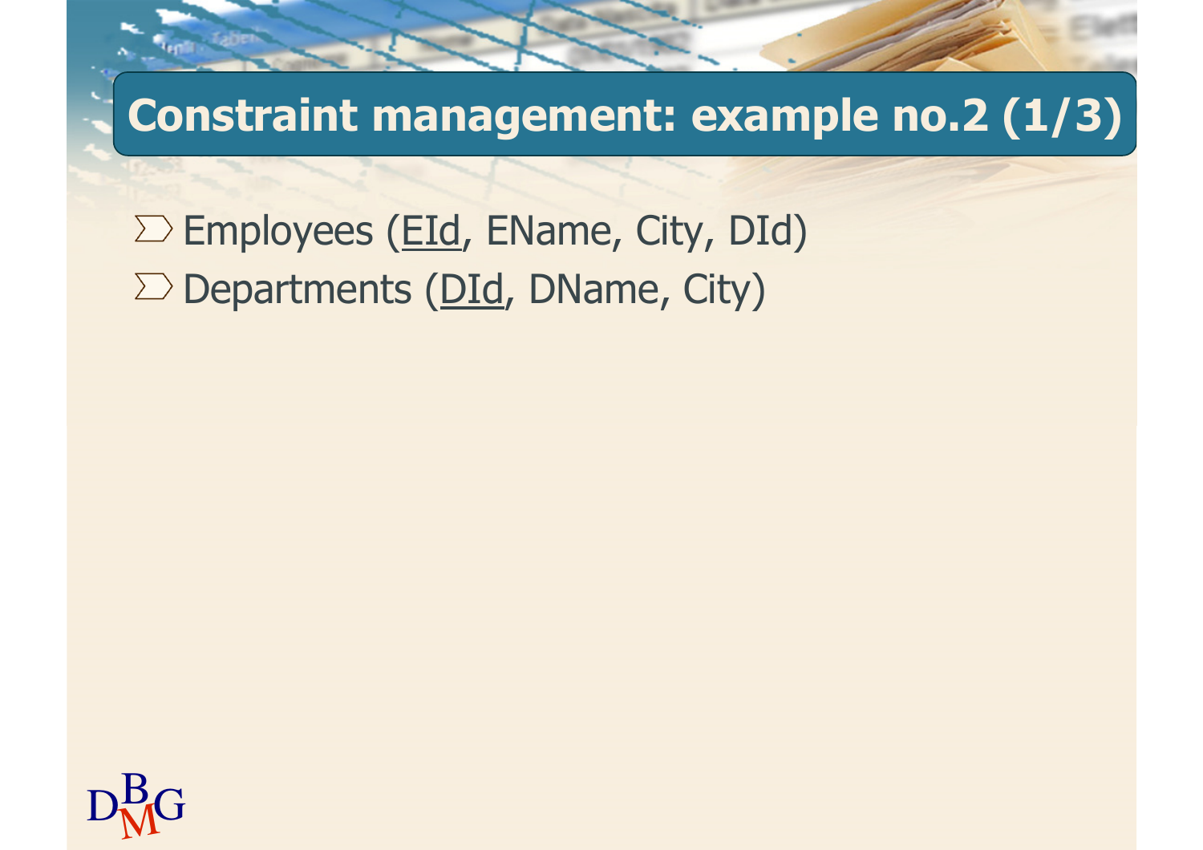# Constraint management: example no.2 (1/3)

- Employees (<u>EId</u>, EName, City, DId)
- Departments (<u>DId</u>, DName, City)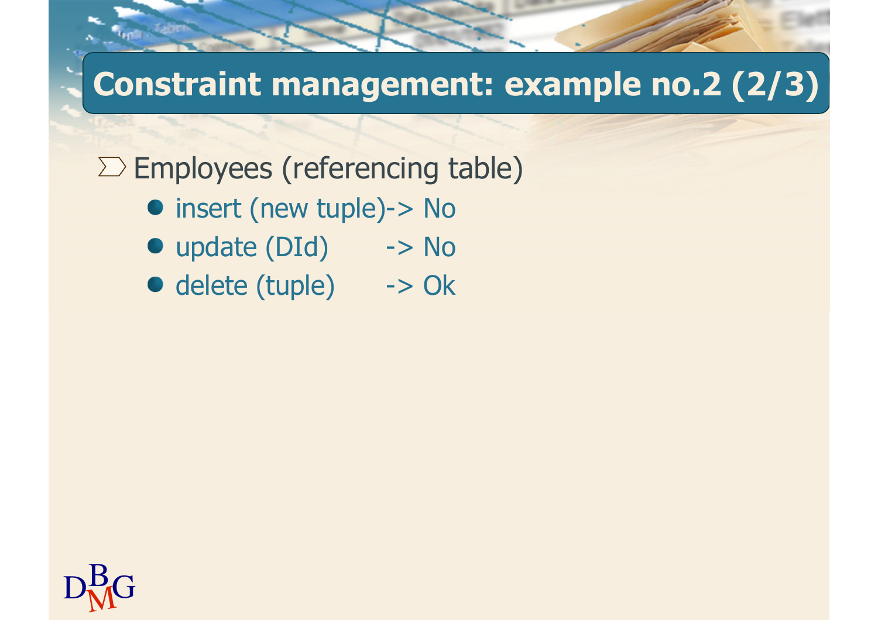# Constraint management: example no.2 (2/3)

- Employees (referencing table)
  - insert (new tuple)-> No
  - update (DId) -> No
  - delete (tuple) -> Ok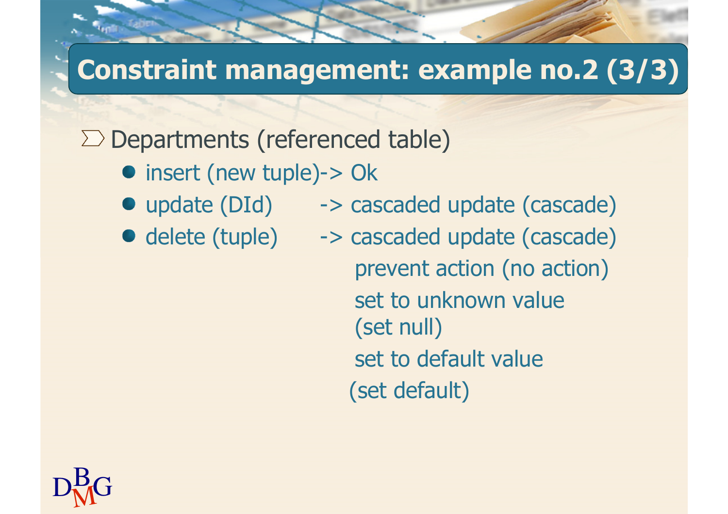# Constraint management: example no.2 (3/3)

- Departments (referenced table)
  - insert (new tuple)-> Ok
  - update (DId) -> cascaded update (cascade)
  - delete (tuple) -> cascaded update (cascade)
    
    prevent action (no action)
    
    set to unknown value (set null)
    
    set to default value (set default)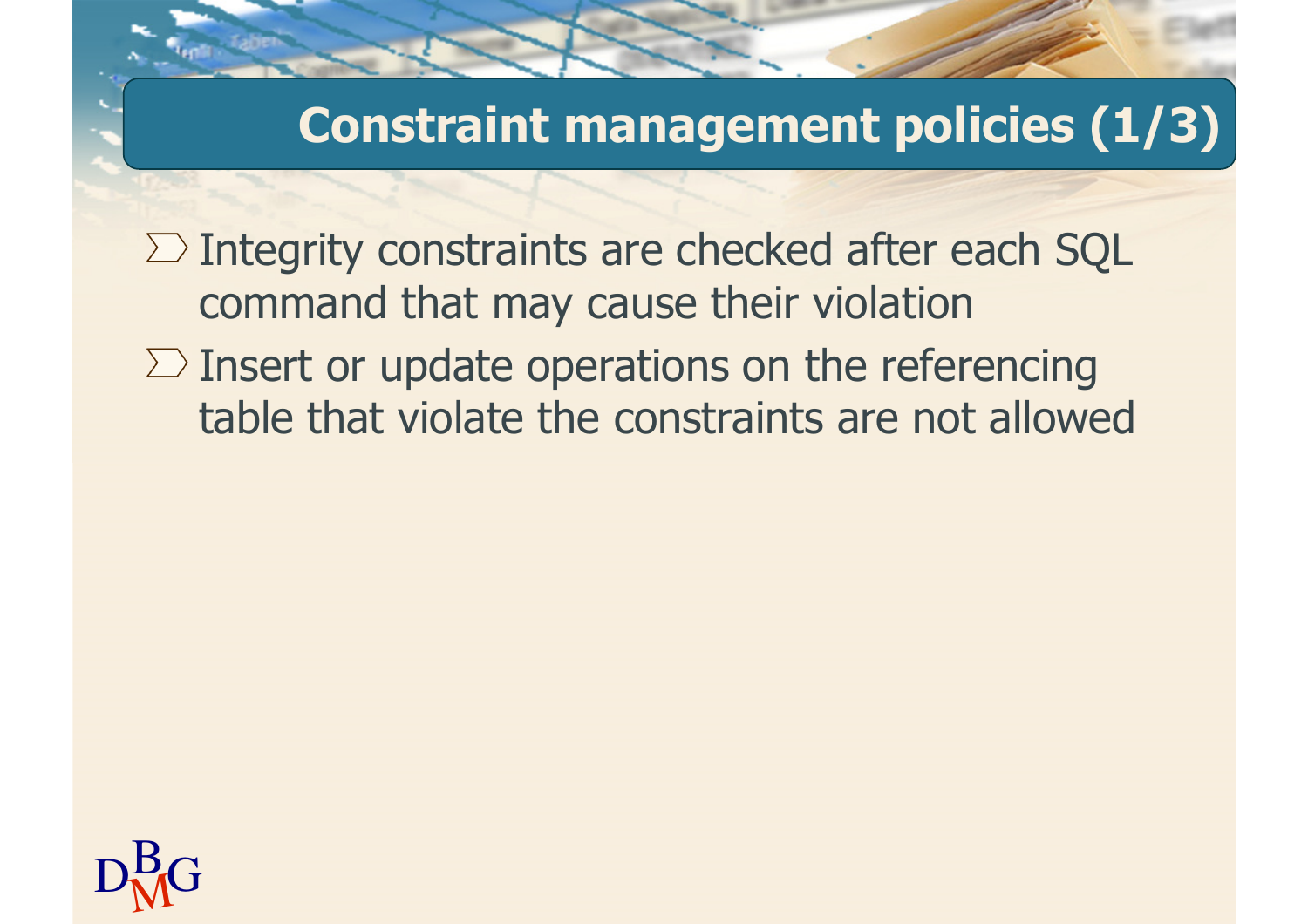# Constraint management policies (1/3)

- Integrity constraints are checked after each SQL command that may cause their violation
- Insert or update operations on the referencing table that violate the constraints are not allowed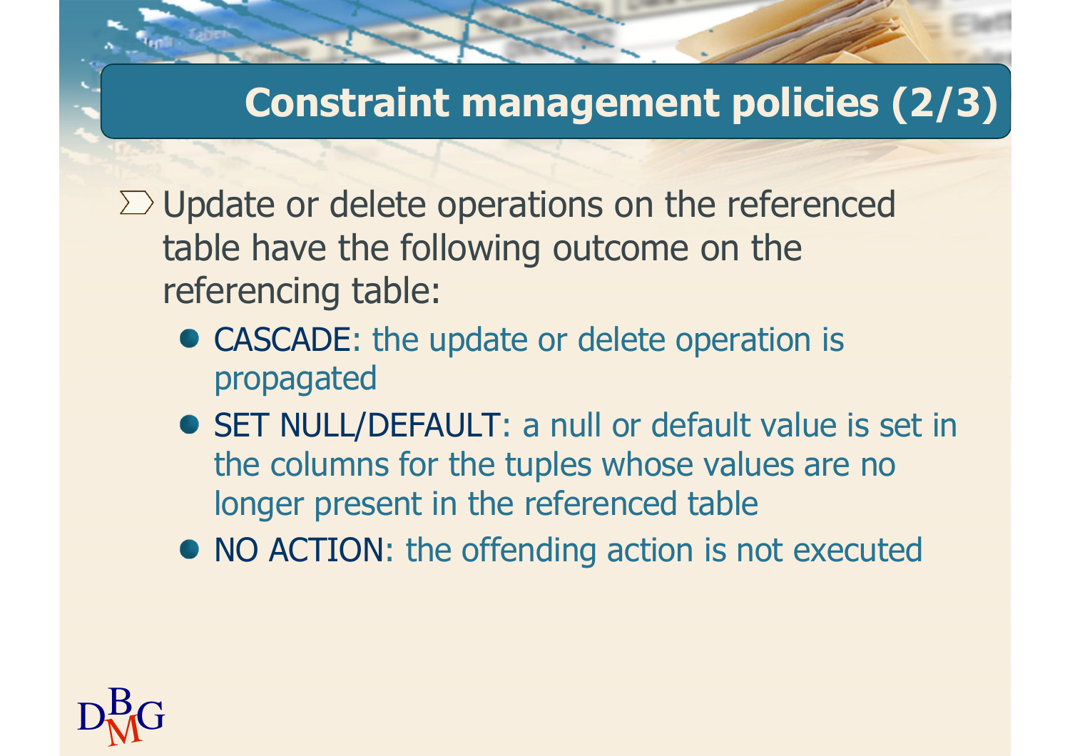# Constraint management policies (2/3)

- Update or delete operations on the referenced table have the following outcome on the referencing table:
  - CASCADE: the update or delete operation is propagated
  - SET NULL/DEFAULT: a null or default value is set in the columns for the tuples whose values are no longer present in the referenced table
  - NO ACTION: the offending action is not executed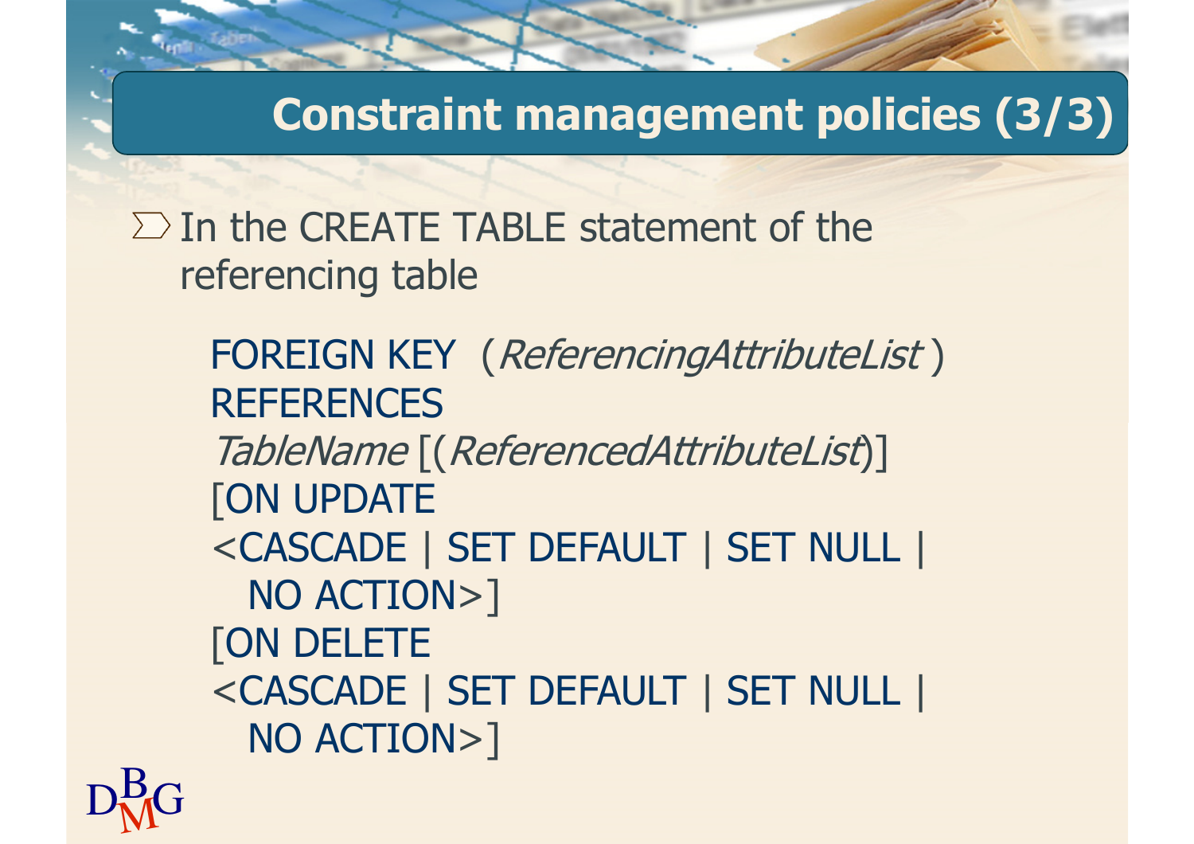# Constraint management policies (3/3)

- In the CREATE TABLE statement of the referencing table

```
FOREIGN KEY (ReferencingAttributeList)
REFERENCES
TableName [(ReferencedAttributeList)]
[ON UPDATE
<CASCADE | SET DEFAULT | SET NULL |
  NO ACTION>]
[ON DELETE
<CASCADE | SET DEFAULT | SET NULL |
  NO ACTION>]
```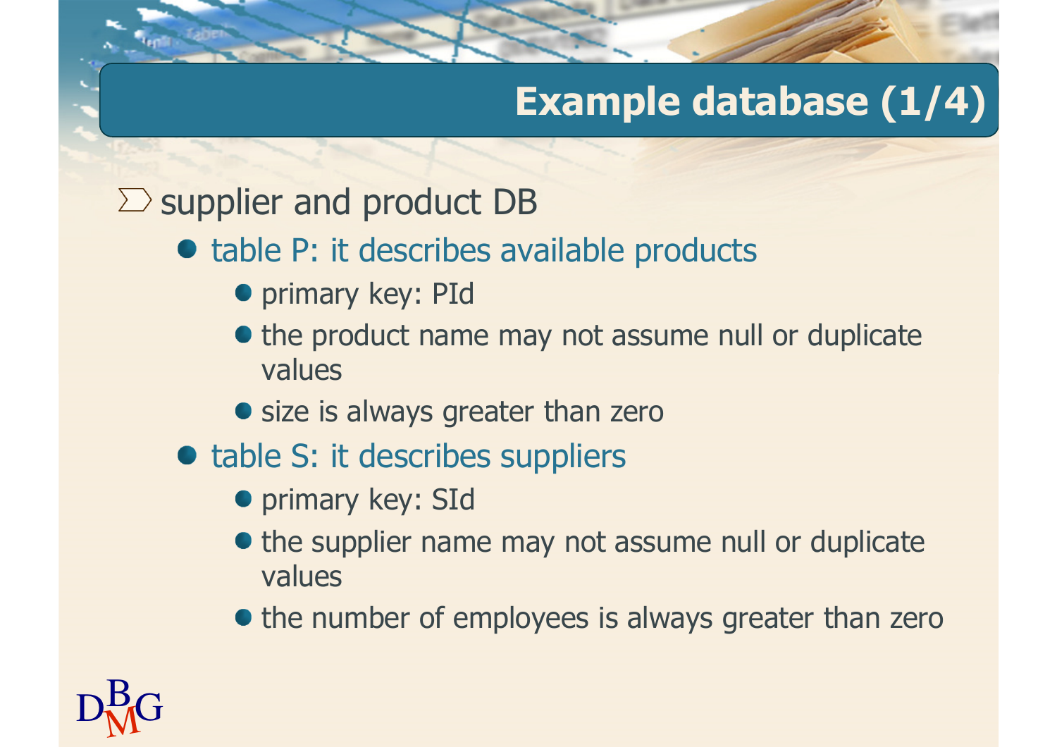# Example database (1/4)

- supplier and product DB
  - table P: it describes available products
    - primary key: PId
    - the product name may not assume null or duplicate values
    - size is always greater than zero
  - table S: it describes suppliers
    - primary key: SId
    - the supplier name may not assume null or duplicate values
    - the number of employees is always greater than zero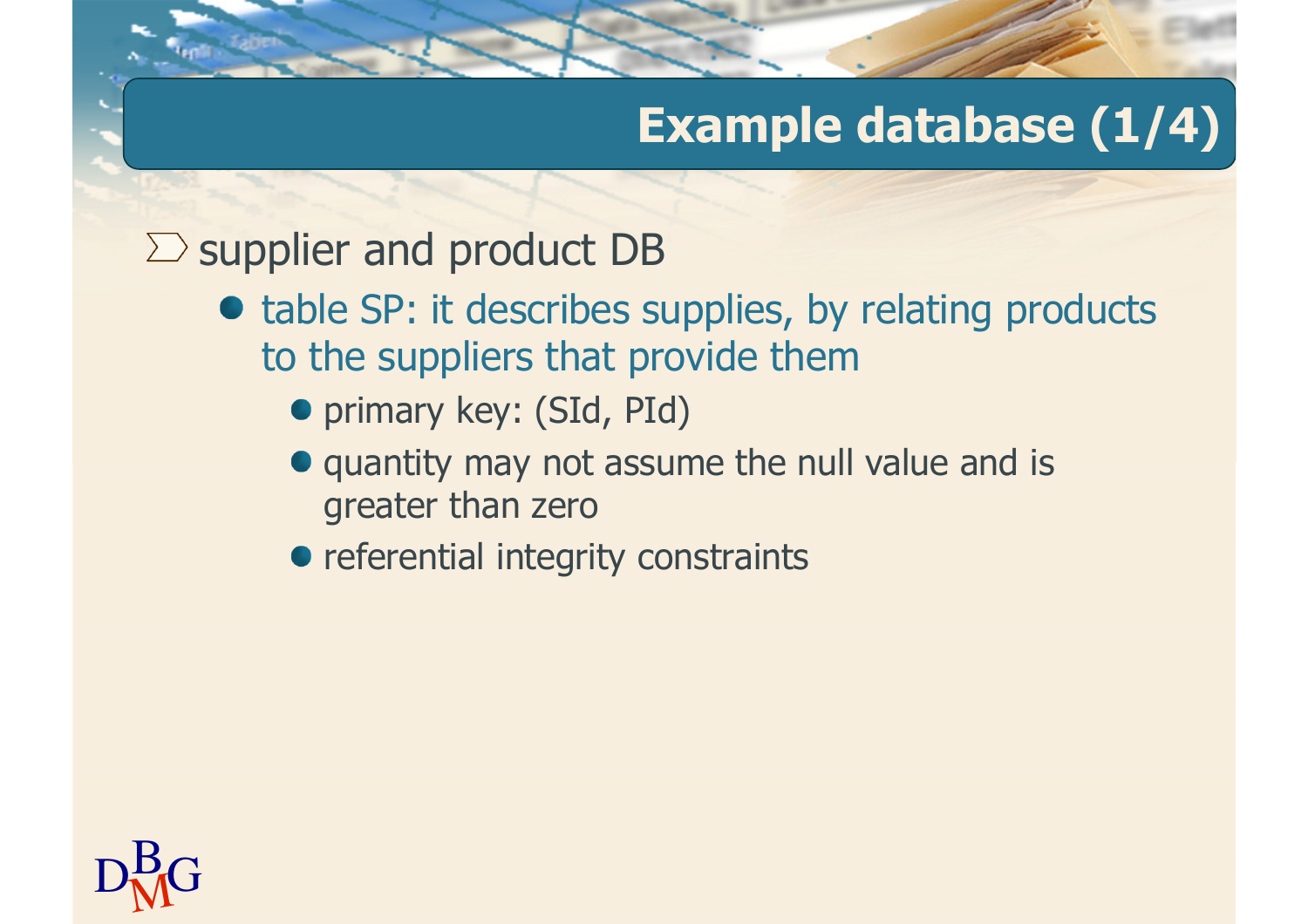# Example database (1/4)

- supplier and product DB
  - table SP: it describes supplies, by relating products to the suppliers that provide them
    - primary key: (SId, PId)
    - quantity may not assume the null value and is greater than zero
    - referential integrity constraints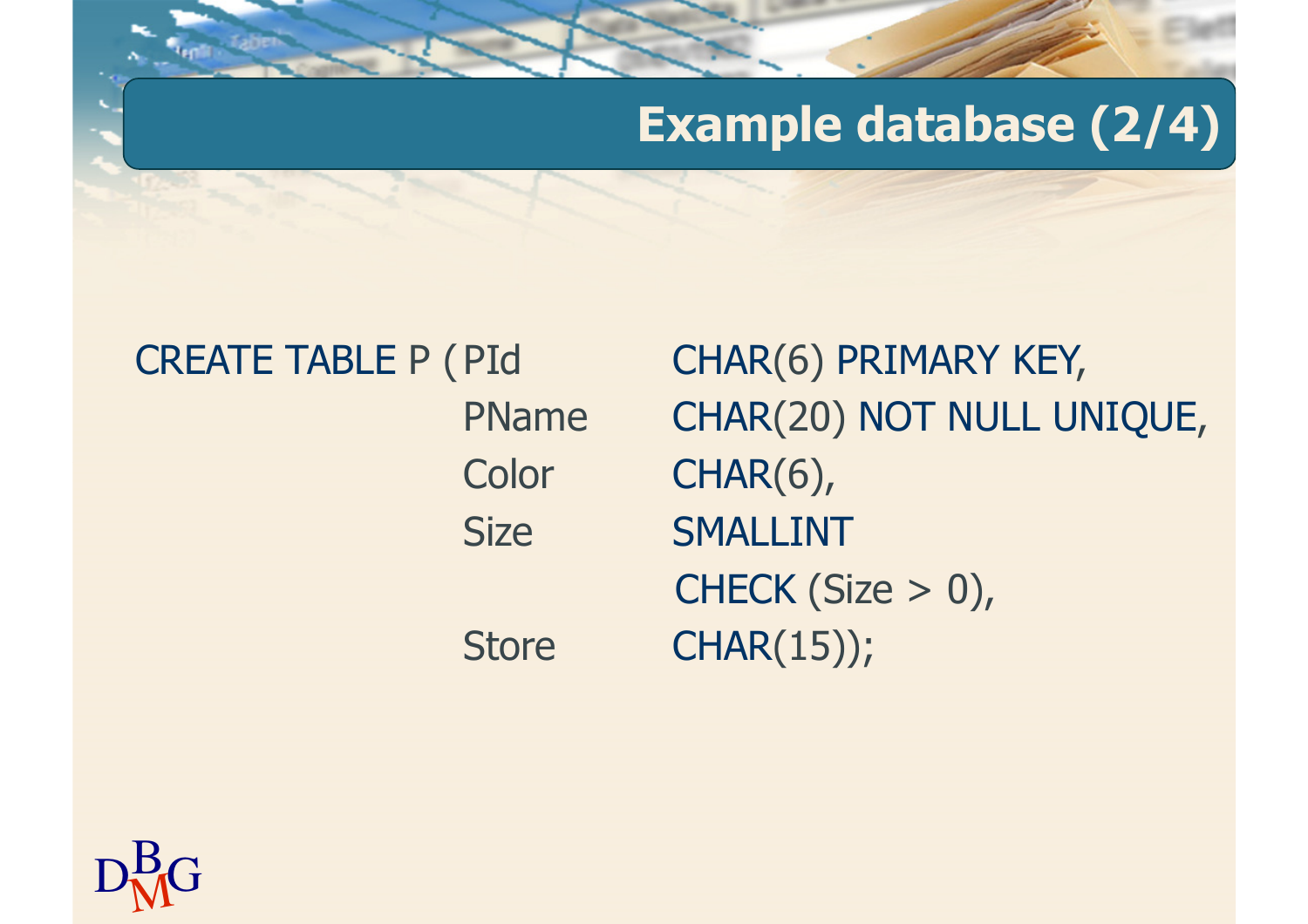# Example database (2/4)

```
CREATE TABLE P ( PId      CHAR(6) PRIMARY KEY,
                 PName    CHAR(20) NOT NULL UNIQUE,
                 Color    CHAR(6),
                 Size     SMALLINT
                          CHECK (Size > 0),
                 Store    CHAR(15));
```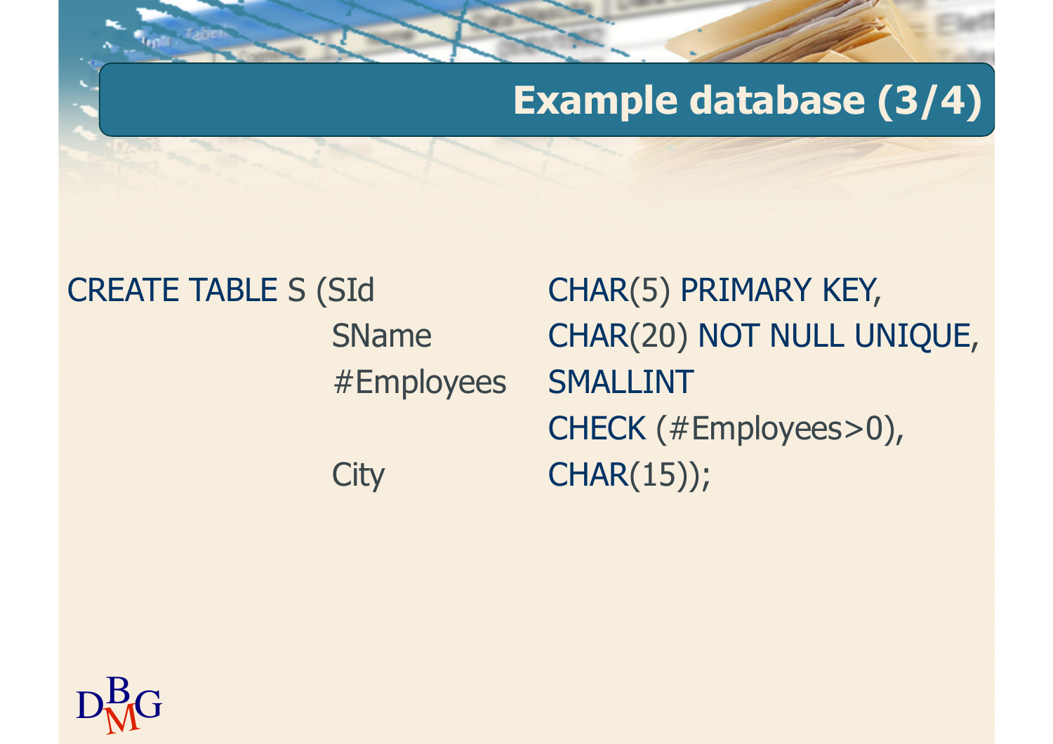# Example database (3/4)

```
CREATE TABLE S (SId          CHAR(5) PRIMARY KEY,
               SName        CHAR(20) NOT NULL UNIQUE,
               #Employees   SMALLINT
                            CHECK (#Employees>0),
               City         CHAR(15));
```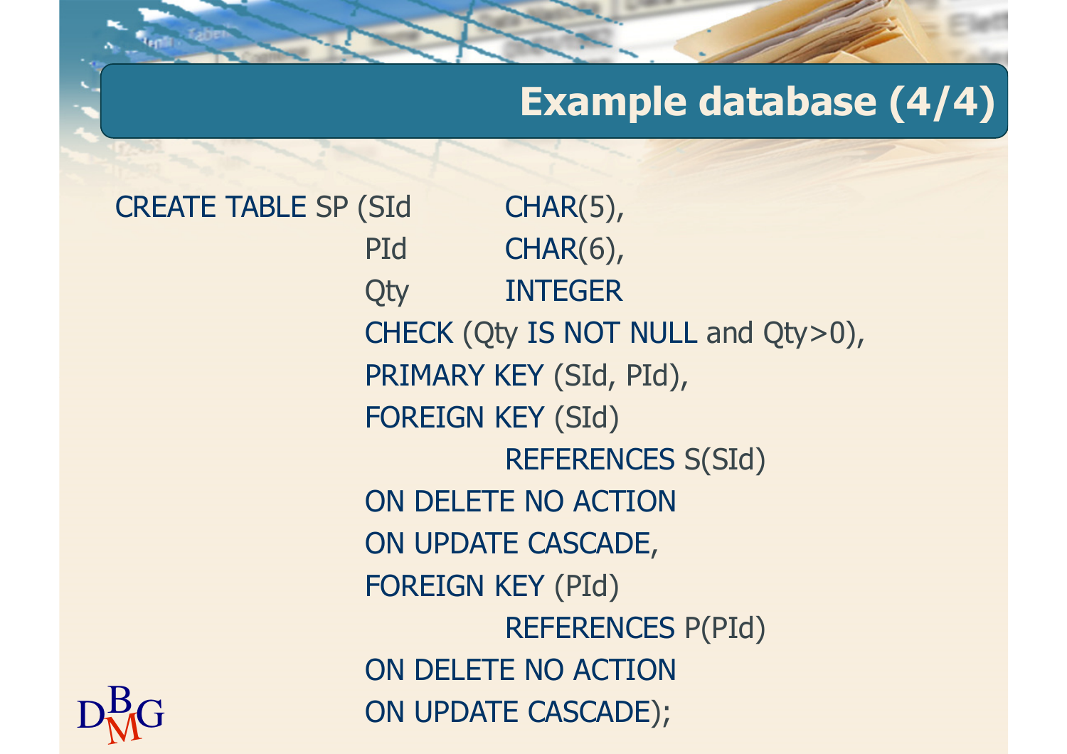# Example database (4/4)

```
CREATE TABLE SP (SId        CHAR(5),
                 PId        CHAR(6),
                 Qty        INTEGER
                 CHECK (Qty IS NOT NULL and Qty>0),
                 PRIMARY KEY (SId, PId),
                 FOREIGN KEY (SId)
                            REFERENCES S(SId)
                 ON DELETE NO ACTION
                 ON UPDATE CASCADE,
                 FOREIGN KEY (PId)
                            REFERENCES P(PId)
                 ON DELETE NO ACTION
                 ON UPDATE CASCADE);
```